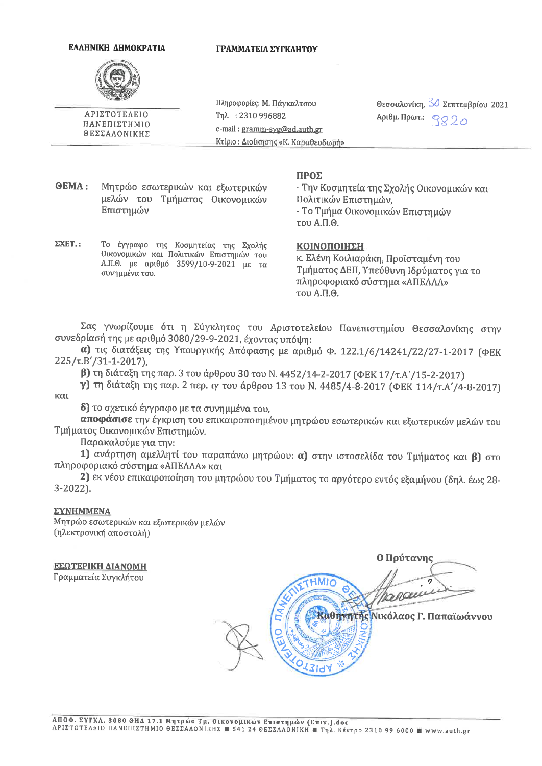**ΕΛΛΗΝΙΚΗ ΔΗΜΟΚΡΑΤΙΑ**

**ΓΡΑΜΜΑΤΕΙΑ ΣΥΓΚΛΗΤΟΥ**

ΑΡΙΣΤΟΤΕΛΕΙΟ
ΠΑΝΕΠΙΣΤΗΜΙΟ
ΘΕΣΣΑΛΟΝΙΚΗΣ

Πληροφορίες: Μ. Πάγκαλτσου
Τηλ. : 2310 996882
e-mail : gramm-syg@ad.auth.gr
Κτίριο : Διοίκησης «Κ. Καραθεοδωρή»

Θεσσαλονίκη, 30 Σεπτεμβρίου 2021
Αριθμ. Πρωτ.: 9820

**ΘΕΜΑ:** Μητρώο εσωτερικών και εξωτερικών μελών του Τμήματος Οικονομικών Επιστημών

**ΣΧΕΤ.:** Το έγγραφο της Κοσμητείας της Σχολής Οικονομικών και Πολιτικών Επιστημών του Α.Π.Θ. με αριθμό 3599/10-9-2021 με τα συνημμένα του.

**ΠΡΟΣ**
- Την Κοσμητεία της Σχολής Οικονομικών και Πολιτικών Επιστημών,
- Το Τμήμα Οικονομικών Επιστημών του Α.Π.Θ.

**ΚΟΙΝΟΠΟΙΗΣΗ**
κ. Ελένη Κοιλιαράκη, Προϊσταμένη του Τμήματος ΔΕΠ, Υπεύθυνη Ιδρύματος για το πληροφοριακό σύστημα «ΑΠΕΛΛΑ» του Α.Π.Θ.

Σας γνωρίζουμε ότι η Σύγκλητος του Αριστοτελείου Πανεπιστημίου Θεσσαλονίκης στην συνεδρίασή της με αριθμό 3080/29-9-2021, έχοντας υπόψη:

**α)** τις διατάξεις της Υπουργικής Απόφασης με αριθμό Φ. 122.1/6/14241/Ζ2/27-1-2017 (ΦΕΚ 225/τ.Β'/31-1-2017),

**β)** τη διάταξη της παρ. 3 του άρθρου 30 του Ν. 4452/14-2-2017 (ΦΕΚ 17/τ.Α'/15-2-2017)

**γ)** τη διάταξη της παρ. 2 περ. ιγ του άρθρου 13 του Ν. 4485/4-8-2017 (ΦΕΚ 114/τ.Α'/4-8-2017) και

**δ)** το σχετικό έγγραφο με τα συνημμένα του,

**αποφάσισε** την έγκριση του επικαιροποιημένου μητρώου εσωτερικών και εξωτερικών μελών του Τμήματος Οικονομικών Επιστημών.

Παρακαλούμε για την:

**1)** ανάρτηση αμελλητί του παραπάνω μητρώου: **α)** στην ιστοσελίδα του Τμήματος και **β)** στο πληροφοριακό σύστημα «ΑΠΕΛΛΑ» και

**2)** εκ νέου επικαιροποίηση του μητρώου του Τμήματος το αργότερο εντός εξαμήνου (δηλ. έως 28-3-2022).

**ΣΥΝΗΜΜΕΝΑ**
Μητρώο εσωτερικών και εξωτερικών μελών
(ηλεκτρονική αποστολή)

**ΕΣΩΤΕΡΙΚΗ ΔΙΑΝΟΜΗ**
Γραμματεία Συγκλήτου

**Ο Πρύτανης**

**Καθηγητής Νικόλαος Γ. Παπαϊωάννου**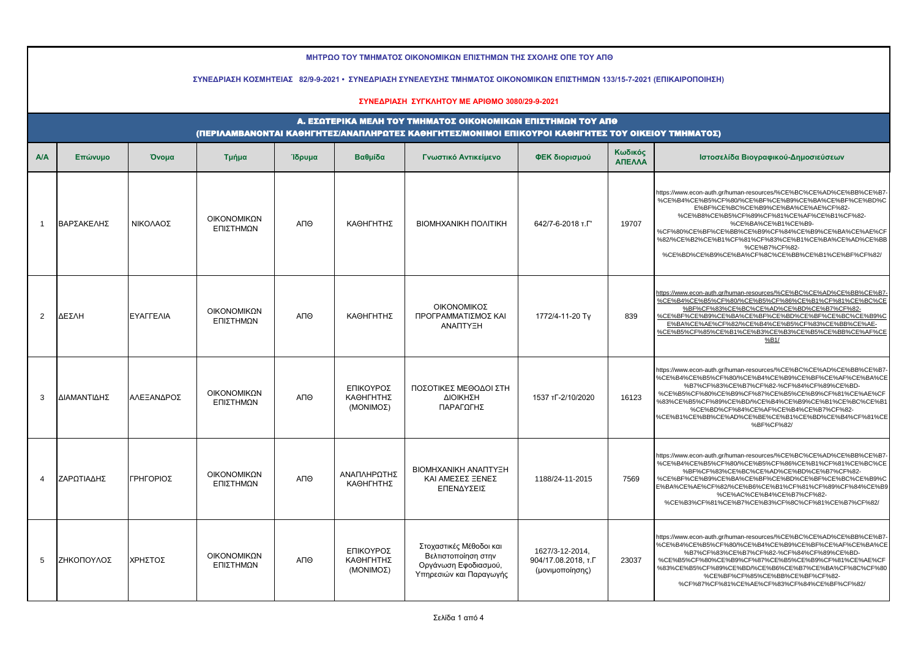**ΜΗΤΡΩΟ ΤΟΥ ΤΜΗΜΑΤΟΣ ΟΙΚΟΝΟΜΙΚΩΝ ΕΠΙΣΤΗΜΩΝ ΤΗΣ ΣΧΟΛΗΣ ΟΠΕ ΤΟΥ ΑΠΘ**

**ΣΥΝΕΔΡΙΑΣΗ ΚΟΣΜΗΤΕΙΑΣ 82/9-9-2021 • ΣΥΝΕΔΡΙΑΣΗ ΣΥΝΕΛΕΥΣΗΣ ΤΜΗΜΑΤΟΣ ΟΙΚΟΝΟΜΙΚΩΝ ΕΠΙΣΤΗΜΩΝ 133/15-7-2021 (ΕΠΙΚΑΙΡΟΠΟΙΗΣΗ)**

**ΣΥΝΕΔΡΙΑΣΗ ΣΥΓΚΛΗΤΟΥ ΜΕ ΑΡΙΘΜΟ 3080/29-9-2021**

## Α. ΕΣΩΤΕΡΙΚΑ ΜΕΛΗ ΤΟΥ ΤΜΗΜΑΤΟΣ ΟΙΚΟΝΟΜΙΚΩΝ ΕΠΙΣΤΗΜΩΝ ΤΟΥ ΑΠΘ
## (ΠΕΡΙΛΑΜΒΑΝΟΝΤΑΙ ΚΑΘΗΓΗΤΕΣ/ΑΝΑΠΛΗΡΩΤΕΣ ΚΑΘΗΓΗΤΕΣ/ΜΟΝΙΜΟΙ ΕΠΙΚΟΥΡΟΙ ΚΑΘΗΓΗΤΕΣ ΤΟΥ ΟΙΚΕΙΟΥ ΤΜΗΜΑΤΟΣ)

| Α/Α | Επώνυμο | Όνομα | Τμήμα | Ίδρυμα | Βαθμίδα | Γνωστικό Αντικείμενο | ΦΕΚ διορισμού | Κωδικός ΑΠΕΛΛΑ | Ιστοσελίδα Βιογραφικού-Δημοσιεύσεων |
|---|---|---|---|---|---|---|---|---|---|
| 1 | ΒΑΡΣΑΚΕΛΗΣ | ΝΙΚΟΛΑΟΣ | ΟΙΚΟΝΟΜΙΚΩΝ ΕΠΙΣΤΗΜΩΝ | ΑΠΘ | ΚΑΘΗΓΗΤΗΣ | ΒΙΟΜΗΧΑΝΙΚΗ ΠΟΛΙΤΙΚΗ | 642/7-6-2018 τ.Γ' | 19707 | https://www.econ-auth.gr/human-resources/%CE%BC%CE%AD%CE%BB%CE%B7-%CE%B4%CE%B5%CF%80/%CE%BF%CE%B9%CE%BA%CE%BF%CE%BD%CE%BF%CE%BC%CE%B9%CE%BA%CE%AE%CF%82-%CE%B8%CE%B5%CF%89%CF%81%CE%AF%CE%B1%CF%82-%CE%BA%CE%B1%CE%B9-%CF%80%CE%BF%CE%BB%CE%B9%CF%84%CE%B9%CE%BA%CE%AE%CF%82/%CE%B2%CE%B1%CF%81%CF%83%CE%B1%CE%BA%CE%AD%CE%BB%CE%B7%CF%82-%CE%BD%CE%B9%CE%BA%CF%8C%CE%BB%CE%B1%CE%BF%CF%82/ |
| 2 | ΔΕΣΛΗ | ΕΥΑΓΓΕΛΙΑ | ΟΙΚΟΝΟΜΙΚΩΝ ΕΠΙΣΤΗΜΩΝ | ΑΠΘ | ΚΑΘΗΓΗΤΗΣ | ΟΙΚΟΝΟΜΙΚΟΣ ΠΡΟΓΡΑΜΜΑΤΙΣΜΟΣ ΚΑΙ ΑΝΑΠΤΥΞΗ | 1772/4-11-20 Τγ | 839 | https://www.econ-auth.gr/human-resources/%CE%BC%CE%AD%CE%BB%CE%B7-%CE%B4%CE%B5%CF%80/%CE%B5%CF%86%CE%B1%CF%81%CE%BC%CE%BF%CF%83%CE%BC%CE%AD%CE%BD%CE%B7%CF%82-%CE%BF%CE%B9%CE%BA%CE%BF%CE%BD%CE%BF%CE%BC%CE%B9%CE%BA%CE%AE%CF%82/%CE%B4%CE%B5%CF%83%CE%BB%CE%AE-%CE%B5%CF%85%CE%B1%CE%B3%CE%B3%CE%B5%CE%BB%CE%AF%CE%B1/ |
| 3 | ΔΙΑΜΑΝΤΙΔΗΣ | ΑΛΕΞΑΝΔΡΟΣ | ΟΙΚΟΝΟΜΙΚΩΝ ΕΠΙΣΤΗΜΩΝ | ΑΠΘ | ΕΠΙΚΟΥΡΟΣ ΚΑΘΗΓΗΤΗΣ (ΜΟΝΙΜΟΣ) | ΠΟΣΟΤΙΚΕΣ ΜΕΘΟΔΟΙ ΣΤΗ ΔΙΟΙΚΗΣΗ ΠΑΡΑΓΩΓΗΣ | 1537 τΓ-2/10/2020 | 16123 | https://www.econ-auth.gr/human-resources/%CE%BC%CE%AD%CE%BB%CE%B7-%CE%B4%CE%B5%CF%80/%CE%B4%CE%B9%CE%BF%CE%AF%CE%BA%CE%B7%CF%83%CE%B7%CF%82-%CF%84%CF%89%CE%BD-%CE%B5%CF%80%CE%B9%CF%87%CE%B5%CE%B9%CF%81%CE%AE%CF%83%CE%B5%CF%89%CE%BD/%CE%B4%CE%B9%CE%B1%CE%BC%CE%B1%CE%BD%CF%84%CE%AF%CE%B4%CE%B7%CF%82-%CE%B1%CE%BB%CE%AD%CE%BE%CE%B1%CE%BD%CE%B4%CF%81%CE%BF%CF%82/ |
| 4 | ΖΑΡΩΤΙΑΔΗΣ | ΓΡΗΓΟΡΙΟΣ | ΟΙΚΟΝΟΜΙΚΩΝ ΕΠΙΣΤΗΜΩΝ | ΑΠΘ | ΑΝΑΠΛΗΡΩΤΗΣ ΚΑΘΗΓΗΤΗΣ | ΒΙΟΜΗΧΑΝΙΚΗ ΑΝΑΠΤΥΞΗ ΚΑΙ ΑΜΕΣΕΣ ΞΕΝΕΣ ΕΠΕΝΔΥΣΕΙΣ | 1188/24-11-2015 | 7569 | https://www.econ-auth.gr/human-resources/%CE%BC%CE%AD%CE%BB%CE%B7-%CE%B4%CE%B5%CF%80/%CE%B5%CF%86%CE%B1%CF%81%CE%BC%CE%BF%CF%83%CE%BC%CE%AD%CE%BD%CE%B7%CF%82-%CE%BF%CE%B9%CE%BA%CE%BF%CE%BD%CE%BF%CE%BC%CE%B9%CE%BA%CE%AE%CF%82/%CE%B6%CE%B1%CF%81%CF%89%CF%84%CE%B9%CE%AC%CE%B4%CE%B7%CF%82-%CE%B3%CF%81%CE%B7%CE%B3%CF%8C%CF%81%CE%B7%CF%82/ |
| 5 | ΖΗΚΟΠΟΥΛΟΣ | ΧΡΗΣΤΟΣ | ΟΙΚΟΝΟΜΙΚΩΝ ΕΠΙΣΤΗΜΩΝ | ΑΠΘ | ΕΠΙΚΟΥΡΟΣ ΚΑΘΗΓΗΤΗΣ (ΜΟΝΙΜΟΣ) | Στοχαστικές Μέθοδοι και Βελτιστοποίηση στην Οργάνωση Εφοδιασμού, Υπηρεσιών και Παραγωγής | 1627/3-12-2014, 904/17.08.2018, τ.Γ (μονιμοποίησης) | 23037 | https://www.econ-auth.gr/human-resources/%CE%BC%CE%AD%CE%BB%CE%B7-%CE%B4%CE%B5%CF%80/%CE%B4%CE%B9%CE%BF%CE%AF%CE%BA%CE%B7%CF%83%CE%B7%CF%82-%CF%84%CF%89%CE%BD-%CE%B5%CF%80%CE%B9%CF%87%CE%B5%CE%B9%CF%81%CE%AE%CF%83%CE%B5%CF%89%CE%BD/%CE%B6%CE%B7%CE%BA%CF%8C%CF%80%CE%BF%CF%85%CE%BB%CE%BF%CF%82-%CF%87%CF%81%CE%AE%CF%83%CF%84%CE%BF%CF%82/ |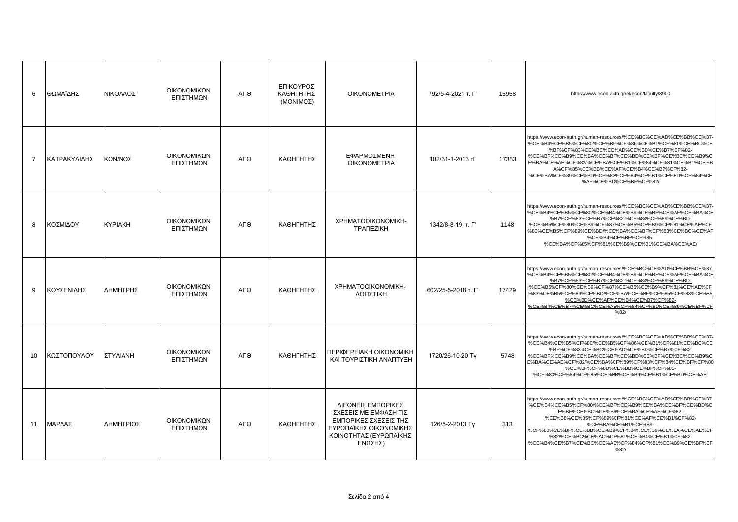| 6 | ΘΩΜΑΪΔΗΣ | ΝΙΚΟΛΑΟΣ | ΟΙΚΟΝΟΜΙΚΩΝ ΕΠΙΣΤΗΜΩΝ | ΑΠΘ | ΕΠΙΚΟΥΡΟΣ ΚΑΘΗΓΗΤΗΣ (ΜΟΝΙΜΟΣ) | ΟΙΚΟΝΟΜΕΤΡΙΑ | 792/5-4-2021 τ. Γ' | 15958 | https://www.econ.auth.gr/el/econ/faculty/3900 |
|---|---|---|---|---|---|---|---|---|---|
| 7 | ΚΑΤΡΑΚΥΛΙΔΗΣ | ΚΩΝ/ΝΟΣ | ΟΙΚΟΝΟΜΙΚΩΝ ΕΠΙΣΤΗΜΩΝ | ΑΠΘ | ΚΑΘΗΓΗΤΗΣ | ΕΦΑΡΜΟΣΜΕΝΗ ΟΙΚΟΝΟΜΕΤΡΙΑ | 102/31-1-2013 τΓ | 17353 | https://www.econ-auth.gr/human-resources/%CE%BC%CE%AD%CE%BB%CE%B7-%CE%B4%CE%B5%CF%80/%CE%B5%CF%86%CE%B1%CF%81%CE%BC%CE%BF%CF%83%CE%BC%CE%AD%CE%BD%CE%B7%CF%82-%CE%BF%CE%B9%CE%BA%CE%BF%CE%BD%CE%BF%CE%BC%CE%B9%CE%BA%CE%AE%CF%82/%CE%BA%CE%B1%CF%84%CF%81%CE%B1%CE%BA%CF%85%CE%BB%CE%AF%CE%B4%CE%B7%CF%82-%CE%BA%CF%89%CE%BD%CF%83%CF%84%CE%B1%CE%BD%CF%84%CE%AF%CE%BD%CE%BF%CF%82/ |
| 8 | ΚΟΣΜΙΔΟΥ | ΚΥΡΙΑΚΗ | ΟΙΚΟΝΟΜΙΚΩΝ ΕΠΙΣΤΗΜΩΝ | ΑΠΘ | ΚΑΘΗΓΗΤΗΣ | ΧΡΗΜΑΤΟΟΙΚΟΝΟΜΙΚΗ-ΤΡΑΠΕΖΙΚΗ | 1342/8-8-19 τ. Γ' | 1148 | https://www.econ-auth.gr/human-resources/%CE%BC%CE%AD%CE%BB%CE%B7-%CE%B4%CE%B5%CF%80/%CE%B4%CE%B9%CE%BF%CE%AF%CE%BA%CE%B7%CF%83%CE%B7%CF%82-%CF%84%CF%89%CE%BD-%CE%B5%CF%80%CE%B9%CF%87%CE%B5%CE%B9%CF%81%CE%AE%CF%83%CE%B5%CF%89%CE%BD/%CE%BA%CE%BF%CF%83%CE%BC%CE%AF%CE%B4%CE%BF%CF%85-%CE%BA%CF%85%CF%81%CE%B9%CE%B1%CE%BA%CE%AE/ |
| 9 | ΚΟΥΣΕΝΙΔΗΣ | ΔΗΜΗΤΡΗΣ | ΟΙΚΟΝΟΜΙΚΩΝ ΕΠΙΣΤΗΜΩΝ | ΑΠΘ | ΚΑΘΗΓΗΤΗΣ | ΧΡΗΜΑΤΟΟΙΚΟΝΟΜΙΚΗ-ΛΟΓΙΣΤΙΚΗ | 602/25-5-2018 τ. Γ' | 17429 | https://www.econ-auth.gr/human-resources/%CE%BC%CE%AD%CE%BB%CE%B7-%CE%B4%CE%B5%CF%80/%CE%B4%CE%B9%CE%BF%CE%AF%CE%BA%CE%B7%CF%83%CE%B7%CF%82-%CF%84%CF%89%CE%BD-%CE%B5%CF%80%CE%B9%CF%87%CE%B5%CE%B9%CF%81%CE%AE%CF%83%CE%B5%CF%89%CE%BD/%CE%BA%CE%BF%CF%85%CF%83%CE%B5%CE%BD%CE%AF%CE%B4%CE%B7%CF%82-%CE%B4%CE%B7%CE%BC%CE%AE%CF%84%CF%81%CE%B9%CE%BF%CF%82/ |
| 10 | ΚΩΣΤΟΠΟΥΛΟΥ | ΣΤΥΛΙΑΝΗ | ΟΙΚΟΝΟΜΙΚΩΝ ΕΠΙΣΤΗΜΩΝ | ΑΠΘ | ΚΑΘΗΓΗΤΗΣ | ΠΕΡΙΦΕΡΕΙΑΚΗ ΟΙΚΟΝΟΜΙΚΗ ΚΑΙ ΤΟΥΡΙΣΤΙΚΗ ΑΝΑΠΤΥΞΗ | 1720/26-10-20 Τγ | 5748 | https://www.econ-auth.gr/human-resources/%CE%BC%CE%AD%CE%BB%CE%B7-%CE%B4%CE%B5%CF%80/%CE%B5%CF%86%CE%B1%CF%81%CE%BC%CE%BF%CF%83%CE%BC%CE%AD%CE%BD%CE%B7%CF%82-%CE%BF%CE%B9%CE%BA%CE%BF%CE%BD%CE%BF%CE%BC%CE%B9%CE%BA%CE%AE%CF%82/%CE%BA%CF%89%CF%83%CF%84%CE%BF%CF%80%CE%BF%CF%8D%CE%BB%CE%BF%CF%85-%CF%83%CF%84%CF%85%CE%BB%CE%B9%CE%B1%CE%BD%CE%AE/ |
| 11 | ΜΑΡΔΑΣ | ΔΗΜΗΤΡΙΟΣ | ΟΙΚΟΝΟΜΙΚΩΝ ΕΠΙΣΤΗΜΩΝ | ΑΠΘ | ΚΑΘΗΓΗΤΗΣ | ΔΙΕΘΝΕΙΣ ΕΜΠΟΡΙΚΕΣ ΣΧΕΣΕΙΣ ΜΕ ΕΜΦΑΣΗ ΤΙΣ ΕΜΠΟΡΙΚΕΣ ΣΧΕΣΕΙΣ ΤΗΣ ΕΥΡΩΠΑΪΚΗΣ ΟΙΚΟΝΟΜΙΚΗΣ ΚΟΙΝΟΤΗΤΑΣ (ΕΥΡΩΠΑΪΚΗΣ ΕΝΩΣΗΣ) | 126/5-2-2013 Τγ | 313 | https://www.econ-auth.gr/human-resources/%CE%BC%CE%AD%CE%BB%CE%B7-%CE%B4%CE%B5%CF%80/%CE%BF%CE%B9%CE%BA%CE%BF%CE%BD%CE%BF%CE%BC%CE%B9%CE%BA%CE%AE%CF%82-%CE%B8%CE%B5%CF%89%CF%81%CE%AF%CE%B1%CF%82-%CE%BA%CE%B1%CE%B9-%CF%80%CE%BF%CE%BB%CE%B9%CF%84%CE%B9%CE%BA%CE%AE%CF%82/%CE%BC%CE%AC%CF%81%CE%B4%CE%B1%CF%82-%CE%B4%CE%B7%CE%BC%CE%AE%CF%84%CF%81%CE%B9%CE%BF%CF%82/ |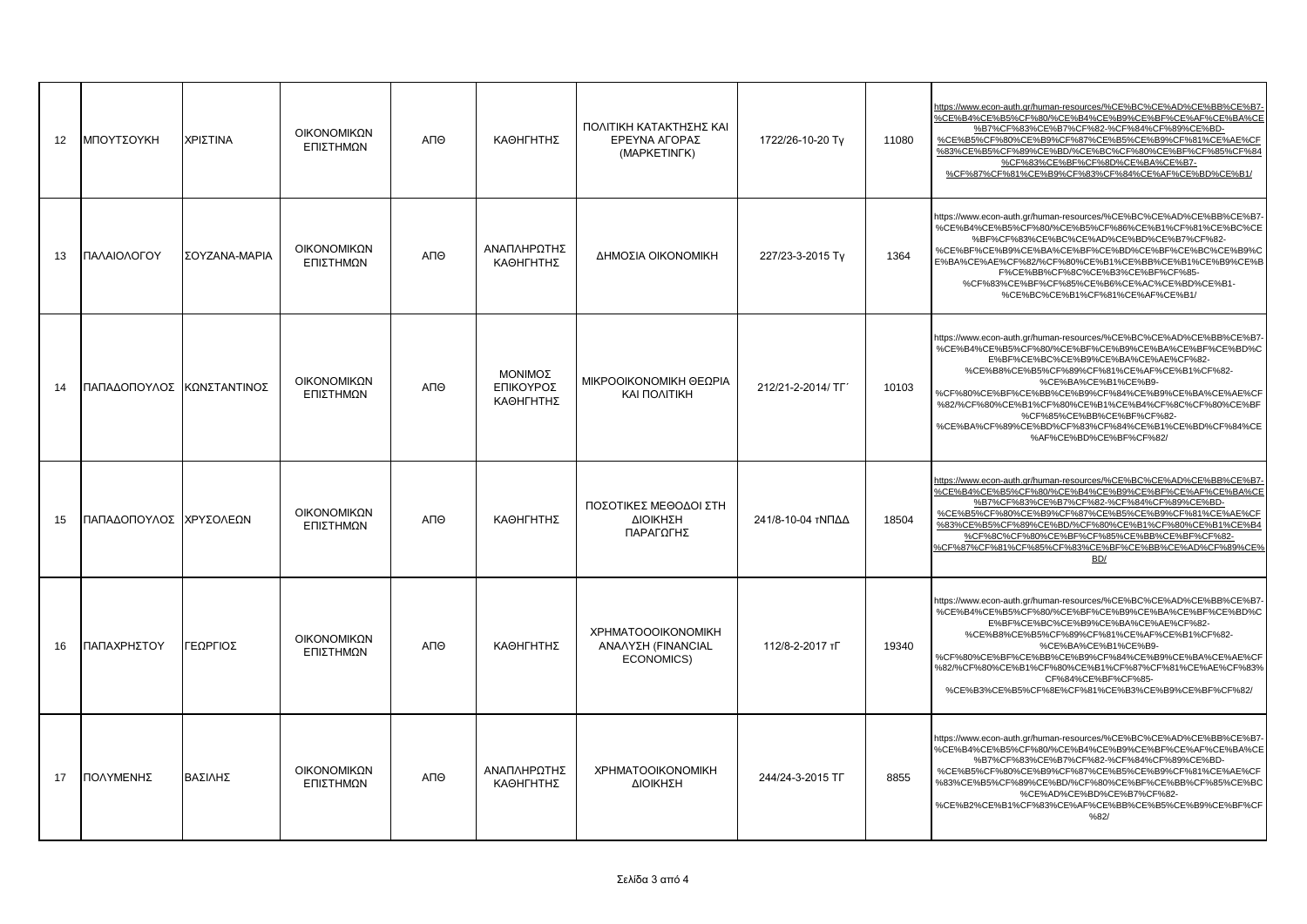| 12 | ΜΠΟΥΤΣΟΥΚΗ | ΧΡΙΣΤΙΝΑ | ΟΙΚΟΝΟΜΙΚΩΝ ΕΠΙΣΤΗΜΩΝ | ΑΠΘ | ΚΑΘΗΓΗΤΗΣ | ΠΟΛΙΤΙΚΗ ΚΑΤΑΚΤΗΣΗΣ ΚΑΙ ΕΡΕΥΝΑ ΑΓΟΡΑΣ (ΜΑΡΚΕΤΙΝΓΚ) | 1722/26-10-20 Τγ | 11080 | https://www.econ-auth.gr/human-resources/%CE%BC%CE%AD%CE%BB%CE%B7-%CE%B4%CE%B5%CF%80/%CE%B4%CE%B9%CE%BF%CE%AF%CE%BA%CE%B7%CF%83%CE%B7%CF%82-%CF%84%CF%89%CE%BD-%CE%B5%CF%80%CE%B9%CF%87%CE%B5%CE%B9%CF%81%CE%AE%CF%83%CE%B5%CF%89%CE%BD/%CE%BC%CF%80%CE%BF%CF%85%CF%84%CF%83%CE%BF%CF%8D%CE%BA%CE%B7-%CF%87%CF%81%CE%B9%CF%83%CF%84%CE%AF%CE%BD%CE%B1/ |
|---|---|---|---|---|---|---|---|---|---|
| 13 | ΠΑΛΑΙΟΛΟΓΟΥ | ΣΟΥΖΑΝΑ-ΜΑΡΙΑ | ΟΙΚΟΝΟΜΙΚΩΝ ΕΠΙΣΤΗΜΩΝ | ΑΠΘ | ΑΝΑΠΛΗΡΩΤΗΣ ΚΑΘΗΓΗΤΗΣ | ΔΗΜΟΣΙΑ ΟΙΚΟΝΟΜΙΚΗ | 227/23-3-2015 Τγ | 1364 | https://www.econ-auth.gr/human-resources/%CE%BC%CE%AD%CE%BB%CE%B7-%CE%B4%CE%B5%CF%80/%CE%B5%CF%86%CE%B1%CF%81%CE%BC%CE%BF%CF%83%CE%BC%CE%AD%CE%BD%CE%B7%CF%82-%CE%BF%CE%B9%CE%BA%CE%BF%CE%BD%CE%BF%CE%BC%CE%B9%CE%BA%CE%AE%CF%82/%CF%80%CE%B1%CE%BB%CE%B1%CE%B9%CE%BF%CE%BB%CF%8C%CE%B3%CE%BF%CF%85-%CF%83%CE%BF%CF%85%CE%B6%CE%AC%CE%BD%CE%B1-%CE%BC%CE%B1%CF%81%CE%AF%CE%B1/ |
| 14 | ΠΑΠΑΔΟΠΟΥΛΟΣ | ΚΩΝΣΤΑΝΤΙΝΟΣ | ΟΙΚΟΝΟΜΙΚΩΝ ΕΠΙΣΤΗΜΩΝ | ΑΠΘ | ΜΟΝΙΜΟΣ ΕΠΙΚΟΥΡΟΣ ΚΑΘΗΓΗΤΗΣ | ΜΙΚΡΟΟΙΚΟΝΟΜΙΚΗ ΘΕΩΡΙΑ ΚΑΙ ΠΟΛΙΤΙΚΗ | 212/21-2-2014/ ΤΓ΄ | 10103 | https://www.econ-auth.gr/human-resources/%CE%BC%CE%AD%CE%BB%CE%B7-%CE%B4%CE%B5%CF%80/%CE%BF%CE%B9%CE%BA%CE%BF%CE%BD%CE%BF%CE%BC%CE%B9%CE%BA%CE%AE%CF%82-%CE%B8%CE%B5%CF%89%CF%81%CE%AF%CE%B1%CF%82-%CE%BA%CE%B1%CE%B9-%CF%80%CE%BF%CE%BB%CE%B9%CF%84%CE%B9%CE%BA%CE%AE%CF%82/%CF%80%CE%B1%CF%80%CE%B1%CE%B4%CF%8C%CF%80%CE%BF%CF%85%CE%BB%CE%BF%CF%82-%CE%BA%CF%89%CE%BD%CF%83%CF%84%CE%B1%CE%BD%CF%84%CE%AF%CE%BD%CE%BF%CF%82/ |
| 15 | ΠΑΠΑΔΟΠΟΥΛΟΣ | ΧΡΥΣΟΛΕΩΝ | ΟΙΚΟΝΟΜΙΚΩΝ ΕΠΙΣΤΗΜΩΝ | ΑΠΘ | ΚΑΘΗΓΗΤΗΣ | ΠΟΣΟΤΙΚΕΣ ΜΕΘΟΔΟΙ ΣΤΗ ΔΙΟΙΚΗΣΗ ΠΑΡΑΓΩΓΗΣ | 241/8-10-04 τΝΠΔΔ | 18504 | https://www.econ-auth.gr/human-resources/%CE%BC%CE%AD%CE%BB%CE%B7-%CE%B4%CE%B5%CF%80/%CE%B4%CE%B9%CE%BF%CE%AF%CE%BA%CE%B7%CF%83%CE%B7%CF%82-%CF%84%CF%89%CE%BD-%CE%B5%CF%80%CE%B9%CF%87%CE%B5%CE%B9%CF%81%CE%AE%CF%83%CE%B5%CF%89%CE%BD/%CF%80%CE%B1%CF%80%CE%B1%CE%B4%CF%8C%CF%80%CE%BF%CF%85%CE%BB%CE%BF%CF%82-%CF%87%CF%81%CF%85%CF%83%CE%BF%CE%BB%CE%AD%CF%89%CE%BD/ |
| 16 | ΠΑΠΑΧΡΗΣΤΟΥ | ΓΕΩΡΓΙΟΣ | ΟΙΚΟΝΟΜΙΚΩΝ ΕΠΙΣΤΗΜΩΝ | ΑΠΘ | ΚΑΘΗΓΗΤΗΣ | ΧΡΗΜΑΤΟΟΟΙΚΟΝΟΜΙΚΗ ΑΝΑΛΥΣΗ (FINANCIAL ECONOMICS) | 112/8-2-2017 τΓ | 19340 | https://www.econ-auth.gr/human-resources/%CE%BC%CE%AD%CE%BB%CE%B7-%CE%B4%CE%B5%CF%80/%CE%BF%CE%B9%CE%BA%CE%BF%CE%BD%CE%BF%CE%BC%CE%B9%CE%BA%CE%AE%CF%82-%CE%B8%CE%B5%CF%89%CF%81%CE%AF%CE%B1%CF%82-%CE%BA%CE%B1%CE%B9-%CF%80%CE%BF%CE%BB%CE%B9%CF%84%CE%B9%CE%BA%CE%AE%CF%82/%CF%80%CE%B1%CF%80%CE%B1%CF%87%CF%81%CE%AE%CF%83%CF%84%CE%BF%CF%85-%CE%B3%CE%B5%CF%8E%CF%81%CE%B3%CE%B9%CE%BF%CF%82/ |
| 17 | ΠΟΛΥΜΕΝΗΣ | ΒΑΣΙΛΗΣ | ΟΙΚΟΝΟΜΙΚΩΝ ΕΠΙΣΤΗΜΩΝ | ΑΠΘ | ΑΝΑΠΛΗΡΩΤΗΣ ΚΑΘΗΓΗΤΗΣ | ΧΡΗΜΑΤΟΟΙΚΟΝΟΜΙΚΗ ΔΙΟΙΚΗΣΗ | 244/24-3-2015 ΤΓ | 8855 | https://www.econ-auth.gr/human-resources/%CE%BC%CE%AD%CE%BB%CE%B7-%CE%B4%CE%B5%CF%80/%CE%B4%CE%B9%CE%BF%CE%AF%CE%BA%CE%B7%CF%83%CE%B7%CF%82-%CF%84%CF%89%CE%BD-%CE%B5%CF%80%CE%B9%CF%87%CE%B5%CE%B9%CF%81%CE%AE%CF%83%CE%B5%CF%89%CE%BD/%CF%80%CE%BF%CE%BB%CF%85%CE%BC%CE%AD%CE%BD%CE%B7%CF%82-%CE%B2%CE%B1%CF%83%CE%AF%CE%BB%CE%B5%CE%B9%CE%BF%CF%82/ |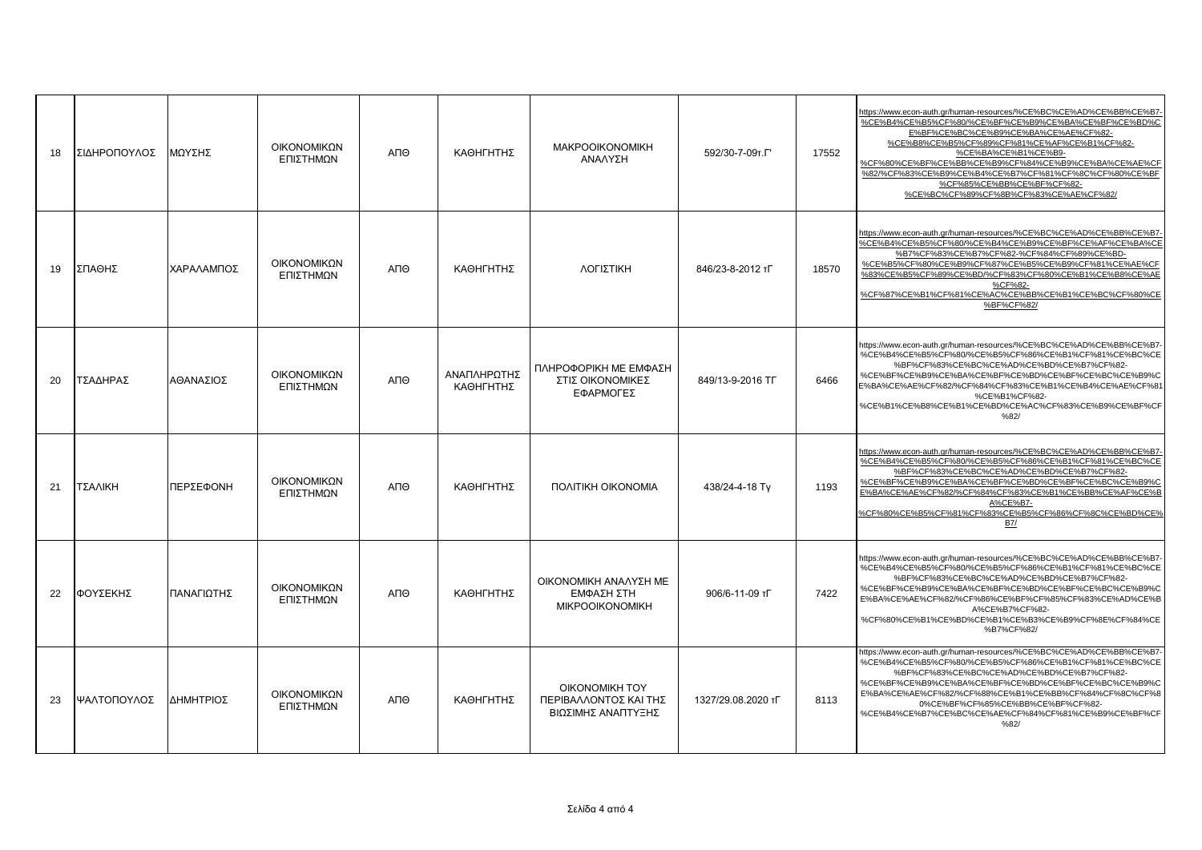| 18 | ΣΙΔΗΡΟΠΟΥΛΟΣ | ΜΩΥΣΗΣ | ΟΙΚΟΝΟΜΙΚΩΝ ΕΠΙΣΤΗΜΩΝ | ΑΠΘ | ΚΑΘΗΓΗΤΗΣ | ΜΑΚΡΟΟΙΚΟΝΟΜΙΚΗ ΑΝΑΛΥΣΗ | 592/30-7-09τ.Γ' | 17552 | https://www.econ-auth.gr/human-resources/%CE%BC%CE%AD%CE%BB%CE%B7-%CE%B4%CE%B5%CF%80/%CE%BF%CE%B9%CE%BA%CE%BF%CE%BD%CE%BF%CE%BC%CE%B9%CE%BA%CE%AE%CF%82-%CE%B8%CE%B5%CF%89%CF%81%CE%AF%CE%B1%CF%82-%CE%BA%CE%B1%CE%B9-%CF%80%CE%BF%CE%BB%CE%B9%CF%84%CE%B9%CE%BA%CE%AE%CF%82/%CF%83%CE%B9%CE%B4%CE%B7%CF%81%CF%8C%CF%80%CE%BF%CF%85%CE%BB%CE%BF%CF%82-%CE%BC%CF%89%CF%8B%CF%83%CE%AE%CF%82/ |
|---|---|---|---|---|---|---|---|---|---|
| 19 | ΣΠΑΘΗΣ | ΧΑΡΑΛΑΜΠΟΣ | ΟΙΚΟΝΟΜΙΚΩΝ ΕΠΙΣΤΗΜΩΝ | ΑΠΘ | ΚΑΘΗΓΗΤΗΣ | ΛΟΓΙΣΤΙΚΗ | 846/23-8-2012 τΓ | 18570 | https://www.econ-auth.gr/human-resources/%CE%BC%CE%AD%CE%BB%CE%B7-%CE%B4%CE%B5%CF%80/%CE%B4%CE%B9%CE%BF%CE%AF%CE%BA%CE%B7%CF%83%CE%B7%CF%82-%CF%84%CF%89%CE%BD-%CE%B5%CF%80%CE%B9%CF%87%CE%B5%CE%B9%CF%81%CE%AE%CF%83%CE%B5%CF%89%CE%BD/%CF%83%CF%80%CE%B1%CE%B8%CE%AE%CF%82-%CF%87%CE%B1%CF%81%CE%AC%CE%BB%CE%B1%CE%BC%CF%80%CE%BF%CF%82/ |
| 20 | ΤΣΑΔΗΡΑΣ | ΑΘΑΝΑΣΙΟΣ | ΟΙΚΟΝΟΜΙΚΩΝ ΕΠΙΣΤΗΜΩΝ | ΑΠΘ | ΑΝΑΠΛΗΡΩΤΗΣ ΚΑΘΗΓΗΤΗΣ | ΠΛΗΡΟΦΟΡΙΚΗ ΜΕ ΕΜΦΑΣΗ ΣΤΙΣ ΟΙΚΟΝΟΜΙΚΕΣ ΕΦΑΡΜΟΓΕΣ | 849/13-9-2016 ΤΓ | 6466 | https://www.econ-auth.gr/human-resources/%CE%BC%CE%AD%CE%BB%CE%B7-%CE%B4%CE%B5%CF%80/%CE%B5%CF%86%CE%B1%CF%81%CE%BC%CE%BF%CF%83%CE%BC%CE%AD%CE%BD%CE%B7%CF%82-%CE%BF%CE%B9%CE%BA%CE%BF%CE%BD%CE%BF%CE%BC%CE%B9%CE%BA%CE%AE%CF%82/%CF%84%CF%83%CE%B1%CE%B4%CE%AE%CF%81%CE%B1%CF%82-%CE%B1%CE%B8%CE%B1%CE%BD%CE%AC%CF%83%CE%B9%CE%BF%CF%82/ |
| 21 | ΤΣΑΛΙΚΗ | ΠΕΡΣΕΦΟΝΗ | ΟΙΚΟΝΟΜΙΚΩΝ ΕΠΙΣΤΗΜΩΝ | ΑΠΘ | ΚΑΘΗΓΗΤΗΣ | ΠΟΛΙΤΙΚΗ ΟΙΚΟΝΟΜΙΑ | 438/24-4-18 Τγ | 1193 | https://www.econ-auth.gr/human-resources/%CE%BC%CE%AD%CE%BB%CE%B7-%CE%B4%CE%B5%CF%80/%CE%B5%CF%86%CE%B1%CF%81%CE%BC%CE%BF%CF%83%CE%BC%CE%AD%CE%BD%CE%B7%CF%82-%CE%BF%CE%B9%CE%BA%CE%BF%CE%BD%CE%BF%CE%BC%CE%B9%CE%BA%CE%AE%CF%82/%CF%84%CF%83%CE%B1%CE%BB%CE%AF%CE%BA%CE%B7-%CF%80%CE%B5%CF%81%CF%83%CE%B5%CF%86%CF%8C%CE%BD%CE%B7/ |
| 22 | ΦΟΥΣΕΚΗΣ | ΠΑΝΑΓΙΩΤΗΣ | ΟΙΚΟΝΟΜΙΚΩΝ ΕΠΙΣΤΗΜΩΝ | ΑΠΘ | ΚΑΘΗΓΗΤΗΣ | ΟΙΚΟΝΟΜΙΚΗ ΑΝΑΛΥΣΗ ΜΕ ΕΜΦΑΣΗ ΣΤΗ ΜΙΚΡΟΟΙΚΟΝΟΜΙΚΗ | 906/6-11-09 τΓ | 7422 | https://www.econ-auth.gr/human-resources/%CE%BC%CE%AD%CE%BB%CE%B7-%CE%B4%CE%B5%CF%80/%CE%B5%CF%86%CE%B1%CF%81%CE%BC%CE%BF%CF%83%CE%BC%CE%AD%CE%BD%CE%B7%CF%82-%CE%BF%CE%B9%CE%BA%CE%BF%CE%BD%CE%BF%CE%BC%CE%B9%CE%BA%CE%AE%CF%82/%CF%86%CE%BF%CF%85%CF%83%CE%AD%CE%BA%CE%B7%CF%82-%CF%80%CE%B1%CE%BD%CE%B1%CE%B3%CE%B9%CF%8E%CF%84%CE%B7%CF%82/ |
| 23 | ΨΑΛΤΟΠΟΥΛΟΣ | ΔΗΜΗΤΡΙΟΣ | ΟΙΚΟΝΟΜΙΚΩΝ ΕΠΙΣΤΗΜΩΝ | ΑΠΘ | ΚΑΘΗΓΗΤΗΣ | ΟΙΚΟΝΟΜΙΚΗ ΤΟΥ ΠΕΡΙΒΑΛΛΟΝΤΟΣ ΚΑΙ ΤΗΣ ΒΙΩΣΙΜΗΣ ΑΝΑΠΤΥΞΗΣ | 1327/29.08.2020 τΓ | 8113 | https://www.econ-auth.gr/human-resources/%CE%BC%CE%AD%CE%BB%CE%B7-%CE%B4%CE%B5%CF%80/%CE%B5%CF%86%CE%B1%CF%81%CE%BC%CE%BF%CF%83%CE%BC%CE%AD%CE%BD%CE%B7%CF%82-%CE%BF%CE%B9%CE%BA%CE%BF%CE%BD%CE%BF%CE%BC%CE%B9%CE%BA%CE%AE%CF%82/%CF%88%CE%B1%CE%BB%CF%84%CF%8C%CF%80%CE%BF%CF%85%CE%BB%CE%BF%CF%82-%CE%B4%CE%B7%CE%BC%CE%AE%CF%84%CF%81%CE%B9%CE%BF%CF%82/ |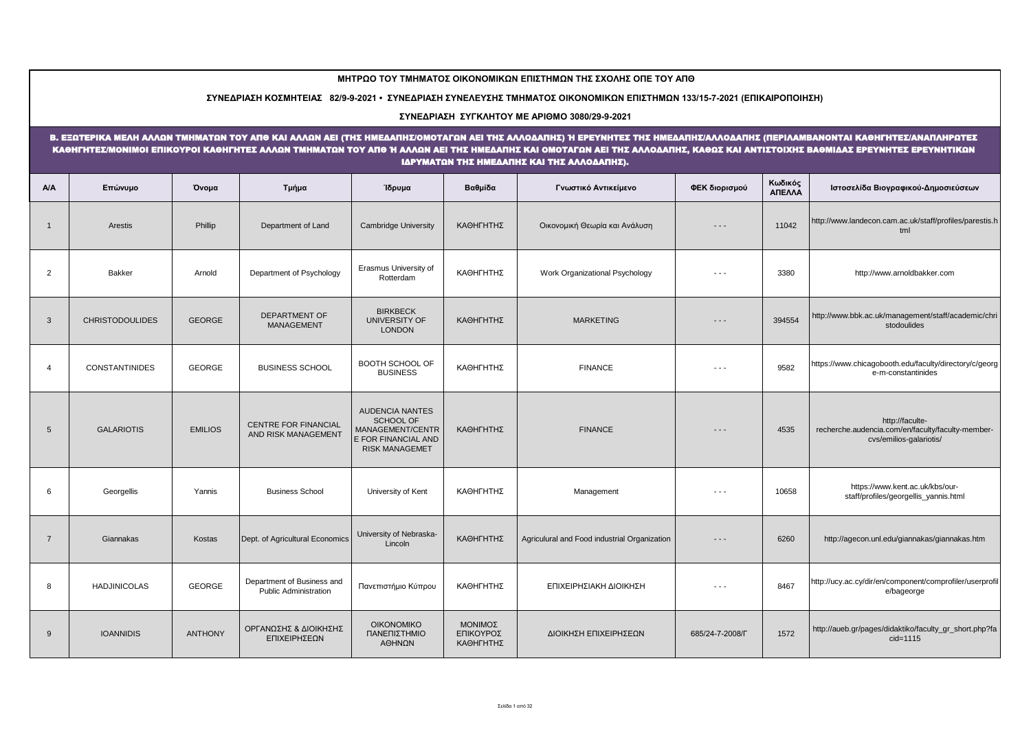**ΜΗΤΡΩΟ ΤΟΥ ΤΜΗΜΑΤΟΣ ΟΙΚΟΝΟΜΙΚΩΝ ΕΠΙΣΤΗΜΩΝ ΤΗΣ ΣΧΟΛΗΣ ΟΠΕ ΤΟΥ ΑΠΘ**

**ΣΥΝΕΔΡΙΑΣΗ ΚΟΣΜΗΤΕΙΑΣ 82/9-9-2021 • ΣΥΝΕΔΡΙΑΣΗ ΣΥΝΕΛΕΥΣΗΣ ΤΜΗΜΑΤΟΣ ΟΙΚΟΝΟΜΙΚΩΝ ΕΠΙΣΤΗΜΩΝ 133/15-7-2021 (ΕΠΙΚΑΙΡΟΠΟΙΗΣΗ)**

**ΣΥΝΕΔΡΙΑΣΗ ΣΥΓΚΛΗΤΟΥ ΜΕ ΑΡΙΘΜΟ 3080/29-9-2021**

**Β. ΕΞΩΤΕΡΙΚΑ ΜΕΛΗ ΑΛΛΩΝ ΤΜΗΜΑΤΩΝ ΤΟΥ ΑΠΘ ΚΑΙ ΑΛΛΩΝ ΑΕΙ (ΤΗΣ ΗΜΕΔΑΠΗΣ/ΟΜΟΤΑΓΩΝ ΑΕΙ ΤΗΣ ΑΛΛΟΔΑΠΗΣ) Ή ΕΡΕΥΝΗΤΕΣ ΤΗΣ ΗΜΕΔΑΠΗΣ/ΑΛΛΟΔΑΠΗΣ (ΠΕΡΙΛΑΜΒΑΝΟΝΤΑΙ ΚΑΘΗΓΗΤΕΣ/ΑΝΑΠΛΗΡΩΤΕΣ ΚΑΘΗΓΗΤΕΣ/ΜΟΝΙΜΟΙ ΕΠΙΚΟΥΡΟΙ ΚΑΘΗΓΗΤΕΣ ΑΛΛΩΝ ΤΜΗΜΑΤΩΝ ΤΟΥ ΑΠΘ Ή ΑΛΛΩΝ ΑΕΙ ΤΗΣ ΗΜΕΔΑΠΗΣ ΚΑΙ ΟΜΟΤΑΓΩΝ ΑΕΙ ΤΗΣ ΑΛΛΟΔΑΠΗΣ, ΚΑΘΩΣ ΚΑΙ ΑΝΤΙΣΤΟΙΧΗΣ ΒΑΘΜΙΔΑΣ ΕΡΕΥΝΗΤΕΣ ΕΡΕΥΝΗΤΙΚΩΝ ΙΔΡΥΜΑΤΩΝ ΤΗΣ ΗΜΕΔΑΠΗΣ ΚΑΙ ΤΗΣ ΑΛΛΟΔΑΠΗΣ).**

| Α/Α | Επώνυμο | Όνομα | Τμήμα | Ίδρυμα | Βαθμίδα | Γνωστικό Αντικείμενο | ΦΕΚ διορισμού | Κωδικός ΑΠΕΛΛΑ | Ιστοσελίδα Βιογραφικού-Δημοσιεύσεων |
|---|---|---|---|---|---|---|---|---|---|
| 1 | Arestis | Phillip | Department of Land | Cambridge University | ΚΑΘΗΓΗΤΗΣ | Οικονομική Θεωρία και Ανάλυση | - - - | 11042 | http://www.landecon.cam.ac.uk/staff/profiles/parestis.html |
| 2 | Bakker | Arnold | Department of Psychology | Erasmus University of Rotterdam | ΚΑΘΗΓΗΤΗΣ | Work Organizational Psychology | - - - | 3380 | http://www.arnoldbakker.com |
| 3 | CHRISTODOULIDES | GEORGE | DEPARTMENT OF MANAGEMENT | BIRKBECK UNIVERSITY OF LONDON | ΚΑΘΗΓΗΤΗΣ | MARKETING | - - - | 394554 | http://www.bbk.ac.uk/management/staff/academic/christodoulides |
| 4 | CONSTANTINIDES | GEORGE | BUSINESS SCHOOL | BOOTH SCHOOL OF BUSINESS | ΚΑΘΗΓΗΤΗΣ | FINANCE | - - - | 9582 | https://www.chicagobooth.edu/faculty/directory/c/george-m-constantinides |
| 5 | GALARIOTIS | EMILIOS | CENTRE FOR FINANCIAL AND RISK MANAGEMENT | AUDENCIA NANTES SCHOOL OF MANAGEMENT/CENTRE FOR FINANCIAL AND RISK MANAGEMET | ΚΑΘΗΓΗΤΗΣ | FINANCE | - - - | 4535 | http://faculte-recherche.audencia.com/en/faculty/faculty-member-cvs/emilios-galariotis/ |
| 6 | Georgellis | Yannis | Business School | University of Kent | ΚΑΘΗΓΗΤΗΣ | Management | - - - | 10658 | https://www.kent.ac.uk/kbs/our-staff/profiles/georgellis_yannis.html |
| 7 | Giannakas | Kostas | Dept. of Agricultural Economics | University of Nebraska-Lincoln | ΚΑΘΗΓΗΤΗΣ | Agriculural and Food industrial Organization | - - - | 6260 | http://agecon.unl.edu/giannakas/giannakas.htm |
| 8 | HADJINICOLAS | GEORGE | Department of Business and Public Administration | Πανεπιστήμιο Κύπρου | ΚΑΘΗΓΗΤΗΣ | ΕΠΙΧΕΙΡΗΣΙΑΚΗ ΔΙΟΙΚΗΣΗ | - - - | 8467 | http://ucy.ac.cy/dir/en/component/comprofiler/userprofile/bageorge |
| 9 | IOANNIDIS | ANTHONY | ΟΡΓΑΝΩΣΗΣ & ΔΙΟΙΚΗΣΗΣ ΕΠΙΧΕΙΡΗΣΕΩΝ | ΟΙΚΟΝΟΜΙΚΟ ΠΑΝΕΠΙΣΤΗΜΙΟ ΑΘΗΝΩΝ | ΜΟΝΙΜΟΣ ΕΠΙΚΟΥΡΟΣ ΚΑΘΗΓΗΤΗΣ | ΔΙΟΙΚΗΣΗ ΕΠΙΧΕΙΡΗΣΕΩΝ | 685/24-7-2008/Γ | 1572 | http://aueb.gr/pages/didaktiko/faculty_gr_short.php?facid=1115 |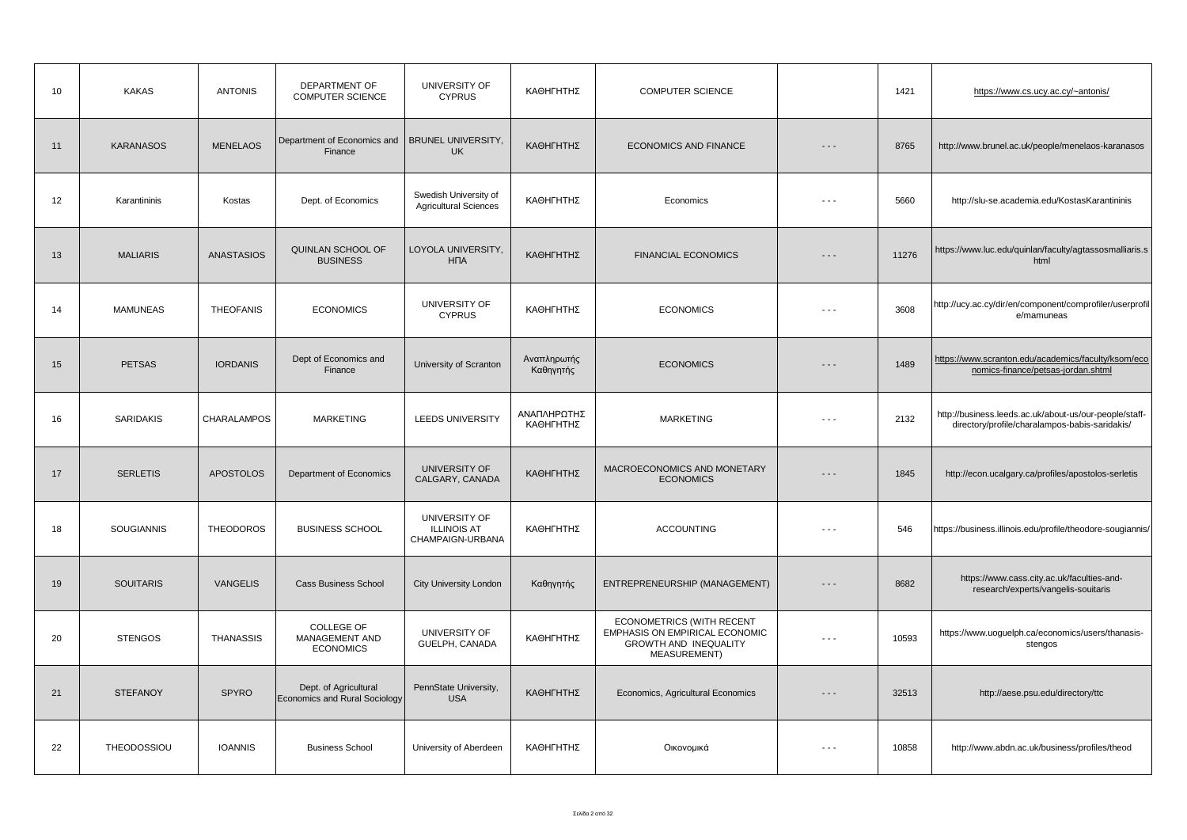| 10 | KAKAS | ANTONIS | DEPARTMENT OF COMPUTER SCIENCE | UNIVERSITY OF CYPRUS | ΚΑΘΗΓΗΤΗΣ | COMPUTER SCIENCE | | 1421 | https://www.cs.ucy.ac.cy/~antonis/ |
|---|---|---|---|---|---|---|---|---|---|
| 11 | KARANASOS | MENELAOS | Department of Economics and Finance | BRUNEL UNIVERSITY, UK | ΚΑΘΗΓΗΤΗΣ | ECONOMICS AND FINANCE | - - - | 8765 | http://www.brunel.ac.uk/people/menelaos-karanasos |
| 12 | Karantininis | Kostas | Dept. of Economics | Swedish University of Agricultural Sciences | ΚΑΘΗΓΗΤΗΣ | Economics | - - - | 5660 | http://slu-se.academia.edu/KostasKarantininis |
| 13 | MALIARIS | ANASTASIOS | QUINLAN SCHOOL OF BUSINESS | LOYOLA UNIVERSITY, ΗΠΑ | ΚΑΘΗΓΗΤΗΣ | FINANCIAL ECONOMICS | - - - | 11276 | https://www.luc.edu/quinlan/faculty/agtassosmalliaris.shtml |
| 14 | MAMUNEAS | THEOFANIS | ECONOMICS | UNIVERSITY OF CYPRUS | ΚΑΘΗΓΗΤΗΣ | ECONOMICS | - - - | 3608 | http://ucy.ac.cy/dir/en/component/comprofiler/userprofile/mamuneas |
| 15 | PETSAS | IORDANIS | Dept of Economics and Finance | University of Scranton | Αναπληρωτής Καθηγητής | ECONOMICS | - - - | 1489 | https://www.scranton.edu/academics/faculty/ksom/economics-finance/petsas-jordan.shtml |
| 16 | SARIDAKIS | CHARALAMPOS | MARKETING | LEEDS UNIVERSITY | ΑΝΑΠΛΗΡΩΤΗΣ ΚΑΘΗΓΗΤΗΣ | MARKETING | - - - | 2132 | http://business.leeds.ac.uk/about-us/our-people/staff-directory/profile/charalampos-babis-saridakis/ |
| 17 | SERLETIS | APOSTOLOS | Department of Economics | UNIVERSITY OF CALGARY, CANADA | ΚΑΘΗΓΗΤΗΣ | MACROECONOMICS AND MONETARY ECONOMICS | - - - | 1845 | http://econ.ucalgary.ca/profiles/apostolos-serletis |
| 18 | SOUGIANNIS | THEODOROS | BUSINESS SCHOOL | UNIVERSITY OF ILLINOIS AT CHAMPAIGN-URBANA | ΚΑΘΗΓΗΤΗΣ | ACCOUNTING | - - - | 546 | https://business.illinois.edu/profile/theodore-sougiannis/ |
| 19 | SOUITARIS | VANGELIS | Cass Business School | City University London | Καθηγητής | ENTREPRENEURSHIP (MANAGEMENT) | - - - | 8682 | https://www.cass.city.ac.uk/faculties-and-research/experts/vangelis-souitaris |
| 20 | STENGOS | THANASSIS | COLLEGE OF MANAGEMENT AND ECONOMICS | UNIVERSITY OF GUELPH, CANADA | ΚΑΘΗΓΗΤΗΣ | ECONOMETRICS (WITH RECENT EMPHASIS ON EMPIRICAL ECONOMIC GROWTH AND INEQUALITY MEASUREMENT) | - - - | 10593 | https://www.uoguelph.ca/economics/users/thanasis-stengos |
| 21 | STEFANOY | SPYRO | Dept. of Agricultural Economics and Rural Sociology | PennState University, USA | ΚΑΘΗΓΗΤΗΣ | Economics, Agricultural Economics | - - - | 32513 | http://aese.psu.edu/directory/ttc |
| 22 | THEODOSSIOU | IOANNIS | Business School | University of Aberdeen | ΚΑΘΗΓΗΤΗΣ | Οικονομικά | - - - | 10858 | http://www.abdn.ac.uk/business/profiles/theod |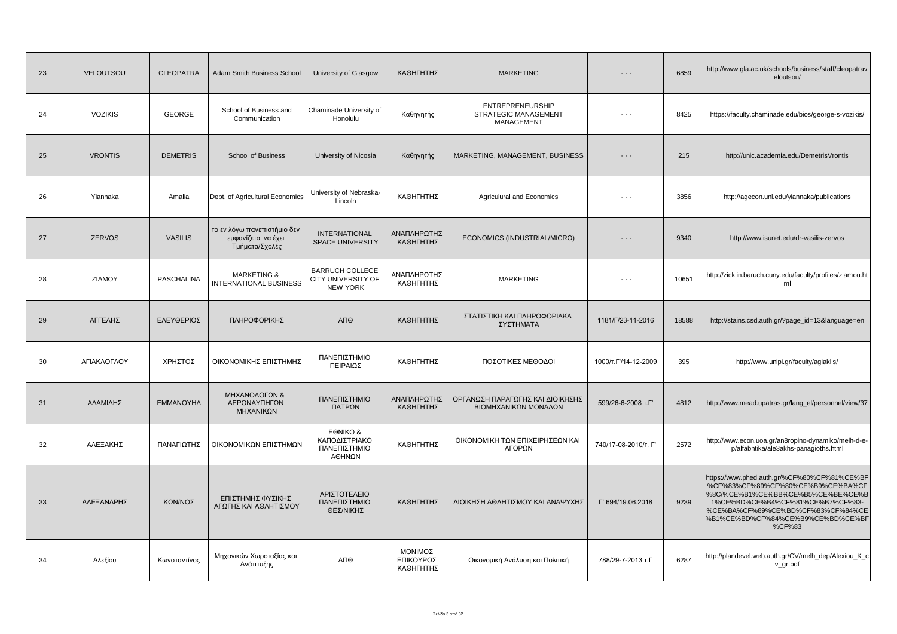| 23 | VELOUTSOU | CLEOPATRA | Adam Smith Business School | University of Glasgow | ΚΑΘΗΓΗΤΗΣ | MARKETING | - - - | 6859 | http://www.gla.ac.uk/schools/business/staff/cleopatraveloutsou/ |
|---|---|---|---|---|---|---|---|---|---|
| 24 | VOZIKIS | GEORGE | School of Business and Communication | Chaminade University of Honolulu | Καθηγητής | ENTREPRENEURSHIP STRATEGIC MANAGEMENT MANAGEMENT | - - - | 8425 | https://faculty.chaminade.edu/bios/george-s-vozikis/ |
| 25 | VRONTIS | DEMETRIS | School of Business | University of Nicosia | Καθηγητής | MARKETING, MANAGEMENT, BUSINESS | - - - | 215 | http://unic.academia.edu/DemetrisVrontis |
| 26 | Yiannaka | Amalia | Dept. of Agricultural Economics | University of Nebraska-Lincoln | ΚΑΘΗΓΗΤΗΣ | Agriculural and Economics | - - - | 3856 | http://agecon.unl.edu/yiannaka/publications |
| 27 | ZERVOS | VASILIS | το εν λόγω πανεπιστήμιο δεν εμφανίζεται να έχει Τμήματα/Σχολές | INTERNATIONAL SPACE UNIVERSITY | ΑΝΑΠΛΗΡΩΤΗΣ ΚΑΘΗΓΗΤΗΣ | ECONOMICS (INDUSTRIAL/MICRO) | - - - | 9340 | http://www.isunet.edu/dr-vasilis-zervos |
| 28 | ZIAMOY | PASCHALINA | MARKETING & INTERNATIONAL BUSINESS | BARRUCH COLLEGE CITY UNIVERSITY OF NEW YORK | ΑΝΑΠΛΗΡΩΤΗΣ ΚΑΘΗΓΗΤΗΣ | MARKETING | - - - | 10651 | http://zicklin.baruch.cuny.edu/faculty/profiles/ziamou.html |
| 29 | ΑΓΓΕΛΗΣ | ΕΛΕΥΘΕΡΙΟΣ | ΠΛΗΡΟΦΟΡΙΚΗΣ | ΑΠΘ | ΚΑΘΗΓΗΤΗΣ | ΣΤΑΤΙΣΤΙΚΗ ΚΑΙ ΠΛΗΡΟΦΟΡΙΑΚΑ ΣΥΣΤΗΜΑΤΑ | 1181/Γ/23-11-2016 | 18588 | http://stains.csd.auth.gr/?page_id=13&language=en |
| 30 | ΑΓΙΑΚΛΟΓΛΟΥ | ΧΡΗΣΤΟΣ | ΟΙΚΟΝΟΜΙΚΗΣ ΕΠΙΣΤΗΜΗΣ | ΠΑΝΕΠΙΣΤΗΜΙΟ ΠΕΙΡΑΙΩΣ | ΚΑΘΗΓΗΤΗΣ | ΠΟΣΟΤΙΚΕΣ ΜΕΘΟΔΟΙ | 1000/τ.Γ'/14-12-2009 | 395 | http://www.unipi.gr/faculty/agiaklis/ |
| 31 | ΑΔΑΜΙΔΗΣ | ΕΜΜΑΝΟΥΗΛ | ΜΗΧΑΝΟΛΟΓΩΝ & ΑΕΡΟΝΑΥΠΗΓΩΝ ΜΗΧΑΝΙΚΩΝ | ΠΑΝΕΠΙΣΤΗΜΙΟ ΠΑΤΡΩΝ | ΑΝΑΠΛΗΡΩΤΗΣ ΚΑΘΗΓΗΤΗΣ | ΟΡΓΑΝΩΣΗ ΠΑΡΑΓΩΓΗΣ ΚΑΙ ΔΙΟΙΚΗΣΗΣ ΒΙΟΜΗΧΑΝΙΚΩΝ ΜΟΝΑΔΩΝ | 599/26-6-2008 τ.Γ' | 4812 | http://www.mead.upatras.gr/lang_el/personnel/view/37 |
| 32 | ΑΛΕΞΑΚΗΣ | ΠΑΝΑΓΙΩΤΗΣ | ΟΙΚΟΝΟΜΙΚΩΝ ΕΠΙΣΤΗΜΩΝ | ΕΘΝΙΚΟ & ΚΑΠΟΔΙΣΤΡΙΑΚΟ ΠΑΝΕΠΙΣΤΗΜΙΟ ΑΘΗΝΩΝ | ΚΑΘΗΓΗΤΗΣ | ΟΙΚΟΝΟΜΙΚΗ ΤΩΝ ΕΠΙΧΕΙΡΗΣΕΩΝ ΚΑΙ ΑΓΟΡΩΝ | 740/17-08-2010/τ. Γ' | 2572 | http://www.econ.uoa.gr/an8ropino-dynamiko/melh-d-e-p/alfabhtika/ale3akhs-panagioths.html |
| 33 | ΑΛΕΞΑΝΔΡΗΣ | ΚΩΝ/ΝΟΣ | ΕΠΙΣΤΗΜΗΣ ΦΥΣΙΚΗΣ ΑΓΩΓΗΣ ΚΑΙ ΑΘΛΗΤΙΣΜΟΥ | ΑΡΙΣΤΟΤΕΛΕΙΟ ΠΑΝΕΠΙΣΤΗΜΙΟ ΘΕΣ/ΝΙΚΗΣ | ΚΑΘΗΓΗΤΗΣ | ΔΙΟΙΚΗΣΗ ΑΘΛΗΤΙΣΜΟΥ ΚΑΙ ΑΝΑΨΥΧΗΣ | Γ' 694/19.06.2018 | 9239 | https://www.phed.auth.gr/%CF%80%CF%81%CE%BF%CF%83%CF%89%CF%80%CE%B9%CE%BA%CF%8C/%CE%B1%CE%BB%CE%B5%CE%BE%CE%B1%CE%BD%CE%B4%CF%81%CE%B7%CF%83-%CE%BA%CF%89%CE%BD%CF%83%CF%84%CE%B1%CE%BD%CF%84%CE%B9%CE%BD%CE%BF%CF%83 |
| 34 | Αλεξίου | Κωνσταντίνος | Μηχανικών Χωροταξίας και Ανάπτυξης | ΑΠΘ | ΜΟΝΙΜΟΣ ΕΠΙΚΟΥΡΟΣ ΚΑΘΗΓΗΤΗΣ | Οικονομική Ανάλυση και Πολιτική | 788/29-7-2013 τ.Γ | 6287 | http://plandevel.web.auth.gr/CV/melh_dep/Alexiou_K_cv_gr.pdf |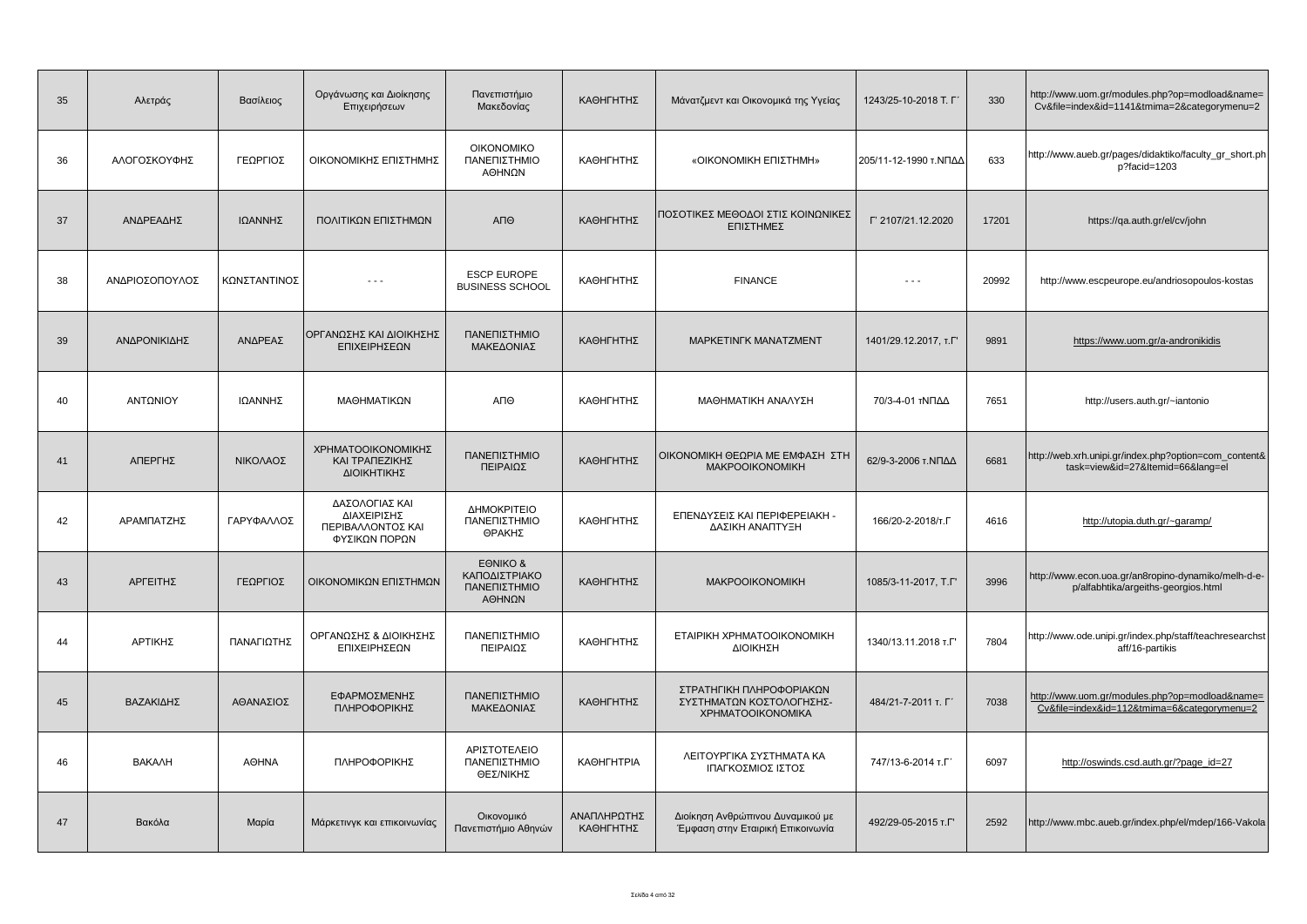| 35 | Αλετράς | Βασίλειος | Οργάνωσης και Διοίκησης Επιχειρήσεων | Πανεπιστήμιο Μακεδονίας | ΚΑΘΗΓΗΤΗΣ | Μάνατζμεντ και Οικονομικά της Υγείας | 1243/25-10-2018 Τ. Γ΄ | 330 | http://www.uom.gr/modules.php?op=modload&name=Cv&file=index&id=1141&tmima=2&categorymenu=2 |
|---|---|---|---|---|---|---|---|---|---|
| 36 | ΑΛΟΓΟΣΚΟΥΦΗΣ | ΓΕΩΡΓΙΟΣ | ΟΙΚΟΝΟΜΙΚΗΣ ΕΠΙΣΤΗΜΗΣ | ΟΙΚΟΝΟΜΙΚΟ ΠΑΝΕΠΙΣΤΗΜΙΟ ΑΘΗΝΩΝ | ΚΑΘΗΓΗΤΗΣ | «ΟΙΚΟΝΟΜΙΚΗ ΕΠΙΣΤΗΜΗ» | 205/11-12-1990 τ.ΝΠΔΔ | 633 | http://www.aueb.gr/pages/didaktiko/faculty_gr_short.php?facid=1203 |
| 37 | ΑΝΔΡΕΑΔΗΣ | ΙΩΑΝΝΗΣ | ΠΟΛΙΤΙΚΩΝ ΕΠΙΣΤΗΜΩΝ | ΑΠΘ | ΚΑΘΗΓΗΤΗΣ | ΠΟΣΟΤΙΚΕΣ ΜΕΘΟΔΟΙ ΣΤΙΣ ΚΟΙΝΩΝΙΚΕΣ ΕΠΙΣΤΗΜΕΣ | Γ' 2107/21.12.2020 | 17201 | https://qa.auth.gr/el/cv/john |
| 38 | ΑΝΔΡΙΟΣΟΠΟΥΛΟΣ | ΚΩΝΣΤΑΝΤΙΝΟΣ | - - - | ESCP EUROPE BUSINESS SCHOOL | ΚΑΘΗΓΗΤΗΣ | FINANCE | - - - | 20992 | http://www.escpeurope.eu/andriosopoulos-kostas |
| 39 | ΑΝΔΡΟΝΙΚΙΔΗΣ | ΑΝΔΡΕΑΣ | ΟΡΓΑΝΩΣΗΣ ΚΑΙ ΔΙΟΙΚΗΣΗΣ ΕΠΙΧΕΙΡΗΣΕΩΝ | ΠΑΝΕΠΙΣΤΗΜΙΟ ΜΑΚΕΔΟΝΙΑΣ | ΚΑΘΗΓΗΤΗΣ | ΜΑΡΚΕΤΙΝΓΚ ΜΑΝΑΤΖΜΕΝΤ | 1401/29.12.2017, τ.Γ' | 9891 | https://www.uom.gr/a-andronikidis |
| 40 | ΑΝΤΩΝΙΟΥ | ΙΩΑΝΝΗΣ | ΜΑΘΗΜΑΤΙΚΩΝ | ΑΠΘ | ΚΑΘΗΓΗΤΗΣ | ΜΑΘΗΜΑΤΙΚΗ ΑΝΑΛΥΣΗ | 70/3-4-01 τΝΠΔΔ | 7651 | http://users.auth.gr/~iantonio |
| 41 | ΑΠΕΡΓΗΣ | ΝΙΚΟΛΑΟΣ | ΧΡΗΜΑΤΟΟΙΚΟΝΟΜΙΚΗΣ ΚΑΙ ΤΡΑΠΕΖΙΚΗΣ ΔΙΟΙΚΗΤΙΚΗΣ | ΠΑΝΕΠΙΣΤΗΜΙΟ ΠΕΙΡΑΙΩΣ | ΚΑΘΗΓΗΤΗΣ | ΟΙΚΟΝΟΜΙΚΗ ΘΕΩΡΙΑ ΜΕ ΕΜΦΑΣΗ ΣΤΗ ΜΑΚΡΟΟΙΚΟΝΟΜΙΚΗ | 62/9-3-2006 τ.ΝΠΔΔ | 6681 | http://web.xrh.unipi.gr/index.php?option=com_content&task=view&id=27&Itemid=66&lang=el |
| 42 | ΑΡΑΜΠΑΤΖΗΣ | ΓΑΡΥΦΑΛΛΟΣ | ΔΑΣΟΛΟΓΙΑΣ ΚΑΙ ΔΙΑΧΕΙΡΙΣΗΣ ΠΕΡΙΒΑΛΛΟΝΤΟΣ ΚΑΙ ΦΥΣΙΚΩΝ ΠΟΡΩΝ | ΔΗΜΟΚΡΙΤΕΙΟ ΠΑΝΕΠΙΣΤΗΜΙΟ ΘΡΑΚΗΣ | ΚΑΘΗΓΗΤΗΣ | ΕΠΕΝΔΥΣΕΙΣ ΚΑΙ ΠΕΡΙΦΕΡΕΙΑΚΗ - ΔΑΣΙΚΗ ΑΝΑΠΤΥΞΗ | 166/20-2-2018/τ.Γ | 4616 | http://utopia.duth.gr/~garamp/ |
| 43 | ΑΡΓΕΙΤΗΣ | ΓΕΩΡΓΙΟΣ | ΟΙΚΟΝΟΜΙΚΩΝ ΕΠΙΣΤΗΜΩΝ | ΕΘΝΙΚΟ & ΚΑΠΟΔΙΣΤΡΙΑΚΟ ΠΑΝΕΠΙΣΤΗΜΙΟ ΑΘΗΝΩΝ | ΚΑΘΗΓΗΤΗΣ | ΜΑΚΡΟΟΙΚΟΝΟΜΙΚΗ | 1085/3-11-2017, Τ.Γ' | 3996 | http://www.econ.uoa.gr/an8ropino-dynamiko/melh-d-e-p/alfabhtika/argeiths-georgios.html |
| 44 | ΑΡΤΙΚΗΣ | ΠΑΝΑΓΙΩΤΗΣ | ΟΡΓΑΝΩΣΗΣ & ΔΙΟΙΚΗΣΗΣ ΕΠΙΧΕΙΡΗΣΕΩΝ | ΠΑΝΕΠΙΣΤΗΜΙΟ ΠΕΙΡΑΙΩΣ | ΚΑΘΗΓΗΤΗΣ | ΕΤΑΙΡΙΚΗ ΧΡΗΜΑΤΟΟΙΚΟΝΟΜΙΚΗ ΔΙΟΙΚΗΣΗ | 1340/13.11.2018 τ.Γ' | 7804 | http://www.ode.unipi.gr/index.php/staff/teachresearchstaff/16-partikis |
| 45 | ΒΑΖΑΚΙΔΗΣ | ΑΘΑΝΑΣΙΟΣ | ΕΦΑΡΜΟΣΜΕΝΗΣ ΠΛΗΡΟΦΟΡΙΚΗΣ | ΠΑΝΕΠΙΣΤΗΜΙΟ ΜΑΚΕΔΟΝΙΑΣ | ΚΑΘΗΓΗΤΗΣ | ΣΤΡΑΤΗΓΙΚΗ ΠΛΗΡΟΦΟΡΙΑΚΩΝ ΣΥΣΤΗΜΑΤΩΝ ΚΟΣΤΟΛΟΓΗΣΗΣ-ΧΡΗΜΑΤΟΟΙΚΟΝΟΜΙΚΑ | 484/21-7-2011 τ. Γ΄ | 7038 | http://www.uom.gr/modules.php?op=modload&name=Cv&file=index&id=112&tmima=6&categorymenu=2 |
| 46 | ΒΑΚΑΛΗ | ΑΘΗΝΑ | ΠΛΗΡΟΦΟΡΙΚΗΣ | ΑΡΙΣΤΟΤΕΛΕΙΟ ΠΑΝΕΠΙΣΤΗΜΙΟ ΘΕΣ/ΝΙΚΗΣ | ΚΑΘΗΓΗΤΡΙΑ | ΛΕΙΤΟΥΡΓΙΚΑ ΣΥΣΤΗΜΑΤΑ ΚΑ ΙΠΑΓΚΟΣΜΙΟΣ ΙΣΤΟΣ | 747/13-6-2014 τ.Γ΄ | 6097 | http://oswinds.csd.auth.gr/?page_id=27 |
| 47 | Βακόλα | Μαρία | Μάρκετινγκ και επικοινωνίας | Οικονομικό Πανεπιστήμιο Αθηνών | ΑΝΑΠΛΗΡΩΤΗΣ ΚΑΘΗΓΗΤΗΣ | Διοίκηση Ανθρώπινου Δυναμικού με Έμφαση στην Εταιρική Επικοινωνία | 492/29-05-2015 τ.Γ' | 2592 | http://www.mbc.aueb.gr/index.php/el/mdep/166-Vakola |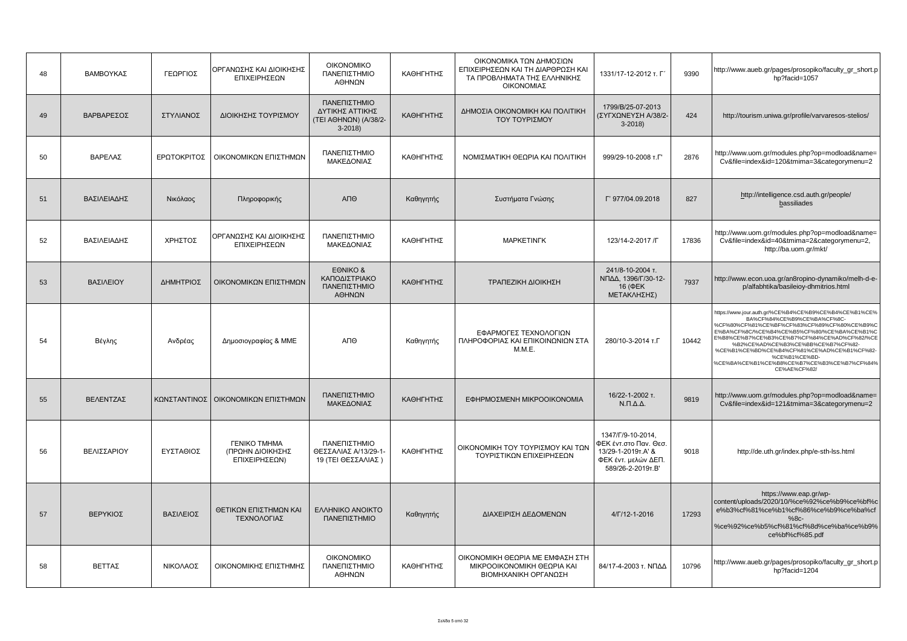| | | | | | | | | |
|---|---|---|---|---|---|---|---|---|
| 48 | ΒΑΜΒΟΥΚΑΣ | ΓΕΩΡΓΙΟΣ | ΟΡΓΑΝΩΣΗΣ ΚΑΙ ΔΙΟΙΚΗΣΗΣ ΕΠΙΧΕΙΡΗΣΕΩΝ | ΟΙΚΟΝΟΜΙΚΟ ΠΑΝΕΠΙΣΤΗΜΙΟ ΑΘΗΝΩΝ | ΚΑΘΗΓΗΤΗΣ | ΟΙΚΟΝΟΜΙΚΑ ΤΩΝ ΔΗΜΟΣΙΩΝ ΕΠΙΧΕΙΡΗΣΕΩΝ ΚΑΙ ΤΗ ΔΙΑΡΘΡΩΣΗ ΚΑΙ ΤΑ ΠΡΟΒΛΗΜΑΤΑ ΤΗΣ ΕΛΛΗΝΙΚΗΣ ΟΙΚΟΝΟΜΙΑΣ | 1331/17-12-2012 τ. Γ΄ | 9390 | http://www.aueb.gr/pages/prosopiko/faculty_gr_short.php?facid=1057 |
| 49 | ΒΑΡΒΑΡΕΣΟΣ | ΣΤΥΛΙΑΝΟΣ | ΔΙΟΙΚΗΣΗΣ ΤΟΥΡΙΣΜΟΥ | ΠΑΝΕΠΙΣΤΗΜΙΟ ΔΥΤΙΚΗΣ ΑΤΤΙΚΗΣ (ΤΕΙ ΑΘΗΝΩΝ) (Α/38/2-3-2018) | ΚΑΘΗΓΗΤΗΣ | ΔΗΜΟΣΙΑ ΟΙΚΟΝΟΜΙΚΗ ΚΑΙ ΠΟΛΙΤΙΚΗ ΤΟΥ ΤΟΥΡΙΣΜΟΥ | 1799/Β/25-07-2013 (ΣΥΓΧΩΝΕΥΣΗ Α/38/2-3-2018) | 424 | http://tourism.uniwa.gr/profile/varvaresos-stelios/ |
| 50 | ΒΑΡΕΛΑΣ | ΕΡΩΤΟΚΡΙΤΟΣ | ΟΙΚΟΝΟΜΙΚΩΝ ΕΠΙΣΤΗΜΩΝ | ΠΑΝΕΠΙΣΤΗΜΙΟ ΜΑΚΕΔΟΝΙΑΣ | ΚΑΘΗΓΗΤΗΣ | ΝΟΜΙΣΜΑΤΙΚΗ ΘΕΩΡΙΑ ΚΑΙ ΠΟΛΙΤΙΚΗ | 999/29-10-2008 τ.Γ' | 2876 | http://www.uom.gr/modules.php?op=modload&name=Cv&file=index&id=120&tmima=3&categorymenu=2 |
| 51 | ΒΑΣΙΛΕΙΑΔΗΣ | Νικόλαος | Πληροφορικής | ΑΠΘ | Καθηγητής | Συστήματα Γνώσης | Γ' 977/04.09.2018 | 827 | http://intelligence.csd.auth.gr/people/bassiliades |
| 52 | ΒΑΣΙΛΕΙΑΔΗΣ | ΧΡΗΣΤΟΣ | ΟΡΓΑΝΩΣΗΣ ΚΑΙ ΔΙΟΙΚΗΣΗΣ ΕΠΙΧΕΙΡΗΣΕΩΝ | ΠΑΝΕΠΙΣΤΗΜΙΟ ΜΑΚΕΔΟΝΙΑΣ | ΚΑΘΗΓΗΤΗΣ | ΜΑΡΚΕΤΙΝΓΚ | 123/14-2-2017 /Γ | 17836 | http://www.uom.gr/modules.php?op=modload&name=Cv&file=index&id=40&tmima=2&categorymenu=2, http://ba.uom.gr/mkt/ |
| 53 | ΒΑΣΙΛΕΙΟΥ | ΔΗΜΗΤΡΙΟΣ | ΟΙΚΟΝΟΜΙΚΩΝ ΕΠΙΣΤΗΜΩΝ | ΕΘΝΙΚΟ & ΚΑΠΟΔΙΣΤΡΙΑΚΟ ΠΑΝΕΠΙΣΤΗΜΙΟ ΑΘΗΝΩΝ | ΚΑΘΗΓΗΤΗΣ | ΤΡΑΠΕΖΙΚΗ ΔΙΟΙΚΗΣΗ | 241/8-10-2004 τ. ΝΠΔΔ, 1396/Γ/30-12-16 (ΦΕΚ ΜΕΤΑΚΛΗΣΗΣ) | 7937 | http://www.econ.uoa.gr/an8ropino-dynamiko/melh-d-e-p/alfabhtika/basileioy-dhmitrios.html |
| 54 | Βέγλης | Ανδρέας | Δημοσιογραφίας & ΜΜΕ | ΑΠΘ | Καθηγητής | ΕΦΑΡΜΟΓΕΣ ΤΕΧΝΟΛΟΓΙΩΝ ΠΛΗΡΟΦΟΡΙΑΣ ΚΑΙ ΕΠΙΚΟΙΝΩΝΙΩΝ ΣΤΑ Μ.Μ.Ε. | 280/10-3-2014 τ.Γ | 10442 | https://www.jour.auth.gr/%CE%B4%CE%B9%CE%B4%CE%B1%CE%BA%CF%84%CE%B9%CE%BA%CF%8C-%CF%80%CF%81%CE%BF%CF%83%CF%89%CF%80%CE%B9%CE%BA%CF%8C%CE%B4%CE%B5%CF%80/%CE%BA%CE%B1%CE%B8%CE%B7%CE%B3%CE%B7%CF%84%CE%AD%CF%82/%CE%B2%CE%AD%CE%B3%CE%BB%CE%B7%CF%82-%CE%B1%CE%BD%CE%B4%CF%81%CE%AD%CE%B1%CF%82-%CE%B1%CE%BD-%CE%BA%CE%B1%CE%B8%CE%B7%CE%B3%CE%B7%CF%84%CE%AE%CF%82/ |
| 55 | ΒΕΛΕΝΤΖΑΣ | ΚΩΝΣΤΑΝΤΙΝΟΣ | ΟΙΚΟΝΟΜΙΚΩΝ ΕΠΙΣΤΗΜΩΝ | ΠΑΝΕΠΙΣΤΗΜΙΟ ΜΑΚΕΔΟΝΙΑΣ | ΚΑΘΗΓΗΤΗΣ | ΕΦΗΡΜΟΣΜΕΝΗ ΜΙΚΡΟΟΙΚΟΝΟΜΙΑ | 16/22-1-2002 τ. Ν.Π.Δ.Δ. | 9819 | http://www.uom.gr/modules.php?op=modload&name=Cv&file=index&id=121&tmima=3&categorymenu=2 |
| 56 | ΒΕΛΙΣΣΑΡΙΟΥ | ΕΥΣΤΑΘΙΟΣ | ΓΕΝΙΚΟ ΤΜΗΜΑ (ΠΡΩΗΝ ΔΙΟΙΚΗΣΗΣ ΕΠΙΧΕΙΡΗΣΕΩΝ) | ΠΑΝΕΠΙΣΤΗΜΙΟ ΘΕΣΣΑΛΙΑΣ Α/13/29-1-19 (ΤΕΙ ΘΕΣΣΑΛΙΑΣ ) | ΚΑΘΗΓΗΤΗΣ | ΟΙΚΟΝΟΜΙΚΗ ΤΟΥ ΤΟΥΡΙΣΜΟΥ ΚΑΙ ΤΩΝ ΤΟΥΡΙΣΤΙΚΩΝ ΕΠΙΧΕΙΡΗΣΕΩΝ | 1347/Γ/9-10-2014, ΦΕΚ έντ.στο Παν. Θεσ. 13/29-1-2019τ.Α' & ΦΕΚ έντ. μελών ΔΕΠ. 589/26-2-2019τ.Β' | 9018 | http://de.uth.gr/index.php/e-sth-lss.html |
| 57 | ΒΕΡΥΚΙΟΣ | ΒΑΣΙΛΕΙΟΣ | ΘΕΤΙΚΩΝ ΕΠΙΣΤΗΜΩΝ ΚΑΙ ΤΕΧΝΟΛΟΓΙΑΣ | ΕΛΛΗΝΙΚΟ ΑΝΟΙΚΤΟ ΠΑΝΕΠΙΣΤΗΜΙΟ | Καθηγητής | ΔΙΑΧΕΙΡΙΣΗ ΔΕΔΟΜΕΝΩΝ | 4/Γ/12-1-2016 | 17293 | https://www.eap.gr/wp-content/uploads/2020/10/%ce%92%ce%b9%ce%bf%ce%b3%cf%81%ce%b1%cf%86%ce%b9%ce%ba%cf%8c-%ce%92%ce%b5%cf%81%cf%8d%ce%ba%ce%b9%ce%bf%cf%85.pdf |
| 58 | ΒΕΤΤΑΣ | ΝΙΚΟΛΑΟΣ | ΟΙΚΟΝΟΜΙΚΗΣ ΕΠΙΣΤΗΜΗΣ | ΟΙΚΟΝΟΜΙΚΟ ΠΑΝΕΠΙΣΤΗΜΙΟ ΑΘΗΝΩΝ | ΚΑΘΗΓΗΤΗΣ | ΟΙΚΟΝΟΜΙΚΗ ΘΕΩΡΙΑ ΜΕ ΕΜΦΑΣΗ ΣΤΗ ΜΙΚΡΟΟΙΚΟΝΟΜΙΚΗ ΘΕΩΡΙΑ ΚΑΙ ΒΙΟΜΗΧΑΝΙΚΗ ΟΡΓΑΝΩΣΗ | 84/17-4-2003 τ. ΝΠΔΔ | 10796 | http://www.aueb.gr/pages/prosopiko/faculty_gr_short.php?facid=1204 |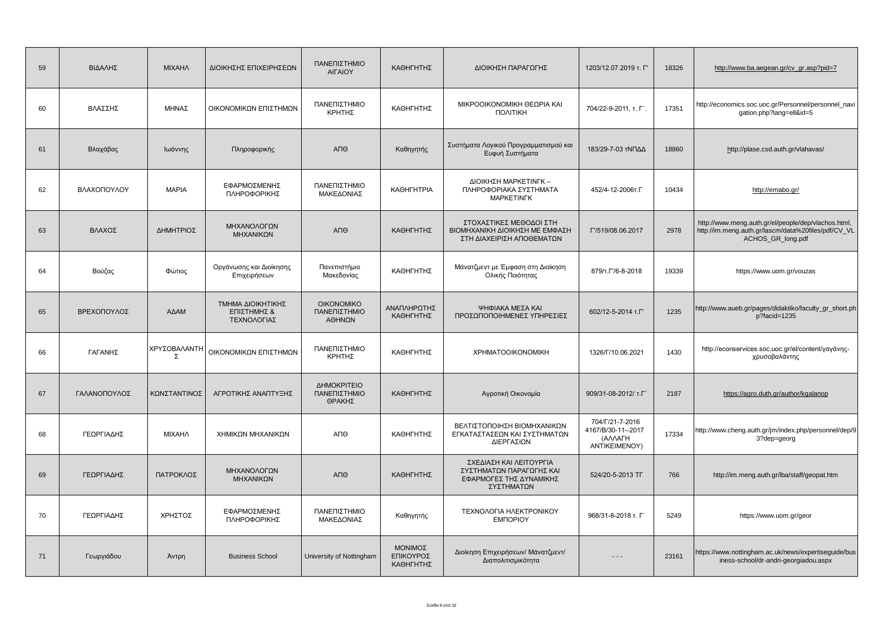| 59 | ΒΙΔΑΛΗΣ | ΜΙΧΑΗΛ | ΔΙΟΙΚΗΣΗΣ ΕΠΙΧΕΙΡΗΣΕΩΝ | ΠΑΝΕΠΙΣΤΗΜΙΟ ΑΙΓΑΙΟΥ | ΚΑΘΗΓΗΤΗΣ | ΔΙΟΙΚΗΣΗ ΠΑΡΑΓΩΓΗΣ | 1203/12.07.2019 τ. Γ' | 18326 | http://www.ba.aegean.gr/cv_gr.asp?pid=7 |
|---|---|---|---|---|---|---|---|---|---|
| 60 | ΒΛΑΣΣΗΣ | ΜΗΝΑΣ | ΟΙΚΟΝΟΜΙΚΩΝ ΕΠΙΣΤΗΜΩΝ | ΠΑΝΕΠΙΣΤΗΜΙΟ ΚΡΗΤΗΣ | ΚΑΘΗΓΗΤΗΣ | ΜΙΚΡΟΟΙΚΟΝΟΜΙΚΗ ΘΕΩΡΙΑ ΚΑΙ ΠΟΛΙΤΙΚΗ | 704/22-9-2011, τ. Γ΄. | 17351 | http://economics.soc.uoc.gr/Personnel/personnel_navigation.php?lang=el&id=5 |
| 61 | Βλαχάβας | Ιωάννης | Πληροφορικής | ΑΠΘ | Καθηγητής | Συστήματα Λογικού Προγραμματισμού και Ευφυή Συστήματα | 183/29-7-03 τΝΠΔΔ | 18860 | http://plase.csd.auth.gr/vlahavas/ |
| 62 | ΒΛΑΧΟΠΟΥΛΟΥ | ΜΑΡΙΑ | ΕΦΑΡΜΟΣΜΕΝΗΣ ΠΛΗΡΟΦΟΡΙΚΗΣ | ΠΑΝΕΠΙΣΤΗΜΙΟ ΜΑΚΕΔΟΝΙΑΣ | ΚΑΘΗΓΗΤΡΙΑ | ΔΙΟΙΚΗΣΗ ΜΑΡΚΕΤΙΝΓΚ – ΠΛΗΡΟΦΟΡΙΑΚΑ ΣΥΣΤΗΜΑΤΑ ΜΑΡΚΕΤΙΝΓΚ | 452/4-12-2006τ.Γ | 10434 | http://emabo.gr/ |
| 63 | ΒΛΑΧΟΣ | ΔΗΜΗΤΡΙΟΣ | ΜΗΧΑΝΟΛΟΓΩΝ ΜΗΧΑΝΙΚΩΝ | ΑΠΘ | ΚΑΘΗΓΗΤΗΣ | ΣΤΟΧΑΣΤΙΚΕΣ ΜΕΘΟΔΟΙ ΣΤΗ ΒΙΟΜΗΧΑΝΙΚΗ ΔΙΟΙΚΗΣΗ ΜΕ ΕΜΦΑΣΗ ΣΤΗ ΔΙΑΧΕΙΡΙΣΗ ΑΠΟΘΕΜΑΤΩΝ | Γ'/519/08.06.2017 | 2978 | http://www.meng.auth.gr/el/people/dep/vlachos.html, http://im.meng.auth.gr/lascm/data%20files/pdf/CV_VLACHOS_GR_long.pdf |
| 64 | Βούζας | Φώτιος | Οργάνωσης και Διοίκησης Επιχειρήσεων | Πανεπιστήμιο Μακεδονίας | ΚΑΘΗΓΗΤΗΣ | Μάνατζμεντ με Έμφαση στη Διοίκηση Ολικής Ποιότητας | 879/τ.Γ'/6-8-2018 | 19339 | https://www.uom.gr/vouzas |
| 65 | ΒΡΕΧΟΠΟΥΛΟΣ | ΑΔΑΜ | ΤΜΗΜΑ ΔΙΟΙΚΗΤΙΚΗΣ ΕΠΙΣΤΗΜΗΣ & ΤΕΧΝΟΛΟΓΙΑΣ | ΟΙΚΟΝΟΜΙΚΟ ΠΑΝΕΠΙΣΤΗΜΙΟ ΑΘΗΝΩΝ | ΑΝΑΠΛΗΡΩΤΗΣ ΚΑΘΗΓΗΤΗΣ | ΨΗΦΙΑΚΑ ΜΕΣΑ ΚΑΙ ΠΡΟΣΩΠΟΠΟΙΗΜΕΝΕΣ ΥΠΗΡΕΣΙΕΣ | 602/12-5-2014 τ.Γ' | 1235 | http://www.aueb.gr/pages/didaktiko/faculty_gr_short.php?facid=1235 |
| 66 | ΓΑΓΑΝΗΣ | ΧΡΥΣΟΒΑΛΑΝΤΗΣ | ΟΙΚΟΝΟΜΙΚΩΝ ΕΠΙΣΤΗΜΩΝ | ΠΑΝΕΠΙΣΤΗΜΙΟ ΚΡΗΤΗΣ | ΚΑΘΗΓΗΤΗΣ | ΧΡΗΜΑΤΟΟΙΚΟΝΟΜΙΚΗ | 1326/Γ/10.06.2021 | 1430 | http://econservices.soc.uoc.gr/el/content/γαγάνης-χρυσοβαλάντης |
| 67 | ΓΑΛΑΝΟΠΟΥΛΟΣ | ΚΩΝΣΤΑΝΤΙΝΟΣ | ΑΓΡΟΤΙΚΗΣ ΑΝΑΠΤΥΞΗΣ | ΔΗΜΟΚΡΙΤΕΙΟ ΠΑΝΕΠΙΣΤΗΜΙΟ ΘΡΑΚΗΣ | ΚΑΘΗΓΗΤΗΣ | Αγροτική Οικονομία | 909/31-08-2012/ τ.Γ΄ | 2187 | https://agro.duth.gr/author/kgalanop |
| 68 | ΓΕΩΡΓΙΑΔΗΣ | ΜΙΧΑΗΛ | ΧΗΜΙΚΩΝ ΜΗΧΑΝΙΚΩΝ | ΑΠΘ | ΚΑΘΗΓΗΤΗΣ | ΒΕΛΤΙΣΤΟΠΟΙΗΣΗ ΒΙΟΜΗΧΑΝΙΚΩΝ ΕΓΚΑΤΑΣΤΑΣΕΩΝ ΚΑΙ ΣΥΣΤΗΜΑΤΩΝ ΔΙΕΡΓΑΣΙΩΝ | 704/Γ/21-7-2016 4167/Β/30-11--2017 (ΑΛΛΑΓΗ ΑΝΤΙΚΕΙΜΕΝΟΥ) | 17334 | http://www.cheng.auth.gr/jm/index.php/personnel/dep/93?dep=georg |
| 69 | ΓΕΩΡΓΙΑΔΗΣ | ΠΑΤΡΟΚΛΟΣ | ΜΗΧΑΝΟΛΟΓΩΝ ΜΗΧΑΝΙΚΩΝ | ΑΠΘ | ΚΑΘΗΓΗΤΗΣ | ΣΧΕΔΙΑΣΗ ΚΑΙ ΛΕΙΤΟΥΡΓΙΑ ΣΥΣΤΗΜΑΤΩΝ ΠΑΡΑΓΩΓΗΣ ΚΑΙ ΕΦΑΡΜΟΓΕΣ ΤΗΣ ΔΥΝΑΜΙΚΗΣ ΣΥΣΤΗΜΑΤΩΝ | 524/20-5-2013 ΤΓ | 766 | http://im.meng.auth.gr/lba/staff/geopat.htm |
| 70 | ΓΕΩΡΓΙΑΔΗΣ | ΧΡΗΣΤΟΣ | ΕΦΑΡΜΟΣΜΕΝΗΣ ΠΛΗΡΟΦΟΡΙΚΗΣ | ΠΑΝΕΠΙΣΤΗΜΙΟ ΜΑΚΕΔΟΝΙΑΣ | Καθηγητής | ΤΕΧΝΟΛΟΓΙΑ ΗΛΕΚΤΡΟΝΙΚΟΥ ΕΜΠΟΡΙΟΥ | 968/31-8-2018 τ. Γ΄ | 5249 | https://www.uom.gr/geor |
| 71 | Γεωργιάδου | Άντρη | Business School | University of Nottingham | ΜΟΝΙΜΟΣ ΕΠΙΚΟΥΡΟΣ ΚΑΘΗΓΗΤΗΣ | Διοίκηση Επιχειρήσεων/ Μάνατζμεντ/ Διαπολιτισμικότητα | - - - | 23161 | https://www.nottingham.ac.uk/news/expertiseguide/business-school/dr-andri-georgiadou.aspx |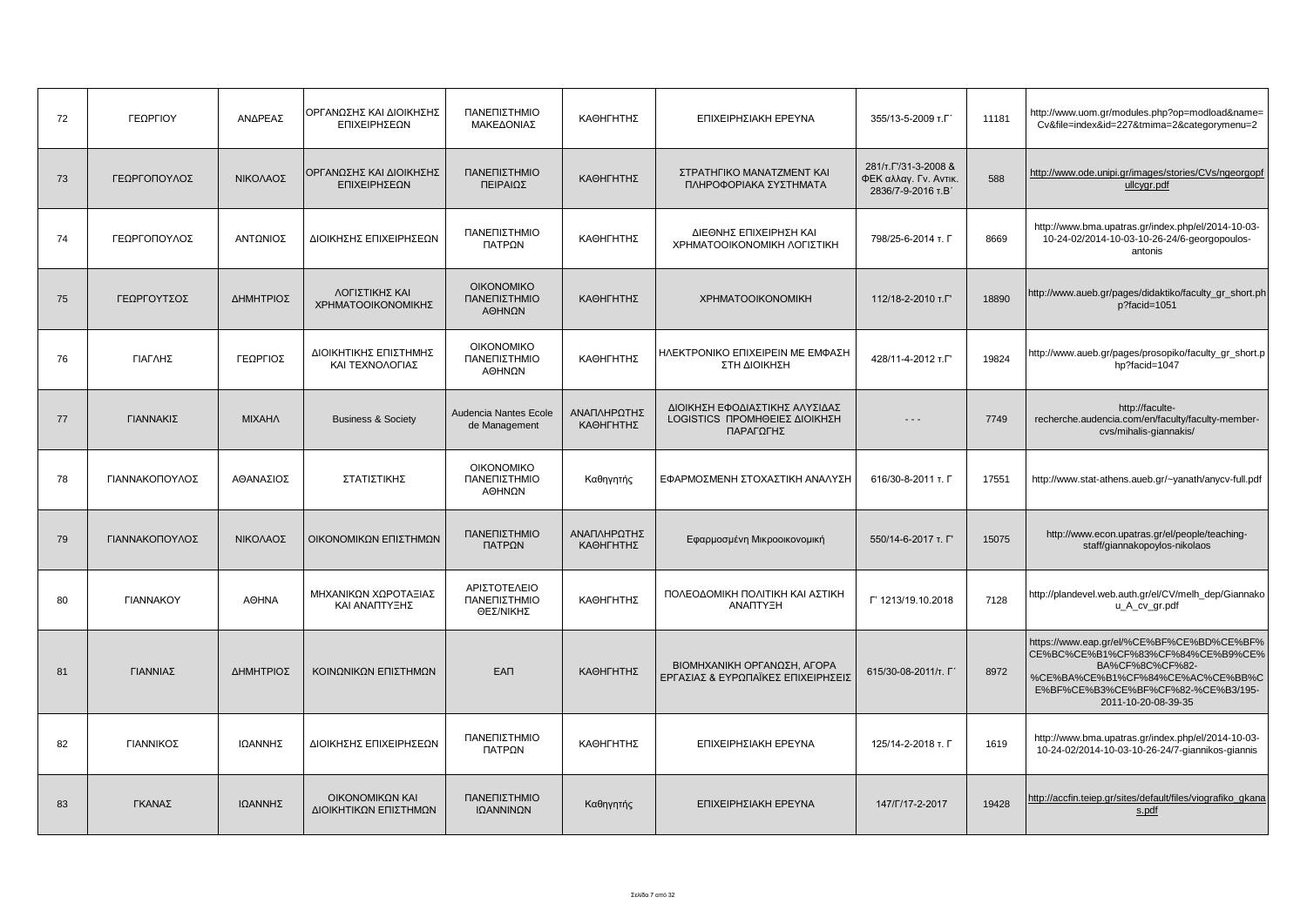| 72 | ΓΕΩΡΓΙΟΥ | ΑΝΔΡΕΑΣ | ΟΡΓΑΝΩΣΗΣ ΚΑΙ ΔΙΟΙΚΗΣΗΣ ΕΠΙΧΕΙΡΗΣΕΩΝ | ΠΑΝΕΠΙΣΤΗΜΙΟ ΜΑΚΕΔΟΝΙΑΣ | ΚΑΘΗΓΗΤΗΣ | ΕΠΙΧΕΙΡΗΣΙΑΚΗ ΕΡΕΥΝΑ | 355/13-5-2009 τ.Γ΄ | 11181 | http://www.uom.gr/modules.php?op=modload&name=Cv&file=index&id=227&tmima=2&categorymenu=2 |
|---|---|---|---|---|---|---|---|---|---|
| 73 | ΓΕΩΡΓΟΠΟΥΛΟΣ | ΝΙΚΟΛΑΟΣ | ΟΡΓΑΝΩΣΗΣ ΚΑΙ ΔΙΟΙΚΗΣΗΣ ΕΠΙΧΕΙΡΗΣΕΩΝ | ΠΑΝΕΠΙΣΤΗΜΙΟ ΠΕΙΡΑΙΩΣ | ΚΑΘΗΓΗΤΗΣ | ΣΤΡΑΤΗΓΙΚΟ ΜΑΝΑΤΖΜΕΝΤ ΚΑΙ ΠΛΗΡΟΦΟΡΙΑΚΑ ΣΥΣΤΗΜΑΤΑ | 281/τ.Γ'/31-3-2008 & ΦΕΚ αλλαγ. Γν. Αντικ. 2836/7-9-2016 τ.Β΄ | 588 | http://www.ode.unipi.gr/images/stories/CVs/ngeorgopfullcygr.pdf |
| 74 | ΓΕΩΡΓΟΠΟΥΛΟΣ | ΑΝΤΩΝΙΟΣ | ΔΙΟΙΚΗΣΗΣ ΕΠΙΧΕΙΡΗΣΕΩΝ | ΠΑΝΕΠΙΣΤΗΜΙΟ ΠΑΤΡΩΝ | ΚΑΘΗΓΗΤΗΣ | ΔΙΕΘΝΗΣ ΕΠΙΧΕΙΡΗΣΗ ΚΑΙ ΧΡΗΜΑΤΟΟΙΚΟΝΟΜΙΚΗ ΛΟΓΙΣΤΙΚΗ | 798/25-6-2014 τ. Γ | 8669 | http://www.bma.upatras.gr/index.php/el/2014-10-03-10-24-02/2014-10-03-10-26-24/6-georgopoulos-antonis |
| 75 | ΓΕΩΡΓΟΥΤΣΟΣ | ΔΗΜΗΤΡΙΟΣ | ΛΟΓΙΣΤΙΚΗΣ ΚΑΙ ΧΡΗΜΑΤΟΟΙΚΟΝΟΜΙΚΗΣ | ΟΙΚΟΝΟΜΙΚΟ ΠΑΝΕΠΙΣΤΗΜΙΟ ΑΘΗΝΩΝ | ΚΑΘΗΓΗΤΗΣ | ΧΡΗΜΑΤΟΟΙΚΟΝΟΜΙΚΗ | 112/18-2-2010 τ.Γ' | 18890 | http://www.aueb.gr/pages/didaktiko/faculty_gr_short.php?facid=1051 |
| 76 | ΓΙΑΓΛΗΣ | ΓΕΩΡΓΙΟΣ | ΔΙΟΙΚΗΤΙΚΗΣ ΕΠΙΣΤΗΜΗΣ ΚΑΙ ΤΕΧΝΟΛΟΓΙΑΣ | ΟΙΚΟΝΟΜΙΚΟ ΠΑΝΕΠΙΣΤΗΜΙΟ ΑΘΗΝΩΝ | ΚΑΘΗΓΗΤΗΣ | ΗΛΕΚΤΡΟΝΙΚΟ ΕΠΙΧΕΙΡΕΙΝ ΜΕ ΕΜΦΑΣΗ ΣΤΗ ΔΙΟΙΚΗΣΗ | 428/11-4-2012 τ.Γ' | 19824 | http://www.aueb.gr/pages/prosopiko/faculty_gr_short.php?facid=1047 |
| 77 | ΓΙΑΝΝΑΚΙΣ | ΜΙΧΑΗΛ | Business & Society | Audencia Nantes Ecole de Management | ΑΝΑΠΛΗΡΩΤΗΣ ΚΑΘΗΓΗΤΗΣ | ΔΙΟΙΚΗΣΗ ΕΦΟΔΙΑΣΤΙΚΗΣ ΑΛΥΣΙΔΑΣ LOGISTICS ΠΡΟΜΗΘΕΙΕΣ ΔΙΟΙΚΗΣΗ ΠΑΡΑΓΩΓΗΣ | - - - | 7749 | http://faculte-recherche.audencia.com/en/faculty/faculty-member-cvs/mihalis-giannakis/ |
| 78 | ΓΙΑΝΝΑΚΟΠΟΥΛΟΣ | ΑΘΑΝΑΣΙΟΣ | ΣΤΑΤΙΣΤΙΚΗΣ | ΟΙΚΟΝΟΜΙΚΟ ΠΑΝΕΠΙΣΤΗΜΙΟ ΑΘΗΝΩΝ | Καθηγητής | ΕΦΑΡΜΟΣΜΕΝΗ ΣΤΟΧΑΣΤΙΚΗ ΑΝΑΛΥΣΗ | 616/30-8-2011 τ. Γ | 17551 | http://www.stat-athens.aueb.gr/~yanath/anycv-full.pdf |
| 79 | ΓΙΑΝΝΑΚΟΠΟΥΛΟΣ | ΝΙΚΟΛΑΟΣ | ΟΙΚΟΝΟΜΙΚΩΝ ΕΠΙΣΤΗΜΩΝ | ΠΑΝΕΠΙΣΤΗΜΙΟ ΠΑΤΡΩΝ | ΑΝΑΠΛΗΡΩΤΗΣ ΚΑΘΗΓΗΤΗΣ | Εφαρμοσμένη Μικροοικονομική | 550/14-6-2017 τ. Γ' | 15075 | http://www.econ.upatras.gr/el/people/teaching-staff/giannakopoylos-nikolaos |
| 80 | ΓΙΑΝΝΑΚΟΥ | ΑΘΗΝΑ | ΜΗΧΑΝΙΚΩΝ ΧΩΡΟΤΑΞΙΑΣ ΚΑΙ ΑΝΑΠΤΥΞΗΣ | ΑΡΙΣΤΟΤΕΛΕΙΟ ΠΑΝΕΠΙΣΤΗΜΙΟ ΘΕΣ/ΝΙΚΗΣ | ΚΑΘΗΓΗΤΗΣ | ΠΟΛΕΟΔΟΜΙΚΗ ΠΟΛΙΤΙΚΗ ΚΑΙ ΑΣΤΙΚΗ ΑΝΑΠΤΥΞΗ | Γ' 1213/19.10.2018 | 7128 | http://plandevel.web.auth.gr/el/CV/melh_dep/Giannakou_A_cv_gr.pdf |
| 81 | ΓΙΑΝΝΙΑΣ | ΔΗΜΗΤΡΙΟΣ | ΚΟΙΝΩΝΙΚΩΝ ΕΠΙΣΤΗΜΩΝ | ΕΑΠ | ΚΑΘΗΓΗΤΗΣ | ΒΙΟΜΗΧΑΝΙΚΗ ΟΡΓΑΝΩΣΗ, ΑΓΟΡΑ ΕΡΓΑΣΙΑΣ & ΕΥΡΩΠΑΪΚΕΣ ΕΠΙΧΕΙΡΗΣΕΙΣ | 615/30-08-2011/τ. Γ΄ | 8972 | https://www.eap.gr/el/%CE%BF%CE%BD%CE%BF%CE%BC%CE%B1%CF%83%CF%84%CE%B9%CE%BA%CF%8C%CF%82-%CE%BA%CE%B1%CF%84%CE%AC%CE%BB%CE%BF%CE%B3%CE%BF%CF%82-%CE%B3/195-2011-10-20-08-39-35 |
| 82 | ΓΙΑΝΝΙΚΟΣ | ΙΩΑΝΝΗΣ | ΔΙΟΙΚΗΣΗΣ ΕΠΙΧΕΙΡΗΣΕΩΝ | ΠΑΝΕΠΙΣΤΗΜΙΟ ΠΑΤΡΩΝ | ΚΑΘΗΓΗΤΗΣ | ΕΠΙΧΕΙΡΗΣΙΑΚΗ ΕΡΕΥΝΑ | 125/14-2-2018 τ. Γ | 1619 | http://www.bma.upatras.gr/index.php/el/2014-10-03-10-24-02/2014-10-03-10-26-24/7-giannikos-giannis |
| 83 | ΓΚΑΝΑΣ | ΙΩΑΝΝΗΣ | ΟΙΚΟΝΟΜΙΚΩΝ ΚΑΙ ΔΙΟΙΚΗΤΙΚΩΝ ΕΠΙΣΤΗΜΩΝ | ΠΑΝΕΠΙΣΤΗΜΙΟ ΙΩΑΝΝΙΝΩΝ | Καθηγητής | ΕΠΙΧΕΙΡΗΣΙΑΚΗ ΕΡΕΥΝΑ | 147/Γ/17-2-2017 | 19428 | http://accfin.teiep.gr/sites/default/files/viografiko_gkanas.pdf |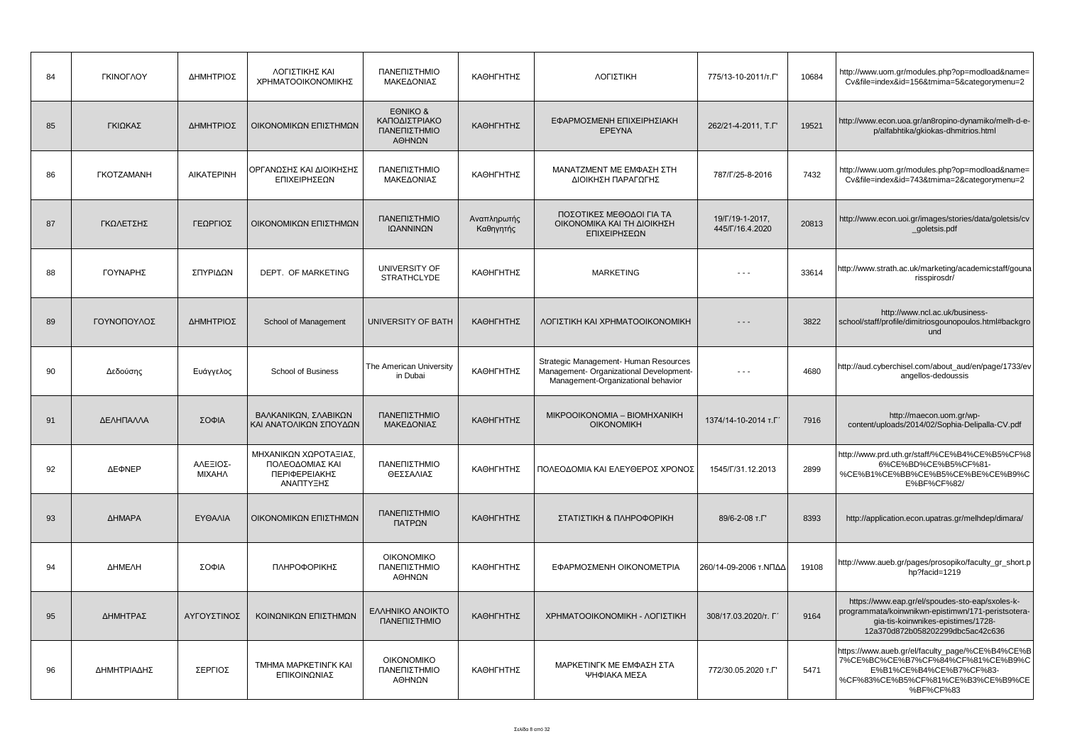| 84 | ΓΚΙΝΟΓΛΟΥ | ΔΗΜΗΤΡΙΟΣ | ΛΟΓΙΣΤΙΚΗΣ ΚΑΙ ΧΡΗΜΑΤΟΟΙΚΟΝΟΜΙΚΗΣ | ΠΑΝΕΠΙΣΤΗΜΙΟ ΜΑΚΕΔΟΝΙΑΣ | ΚΑΘΗΓΗΤΗΣ | ΛΟΓΙΣΤΙΚΗ | 775/13-10-2011/τ.Γ' | 10684 | http://www.uom.gr/modules.php?op=modload&name=Cv&file=index&id=156&tmima=5&categorymenu=2 |
|---|---|---|---|---|---|---|---|---|---|
| 85 | ΓΚΙΩΚΑΣ | ΔΗΜΗΤΡΙΟΣ | ΟΙΚΟΝΟΜΙΚΩΝ ΕΠΙΣΤΗΜΩΝ | ΕΘΝΙΚΟ & ΚΑΠΟΔΙΣΤΡΙΑΚΟ ΠΑΝΕΠΙΣΤΗΜΙΟ ΑΘΗΝΩΝ | ΚΑΘΗΓΗΤΗΣ | ΕΦΑΡΜΟΣΜΕΝΗ ΕΠΙΧΕΙΡΗΣΙΑΚΗ ΕΡΕΥΝΑ | 262/21-4-2011, Τ.Γ' | 19521 | http://www.econ.uoa.gr/an8ropino-dynamiko/melh-d-e-p/alfabhtika/gkiokas-dhmitrios.html |
| 86 | ΓΚΟΤΖΑΜΑΝΗ | ΑΙΚΑΤΕΡΙΝΗ | ΟΡΓΑΝΩΣΗΣ ΚΑΙ ΔΙΟΙΚΗΣΗΣ ΕΠΙΧΕΙΡΗΣΕΩΝ | ΠΑΝΕΠΙΣΤΗΜΙΟ ΜΑΚΕΔΟΝΙΑΣ | ΚΑΘΗΓΗΤΗΣ | ΜΑΝΑΤΖΜΕΝΤ ΜΕ ΕΜΦΑΣΗ ΣΤΗ ΔΙΟΙΚΗΣΗ ΠΑΡΑΓΩΓΗΣ | 787/Γ/25-8-2016 | 7432 | http://www.uom.gr/modules.php?op=modload&name=Cv&file=index&id=743&tmima=2&categorymenu=2 |
| 87 | ΓΚΩΛΕΤΣΗΣ | ΓΕΩΡΓΙΟΣ | ΟΙΚΟΝΟΜΙΚΩΝ ΕΠΙΣΤΗΜΩΝ | ΠΑΝΕΠΙΣΤΗΜΙΟ ΙΩΑΝΝΙΝΩΝ | Αναπληρωτής Καθηγητής | ΠΟΣΟΤΙΚΕΣ ΜΕΘΟΔΟΙ ΓΙΑ ΤΑ ΟΙΚΟΝΟΜΙΚΑ ΚΑΙ ΤΗ ΔΙΟΙΚΗΣΗ ΕΠΙΧΕΙΡΗΣΕΩΝ | 19/Γ/19-1-2017, 445/Γ/16.4.2020 | 20813 | http://www.econ.uoi.gr/images/stories/data/goletsis/cv_goletsis.pdf |
| 88 | ΓΟΥΝΑΡΗΣ | ΣΠΥΡΙΔΩΝ | DEPT. OF MARKETING | UNIVERSITY OF STRATHCLYDE | ΚΑΘΗΓΗΤΗΣ | MARKETING | - - - | 33614 | http://www.strath.ac.uk/marketing/academicstaff/gounarisspirosdr/ |
| 89 | ΓΟΥΝΟΠΟΥΛΟΣ | ΔΗΜΗΤΡΙΟΣ | School of Management | UNIVERSITY OF BATH | ΚΑΘΗΓΗΤΗΣ | ΛΟΓΙΣΤΙΚΗ ΚΑΙ ΧΡΗΜΑΤΟΟΙΚΟΝΟΜΙΚΗ | - - - | 3822 | http://www.ncl.ac.uk/business-school/staff/profile/dimitriosgounopoulos.html#background |
| 90 | Δεδούσης | Ευάγγελος | School of Business | The American University in Dubai | ΚΑΘΗΓΗΤΗΣ | Strategic Management- Human Resources Management- Organizational Development-Management-Organizational behavior | - - - | 4680 | http://aud.cyberchisel.com/about_aud/en/page/1733/evangellos-dedoussis |
| 91 | ΔΕΛΗΠΑΛΛΑ | ΣΟΦΙΑ | ΒΑΛΚΑΝΙΚΩΝ, ΣΛΑΒΙΚΩΝ ΚΑΙ ΑΝΑΤΟΛΙΚΩΝ ΣΠΟΥΔΩΝ | ΠΑΝΕΠΙΣΤΗΜΙΟ ΜΑΚΕΔΟΝΙΑΣ | ΚΑΘΗΓΗΤΗΣ | ΜΙΚΡΟΟΙΚΟΝΟΜΙΑ – ΒΙΟΜΗΧΑΝΙΚΗ ΟΙΚΟΝΟΜΙΚΗ | 1374/14-10-2014 τ.Γ΄ | 7916 | http://maecon.uom.gr/wp-content/uploads/2014/02/Sophia-Delipalla-CV.pdf |
| 92 | ΔΕΦΝΕΡ | ΑΛΕΞΙΟΣ-ΜΙΧΑΗΛ | ΜΗΧΑΝΙΚΩΝ ΧΩΡΟΤΑΞΙΑΣ, ΠΟΛΕΟΔΟΜΙΑΣ ΚΑΙ ΠΕΡΙΦΕΡΕΙΑΚΗΣ ΑΝΑΠΤΥΞΗΣ | ΠΑΝΕΠΙΣΤΗΜΙΟ ΘΕΣΣΑΛΙΑΣ | ΚΑΘΗΓΗΤΗΣ | ΠΟΛΕΟΔΟΜΙΑ ΚΑΙ ΕΛΕΥΘΕΡΟΣ ΧΡΟΝΟΣ | 1545/Γ/31.12.2013 | 2899 | http://www.prd.uth.gr/staff/%CE%B4%CE%B5%CF%86%CE%BD%CE%B5%CF%81-%CE%B1%CE%BB%CE%B5%CE%BE%CE%B9%CE%BF%CF%82/ |
| 93 | ΔΗΜΑΡΑ | ΕΥΘΑΛΙΑ | ΟΙΚΟΝΟΜΙΚΩΝ ΕΠΙΣΤΗΜΩΝ | ΠΑΝΕΠΙΣΤΗΜΙΟ ΠΑΤΡΩΝ | ΚΑΘΗΓΗΤΗΣ | ΣΤΑΤΙΣΤΙΚΗ & ΠΛΗΡΟΦΟΡΙΚΗ | 89/6-2-08 τ.Γ' | 8393 | http://application.econ.upatras.gr/melhdep/dimara/ |
| 94 | ΔΗΜΕΛΗ | ΣΟΦΙΑ | ΠΛΗΡΟΦΟΡΙΚΗΣ | ΟΙΚΟΝΟΜΙΚΟ ΠΑΝΕΠΙΣΤΗΜΙΟ ΑΘΗΝΩΝ | ΚΑΘΗΓΗΤΗΣ | ΕΦΑΡΜΟΣΜΕΝΗ ΟΙΚΟΝΟΜΕΤΡΙΑ | 260/14-09-2006 τ.ΝΠΔΔ | 19108 | http://www.aueb.gr/pages/prosopiko/faculty_gr_short.php?facid=1219 |
| 95 | ΔΗΜΗΤΡΑΣ | ΑΥΓΟΥΣΤΙΝΟΣ | ΚΟΙΝΩΝΙΚΩΝ ΕΠΙΣΤΗΜΩΝ | ΕΛΛΗΝΙΚΟ ΑΝΟΙΚΤΟ ΠΑΝΕΠΙΣΤΗΜΙΟ | ΚΑΘΗΓΗΤΗΣ | ΧΡΗΜΑΤΟΟΙΚΟΝΟΜΙΚΗ - ΛΟΓΙΣΤΙΚΗ | 308/17.03.2020/τ. Γ΄ | 9164 | https://www.eap.gr/el/spoudes-sto-eap/sxoles-k-programmata/koinwnikwn-epistimwn/171-peristsotera-gia-tis-koinwnikes-epistimes/1728-12a370d872b058202299dbc5ac42c636 |
| 96 | ΔΗΜΗΤΡΙΑΔΗΣ | ΣΕΡΓΙΟΣ | ΤΜΗΜΑ ΜΑΡΚΕΤΙΝΓΚ ΚΑΙ ΕΠΙΚΟΙΝΩΝΙΑΣ | ΟΙΚΟΝΟΜΙΚΟ ΠΑΝΕΠΙΣΤΗΜΙΟ ΑΘΗΝΩΝ | ΚΑΘΗΓΗΤΗΣ | ΜΑΡΚΕΤΙΝΓΚ ΜΕ ΕΜΦΑΣΗ ΣΤΑ ΨΗΦΙΑΚΑ ΜΕΣΑ | 772/30.05.2020 τ.Γ' | 5471 | https://www.aueb.gr/el/faculty_page/%CE%B4%CE%B7%CE%BC%CE%B7%CF%84%CF%81%CE%B9%CE%B1%CE%B4%CE%B7%CF%83-%CF%83%CE%B5%CF%81%CE%B3%CE%B9%CE%BF%CF%83 |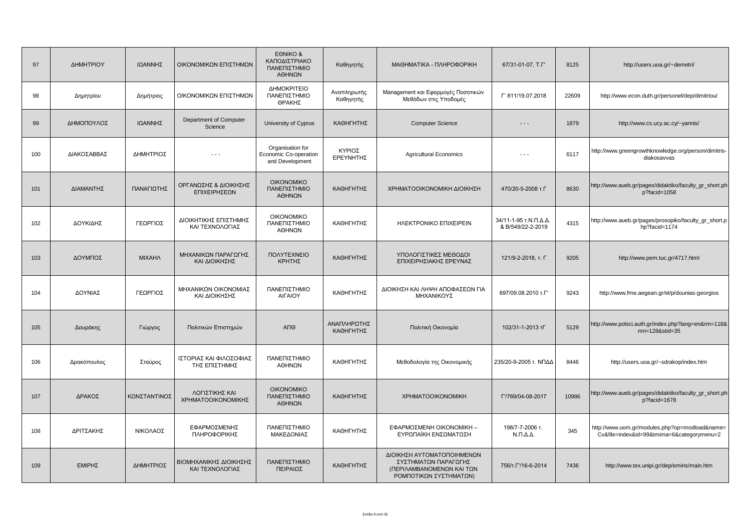| | | | | | | | | | |
|---|---|---|---|---|---|---|---|---|---|
| 97 | ΔΗΜΗΤΡΙΟΥ | ΙΩΑΝΝΗΣ | ΟΙΚΟΝΟΜΙΚΩΝ ΕΠΙΣΤΗΜΩΝ | ΕΘΝΙΚΟ & ΚΑΠΟΔΙΣΤΡΙΑΚΟ ΠΑΝΕΠΙΣΤΗΜΙΟ ΑΘΗΝΩΝ | Καθηγητής | ΜΑΘΗΜΑΤΙΚΑ - ΠΛΗΡΟΦΟΡΙΚΗ | 67/31-01-07, Τ.Γ' | 8125 | http://users.uoa.gr/~demetri/ |
| 98 | Δημητρίου | Δημήτριος | ΟΙΚΟΝΟΜΙΚΩΝ ΕΠΙΣΤΗΜΩΝ | ΔΗΜΟΚΡΙΤΕΙΟ ΠΑΝΕΠΙΣΤΗΜΙΟ ΘΡΑΚΗΣ | Αναπληρωτής Καθηγητής | Management και Εφαρμογές Ποσοτικών Μεθόδων στις Υποδομές | Γ' 811/19.07.2018 | 22609 | http://www.econ.duth.gr/personel/dep/dimitriou/ |
| 99 | ΔΗΜΟΠΟΥΛΟΣ | ΙΩΑΝΝΗΣ | Department of Computer Science | University of Cyprus | ΚΑΘΗΓΗΤΗΣ | Computer Science | - - - | 1879 | http://www.cs.ucy.ac.cy/~yannis/ |
| 100 | ΔΙΑΚΟΣΑΒΒΑΣ | ΔΗΜΗΤΡΙΟΣ | - - - | Organisation for Economic Co-operation and Development | ΚΥΡΙΟΣ ΕΡΕΥΝΗΤΗΣ | Agricultural Economics | - - - | 6117 | http://www.greengrowthknowledge.org/person/dimitris-diakosavvas |
| 101 | ΔΙΑΜΑΝΤΗΣ | ΠΑΝΑΓΙΩΤΗΣ | ΟΡΓΑΝΩΣΗΣ & ΔΙΟΙΚΗΣΗΣ ΕΠΙΧΕΙΡΗΣΕΩΝ | ΟΙΚΟΝΟΜΙΚΟ ΠΑΝΕΠΙΣΤΗΜΙΟ ΑΘΗΝΩΝ | ΚΑΘΗΓΗΤΗΣ | ΧΡΗΜΑΤΟΟΙΚΟΝΟΜΙΚΗ ΔΙΟΙΚΗΣΗ | 470/20-5-2008 τ.Γ | 8630 | http://www.aueb.gr/pages/didaktiko/faculty_gr_short.php?facid=1058 |
| 102 | ΔΟΥΚΙΔΗΣ | ΓΕΩΡΓΙΟΣ | ΔΙΟΙΚΗΤΙΚΗΣ ΕΠΙΣΤΗΜΗΣ ΚΑΙ ΤΕΧΝΟΛΟΓΙΑΣ | ΟΙΚΟΝΟΜΙΚΟ ΠΑΝΕΠΙΣΤΗΜΙΟ ΑΘΗΝΩΝ | ΚΑΘΗΓΗΤΗΣ | ΗΛΕΚΤΡΟΝΙΚΟ ΕΠΙΧΕΙΡΕΙΝ | 34/11-1-95 τ.Ν.Π.Δ.Δ. & Β/549/22-2-2019 | 4315 | http://www.aueb.gr/pages/prosopiko/faculty_gr_short.php?facid=1174 |
| 103 | ΔΟΥΜΠΟΣ | ΜΙΧΑΗΛ | ΜΗΧΑΝΙΚΩΝ ΠΑΡΑΓΩΓΗΣ ΚΑΙ ΔΙΟΙΚΗΣΗΣ | ΠΟΛΥΤΕΧΝΕΙΟ ΚΡΗΤΗΣ | ΚΑΘΗΓΗΤΗΣ | ΥΠΟΛΟΓΙΣΤΙΚΕΣ ΜΕΘΟΔΟΙ ΕΠΙΧΕΙΡΗΣΙΑΚΗΣ ΕΡΕΥΝΑΣ | 121/9-2-2018, τ. Γ | 9205 | http://www.pem.tuc.gr/4717.html |
| 104 | ΔΟΥΝΙΑΣ | ΓΕΩΡΓΙΟΣ | ΜΗΧΑΝΙΚΩΝ ΟΙΚΟΝΟΜΙΑΣ ΚΑΙ ΔΙΟΙΚΗΣΗΣ | ΠΑΝΕΠΙΣΤΗΜΙΟ ΑΙΓΑΙΟΥ | ΚΑΘΗΓΗΤΗΣ | ΔΙΟΙΚΗΣΗ ΚΑΙ ΛΗΨΗ ΑΠΟΦΑΣΕΩΝ ΓΙΑ ΜΗΧΑΝΙΚΟΥΣ | 697/09.08.2010 τ.Γ' | 9243 | http://www.fme.aegean.gr/el/p/dounias-georgios |
| 105 | Δουράκης | Γιώργος | Πολιτικών Επιστημών | ΑΠΘ | ΑΝΑΠΛΗΡΩΤΗΣ ΚΑΘΗΓΗΤΗΣ | Πολιτική Οικονομία | 102/31-1-2013 τΓ | 5129 | http://www.polsci.auth.gr/index.php?lang=en&rm=118&mn=128&stid=35 |
| 106 | Δρακόπουλος | Σταύρος | ΙΣΤΟΡΙΑΣ ΚΑΙ ΦΙΛΟΣΟΦΙΑΣ ΤΗΣ ΕΠΙΣΤΗΜΗΣ | ΠΑΝΕΠΙΣΤΗΜΙΟ ΑΘΗΝΩΝ | ΚΑΘΗΓΗΤΗΣ | Μεθοδολογία της Οικονομικής | 235/20-9-2005 τ. ΝΠΔΔ | 8446 | http://users.uoa.gr/~sdrakop/index.htm |
| 107 | ΔΡΑΚΟΣ | ΚΩΝΣΤΑΝΤΙΝΟΣ | ΛΟΓΙΣΤΙΚΗΣ ΚΑΙ ΧΡΗΜΑΤΟΟΙΚΟΝΟΜΙΚΗΣ | ΟΙΚΟΝΟΜΙΚΟ ΠΑΝΕΠΙΣΤΗΜΙΟ ΑΘΗΝΩΝ | ΚΑΘΗΓΗΤΗΣ | ΧΡΗΜΑΤΟΟΙΚΟΝΟΜΙΚΗ | Γ'/769/04-08-2017 | 10986 | http://www.aueb.gr/pages/didaktiko/faculty_gr_short.php?facid=1678 |
| 108 | ΔΡΙΤΣΑΚΗΣ | ΝΙΚΟΛΑΟΣ | ΕΦΑΡΜΟΣΜΕΝΗΣ ΠΛΗΡΟΦΟΡΙΚΗΣ | ΠΑΝΕΠΙΣΤΗΜΙΟ ΜΑΚΕΔΟΝΙΑΣ | ΚΑΘΗΓΗΤΗΣ | ΕΦΑΡΜΟΣΜΕΝΗ ΟΙΚΟΝΟΜΙΚΗ – ΕΥΡΩΠΑΪΚΗ ΕΝΣΩΜΑΤΩΣΗ | 198/7-7-2006 τ. Ν.Π.Δ.Δ. | 345 | http://www.uom.gr/modules.php?op=modload&name=Cv&file=index&id=99&tmima=6&categorymenu=2 |
| 109 | ΕΜΙΡΗΣ | ΔΗΜΗΤΡΙΟΣ | ΒΙΟΜΗΧΑΝΙΚΗΣ ΔΙΟΙΚΗΣΗΣ ΚΑΙ ΤΕΧΝΟΛΟΓΙΑΣ | ΠΑΝΕΠΙΣΤΗΜΙΟ ΠΕΙΡΑΙΩΣ | ΚΑΘΗΓΗΤΗΣ | ΔΙΟΙΚΗΣΗ ΑΥΤΟΜΑΤΟΠΟΙΗΜΕΝΩΝ ΣΥΣΤΗΜΑΤΩΝ ΠΑΡΑΓΩΓΗΣ (ΠΕΡΙΛΑΜΒΑΝΟΜΕΝΩΝ ΚΑΙ ΤΩΝ ΡΟΜΠΟΤΙΚΩΝ ΣΥΣΤΗΜΑΤΩΝ) | 756/τ.Γ'/16-6-2014 | 7436 | http://www.tex.unipi.gr/dep/emiris/main.htm |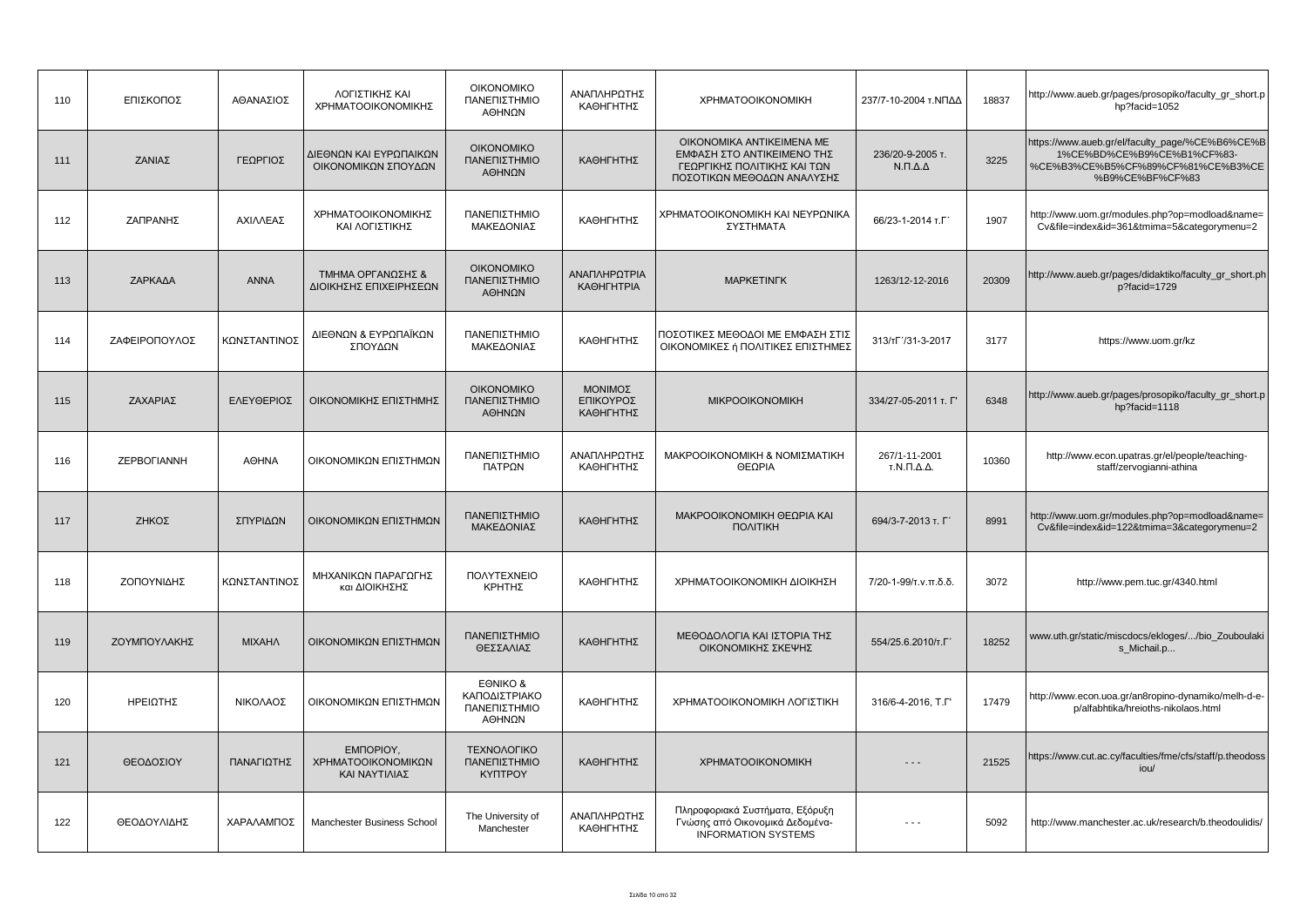| 110 | ΕΠΙΣΚΟΠΟΣ | ΑΘΑΝΑΣΙΟΣ | ΛΟΓΙΣΤΙΚΗΣ ΚΑΙ ΧΡΗΜΑΤΟΟΙΚΟΝΟΜΙΚΗΣ | ΟΙΚΟΝΟΜΙΚΟ ΠΑΝΕΠΙΣΤΗΜΙΟ ΑΘΗΝΩΝ | ΑΝΑΠΛΗΡΩΤΗΣ ΚΑΘΗΓΗΤΗΣ | ΧΡΗΜΑΤΟΟΙΚΟΝΟΜΙΚΗ | 237/7-10-2004 τ.ΝΠΔΔ | 18837 | http://www.aueb.gr/pages/prosopiko/faculty_gr_short.php?facid=1052 |
|---|---|---|---|---|---|---|---|---|---|
| 111 | ΖΑΝΙΑΣ | ΓΕΩΡΓΙΟΣ | ΔΙΕΘΝΩΝ ΚΑΙ ΕΥΡΩΠΑΙΚΩΝ ΟΙΚΟΝΟΜΙΚΩΝ ΣΠΟΥΔΩΝ | ΟΙΚΟΝΟΜΙΚΟ ΠΑΝΕΠΙΣΤΗΜΙΟ ΑΘΗΝΩΝ | ΚΑΘΗΓΗΤΗΣ | ΟΙΚΟΝΟΜΙΚΑ ΑΝΤΙΚΕΙΜΕΝΑ ΜΕ ΕΜΦΑΣΗ ΣΤΟ ΑΝΤΙΚΕΙΜΕΝΟ ΤΗΣ ΓΕΩΡΓΙΚΗΣ ΠΟΛΙΤΙΚΗΣ ΚΑΙ ΤΩΝ ΠΟΣΟΤΙΚΩΝ ΜΕΘΟΔΩΝ ΑΝΑΛΥΣΗΣ | 236/20-9-2005 τ. Ν.Π.Δ.Δ | 3225 | https://www.aueb.gr/el/faculty_page/%CE%B6%CE%B1%CE%BD%CE%B9%CE%B1%CF%83-%CE%B3%CE%B5%CF%89%CF%81%CE%B3%CE%B9%CE%BF%CF%83 |
| 112 | ΖΑΠΡΑΝΗΣ | ΑΧΙΛΛΕΑΣ | ΧΡΗΜΑΤΟΟΙΚΟΝΟΜΙΚΗΣ ΚΑΙ ΛΟΓΙΣΤΙΚΗΣ | ΠΑΝΕΠΙΣΤΗΜΙΟ ΜΑΚΕΔΟΝΙΑΣ | ΚΑΘΗΓΗΤΗΣ | ΧΡΗΜΑΤΟΟΙΚΟΝΟΜΙΚΗ ΚΑΙ ΝΕΥΡΩΝΙΚΑ ΣΥΣΤΗΜΑΤΑ | 66/23-1-2014 τ.Γ΄ | 1907 | http://www.uom.gr/modules.php?op=modload&name=Cv&file=index&id=361&tmima=5&categorymenu=2 |
| 113 | ΖΑΡΚΑΔΑ | ΑΝΝΑ | ΤΜΗΜΑ ΟΡΓΑΝΩΣΗΣ & ΔΙΟΙΚΗΣΗΣ ΕΠΙΧΕΙΡΗΣΕΩΝ | ΟΙΚΟΝΟΜΙΚΟ ΠΑΝΕΠΙΣΤΗΜΙΟ ΑΘΗΝΩΝ | ΑΝΑΠΛΗΡΩΤΡΙΑ ΚΑΘΗΓΗΤΡΙΑ | ΜΑΡΚΕΤΙΝΓΚ | 1263/12-12-2016 | 20309 | http://www.aueb.gr/pages/didaktiko/faculty_gr_short.php?facid=1729 |
| 114 | ΖΑΦΕΙΡΟΠΟΥΛΟΣ | ΚΩΝΣΤΑΝΤΙΝΟΣ | ΔΙΕΘΝΩΝ & ΕΥΡΩΠΑΪΚΩΝ ΣΠΟΥΔΩΝ | ΠΑΝΕΠΙΣΤΗΜΙΟ ΜΑΚΕΔΟΝΙΑΣ | ΚΑΘΗΓΗΤΗΣ | ΠΟΣΟΤΙΚΕΣ ΜΕΘΟΔΟΙ ΜΕ ΕΜΦΑΣΗ ΣΤΙΣ ΟΙΚΟΝΟΜΙΚΕΣ ή ΠΟΛΙΤΙΚΕΣ ΕΠΙΣΤΗΜΕΣ | 313/τΓ΄/31-3-2017 | 3177 | https://www.uom.gr/kz |
| 115 | ΖΑΧΑΡΙΑΣ | ΕΛΕΥΘΕΡΙΟΣ | ΟΙΚΟΝΟΜΙΚΗΣ ΕΠΙΣΤΗΜΗΣ | ΟΙΚΟΝΟΜΙΚΟ ΠΑΝΕΠΙΣΤΗΜΙΟ ΑΘΗΝΩΝ | ΜΟΝΙΜΟΣ ΕΠΙΚΟΥΡΟΣ ΚΑΘΗΓΗΤΗΣ | ΜΙΚΡΟΟΙΚΟΝΟΜΙΚΗ | 334/27-05-2011 τ. Γ' | 6348 | http://www.aueb.gr/pages/prosopiko/faculty_gr_short.php?facid=1118 |
| 116 | ΖΕΡΒΟΓΙΑΝΝΗ | ΑΘΗΝΑ | ΟΙΚΟΝΟΜΙΚΩΝ ΕΠΙΣΤΗΜΩΝ | ΠΑΝΕΠΙΣΤΗΜΙΟ ΠΑΤΡΩΝ | ΑΝΑΠΛΗΡΩΤΗΣ ΚΑΘΗΓΗΤΗΣ | ΜΑΚΡΟΟΙΚΟΝΟΜΙΚΗ & ΝΟΜΙΣΜΑΤΙΚΗ ΘΕΩΡΙΑ | 267/1-11-2001 τ.Ν.Π.Δ.Δ. | 10360 | http://www.econ.upatras.gr/el/people/teaching-staff/zervogianni-athina |
| 117 | ΖΗΚΟΣ | ΣΠΥΡΙΔΩΝ | ΟΙΚΟΝΟΜΙΚΩΝ ΕΠΙΣΤΗΜΩΝ | ΠΑΝΕΠΙΣΤΗΜΙΟ ΜΑΚΕΔΟΝΙΑΣ | ΚΑΘΗΓΗΤΗΣ | ΜΑΚΡΟΟΙΚΟΝΟΜΙΚΗ ΘΕΩΡΙΑ ΚΑΙ ΠΟΛΙΤΙΚΗ | 694/3-7-2013 τ. Γ΄ | 8991 | http://www.uom.gr/modules.php?op=modload&name=Cv&file=index&id=122&tmima=3&categorymenu=2 |
| 118 | ΖΟΠΟΥΝΙΔΗΣ | ΚΩΝΣΤΑΝΤΙΝΟΣ | ΜΗΧΑΝΙΚΩΝ ΠΑΡΑΓΩΓΗΣ και ΔΙΟΙΚΗΣΗΣ | ΠΟΛΥΤΕΧΝΕΙΟ ΚΡΗΤΗΣ | ΚΑΘΗΓΗΤΗΣ | ΧΡΗΜΑΤΟΟΙΚΟΝΟΜΙΚΗ ΔΙΟΙΚΗΣΗ | 7/20-1-99/τ.ν.π.δ.δ. | 3072 | http://www.pem.tuc.gr/4340.html |
| 119 | ΖΟΥΜΠΟΥΛΑΚΗΣ | ΜΙΧΑΗΛ | ΟΙΚΟΝΟΜΙΚΩΝ ΕΠΙΣΤΗΜΩΝ | ΠΑΝΕΠΙΣΤΗΜΙΟ ΘΕΣΣΑΛΙΑΣ | ΚΑΘΗΓΗΤΗΣ | ΜΕΘΟΔΟΛΟΓΙΑ ΚΑΙ ΙΣΤΟΡΙΑ ΤΗΣ ΟΙΚΟΝΟΜΙΚΗΣ ΣΚΕΨΗΣ | 554/25.6.2010/τ.Γ΄ | 18252 | www.uth.gr/static/miscdocs/ekloges/.../bio_Zouboulakis_Michail.p... |
| 120 | ΗΡΕΙΩΤΗΣ | ΝΙΚΟΛΑΟΣ | ΟΙΚΟΝΟΜΙΚΩΝ ΕΠΙΣΤΗΜΩΝ | ΕΘΝΙΚΟ & ΚΑΠΟΔΙΣΤΡΙΑΚΟ ΠΑΝΕΠΙΣΤΗΜΙΟ ΑΘΗΝΩΝ | ΚΑΘΗΓΗΤΗΣ | ΧΡΗΜΑΤΟΟΙΚΟΝΟΜΙΚΗ ΛΟΓΙΣΤΙΚΗ | 316/6-4-2016, Τ.Γ' | 17479 | http://www.econ.uoa.gr/an8ropino-dynamiko/melh-d-e-p/alfabhtika/hreioths-nikolaos.html |
| 121 | ΘΕΟΔΟΣΙΟΥ | ΠΑΝΑΓΙΩΤΗΣ | ΕΜΠΟΡΙΟΥ, ΧΡΗΜΑΤΟΟΙΚΟΝΟΜΙΚΩΝ ΚΑΙ ΝΑΥΤΙΛΙΑΣ | ΤΕΧΝΟΛΟΓΙΚΟ ΠΑΝΕΠΙΣΤΗΜΙΟ ΚΥΠΡΟΥ | ΚΑΘΗΓΗΤΗΣ | ΧΡΗΜΑΤΟΟΙΚΟΝΟΜΙΚΗ | - - - | 21525 | https://www.cut.ac.cy/faculties/fme/cfs/staff/p.theodossiou/ |
| 122 | ΘΕΟΔΟΥΛΙΔΗΣ | ΧΑΡΑΛΑΜΠΟΣ | Manchester Business School | The University of Manchester | ΑΝΑΠΛΗΡΩΤΗΣ ΚΑΘΗΓΗΤΗΣ | Πληροφοριακά Συστήματα, Εξόρυξη Γνώσης από Οικονομικά Δεδομένα-INFORMATION SYSTEMS | - - - | 5092 | http://www.manchester.ac.uk/research/b.theodoulidis/ |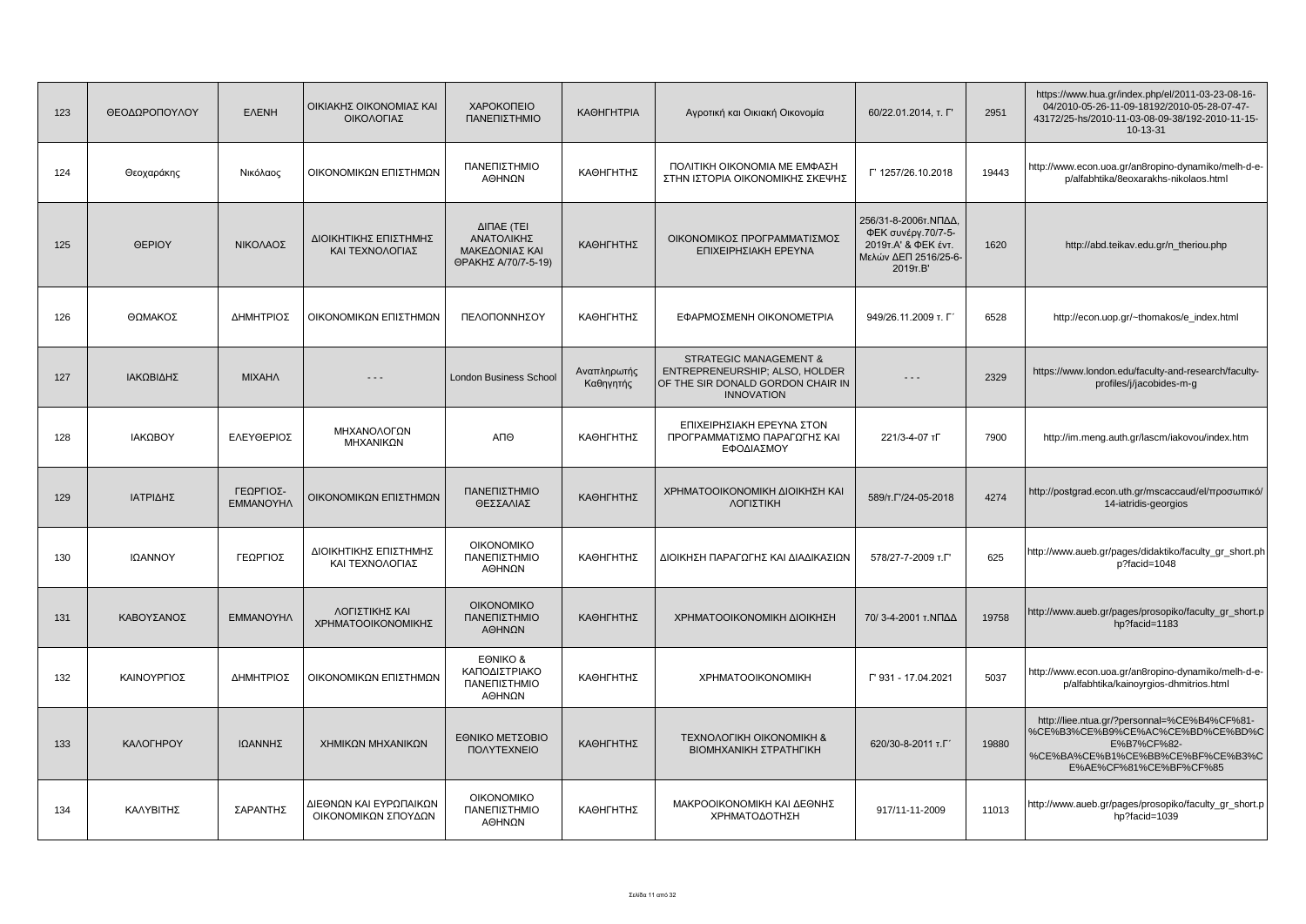| 123 | ΘΕΟΔΩΡΟΠΟΥΛΟΥ | ΕΛΕΝΗ | ΟΙΚΙΑΚΗΣ ΟΙΚΟΝΟΜΙΑΣ ΚΑΙ ΟΙΚΟΛΟΓΙΑΣ | ΧΑΡΟΚΟΠΕΙΟ ΠΑΝΕΠΙΣΤΗΜΙΟ | ΚΑΘΗΓΗΤΡΙΑ | Αγροτική και Οικιακή Οικονομία | 60/22.01.2014, τ. Γ' | 2951 | https://www.hua.gr/index.php/el/2011-03-23-08-16-04/2010-05-26-11-09-18192/2010-05-28-07-47-43172/25-hs/2010-11-03-08-09-38/192-2010-11-15-10-13-31 |
|---|---|---|---|---|---|---|---|---|---|
| 124 | Θεοχαράκης | Νικόλαος | ΟΙΚΟΝΟΜΙΚΩΝ ΕΠΙΣΤΗΜΩΝ | ΠΑΝΕΠΙΣΤΗΜΙΟ ΑΘΗΝΩΝ | ΚΑΘΗΓΗΤΗΣ | ΠΟΛΙΤΙΚΗ ΟΙΚΟΝΟΜΙΑ ΜΕ ΕΜΦΑΣΗ ΣΤΗΝ ΙΣΤΟΡΙΑ ΟΙΚΟΝΟΜΙΚΗΣ ΣΚΕΨΗΣ | Γ' 1257/26.10.2018 | 19443 | http://www.econ.uoa.gr/an8ropino-dynamiko/melh-d-e-p/alfabhtika/8eoxarakhs-nikolaos.html |
| 125 | ΘΕΡΙΟΥ | ΝΙΚΟΛΑΟΣ | ΔΙΟΙΚΗΤΙΚΗΣ ΕΠΙΣΤΗΜΗΣ ΚΑΙ ΤΕΧΝΟΛΟΓΙΑΣ | ΔΙΠΑΕ (ΤΕΙ ΑΝΑΤΟΛΙΚΗΣ ΜΑΚΕΔΟΝΙΑΣ ΚΑΙ ΘΡΑΚΗΣ Α/70/7-5-19) | ΚΑΘΗΓΗΤΗΣ | ΟΙΚΟΝΟΜΙΚΟΣ ΠΡΟΓΡΑΜΜΑΤΙΣΜΟΣ ΕΠΙΧΕΙΡΗΣΙΑΚΗ ΕΡΕΥΝΑ | 256/31-8-2006τ.ΝΠΔΔ, ΦΕΚ συνέργ.70/7-5-2019τ.Α' & ΦΕΚ έντ. Μελών ΔΕΠ 2516/25-6-2019τ.Β' | 1620 | http://abd.teikav.edu.gr/n_theriou.php |
| 126 | ΘΩΜΑΚΟΣ | ΔΗΜΗΤΡΙΟΣ | ΟΙΚΟΝΟΜΙΚΩΝ ΕΠΙΣΤΗΜΩΝ | ΠΕΛΟΠΟΝΝΗΣΟΥ | ΚΑΘΗΓΗΤΗΣ | ΕΦΑΡΜΟΣΜΕΝΗ ΟΙΚΟΝΟΜΕΤΡΙΑ | 949/26.11.2009 τ. Γ΄ | 6528 | http://econ.uop.gr/~thomakos/e_index.html |
| 127 | ΙΑΚΩΒΙΔΗΣ | ΜΙΧΑΗΛ | - - - | London Business School | Αναπληρωτής Καθηγητής | STRATEGIC MANAGEMENT & ENTREPRENEURSHIP; ALSO, HOLDER OF THE SIR DONALD GORDON CHAIR IN INNOVATION | - - - | 2329 | https://www.london.edu/faculty-and-research/faculty-profiles/j/jacobides-m-g |
| 128 | ΙΑΚΩΒΟΥ | ΕΛΕΥΘΕΡΙΟΣ | ΜΗΧΑΝΟΛΟΓΩΝ ΜΗΧΑΝΙΚΩΝ | ΑΠΘ | ΚΑΘΗΓΗΤΗΣ | ΕΠΙΧΕΙΡΗΣΙΑΚΗ ΕΡΕΥΝΑ ΣΤΟΝ ΠΡΟΓΡΑΜΜΑΤΙΣΜΟ ΠΑΡΑΓΩΓΗΣ ΚΑΙ ΕΦΟΔΙΑΣΜΟΥ | 221/3-4-07 τΓ | 7900 | http://im.meng.auth.gr/lascm/iakovou/index.htm |
| 129 | ΙΑΤΡΙΔΗΣ | ΓΕΩΡΓΙΟΣ-ΕΜΜΑΝΟΥΗΛ | ΟΙΚΟΝΟΜΙΚΩΝ ΕΠΙΣΤΗΜΩΝ | ΠΑΝΕΠΙΣΤΗΜΙΟ ΘΕΣΣΑΛΙΑΣ | ΚΑΘΗΓΗΤΗΣ | ΧΡΗΜΑΤΟΟΙΚΟΝΟΜΙΚΗ ΔΙΟΙΚΗΣΗ ΚΑΙ ΛΟΓΙΣΤΙΚΗ | 589/τ.Γ'/24-05-2018 | 4274 | http://postgrad.econ.uth.gr/mscaccaud/el/προσωπικό/14-iatridis-georgios |
| 130 | ΙΩΑΝΝΟΥ | ΓΕΩΡΓΙΟΣ | ΔΙΟΙΚΗΤΙΚΗΣ ΕΠΙΣΤΗΜΗΣ ΚΑΙ ΤΕΧΝΟΛΟΓΙΑΣ | ΟΙΚΟΝΟΜΙΚΟ ΠΑΝΕΠΙΣΤΗΜΙΟ ΑΘΗΝΩΝ | ΚΑΘΗΓΗΤΗΣ | ΔΙΟΙΚΗΣΗ ΠΑΡΑΓΩΓΗΣ ΚΑΙ ΔΙΑΔΙΚΑΣΙΩΝ | 578/27-7-2009 τ.Γ' | 625 | http://www.aueb.gr/pages/didaktiko/faculty_gr_short.php?facid=1048 |
| 131 | ΚΑΒΟΥΣΑΝΟΣ | ΕΜΜΑΝΟΥΗΛ | ΛΟΓΙΣΤΙΚΗΣ ΚΑΙ ΧΡΗΜΑΤΟΟΙΚΟΝΟΜΙΚΗΣ | ΟΙΚΟΝΟΜΙΚΟ ΠΑΝΕΠΙΣΤΗΜΙΟ ΑΘΗΝΩΝ | ΚΑΘΗΓΗΤΗΣ | ΧΡΗΜΑΤΟΟΙΚΟΝΟΜΙΚΗ ΔΙΟΙΚΗΣΗ | 70/ 3-4-2001 τ.ΝΠΔΔ | 19758 | http://www.aueb.gr/pages/prosopiko/faculty_gr_short.php?facid=1183 |
| 132 | ΚΑΙΝΟΥΡΓΙΟΣ | ΔΗΜΗΤΡΙΟΣ | ΟΙΚΟΝΟΜΙΚΩΝ ΕΠΙΣΤΗΜΩΝ | ΕΘΝΙΚΟ & ΚΑΠΟΔΙΣΤΡΙΑΚΟ ΠΑΝΕΠΙΣΤΗΜΙΟ ΑΘΗΝΩΝ | ΚΑΘΗΓΗΤΗΣ | ΧΡΗΜΑΤΟΟΙΚΟΝΟΜΙΚΗ | Γ' 931 - 17.04.2021 | 5037 | http://www.econ.uoa.gr/an8ropino-dynamiko/melh-d-e-p/alfabhtika/kainoyrgios-dhmitrios.html |
| 133 | ΚΑΛΟΓΗΡΟΥ | ΙΩΑΝΝΗΣ | ΧΗΜΙΚΩΝ ΜΗΧΑΝΙΚΩΝ | ΕΘΝΙΚΟ ΜΕΤΣΟΒΙΟ ΠΟΛΥΤΕΧΝΕΙΟ | ΚΑΘΗΓΗΤΗΣ | ΤΕΧΝΟΛΟΓΙΚΗ ΟΙΚΟΝΟΜΙΚΗ & ΒΙΟΜΗΧΑΝΙΚΗ ΣΤΡΑΤΗΓΙΚΗ | 620/30-8-2011 τ.Γ΄ | 19880 | http://liee.ntua.gr/?personnal=%CE%B4%CF%81-%CE%B3%CE%B9%CE%AC%CE%BD%CE%BD%CE%B7%CF%82-%CE%BA%CE%B1%CE%BB%CE%BF%CE%B3%CE%AE%CF%81%CE%BF%CF%85 |
| 134 | ΚΑΛΥΒΙΤΗΣ | ΣΑΡΑΝΤΗΣ | ΔΙΕΘΝΩΝ ΚΑΙ ΕΥΡΩΠΑΙΚΩΝ ΟΙΚΟΝΟΜΙΚΩΝ ΣΠΟΥΔΩΝ | ΟΙΚΟΝΟΜΙΚΟ ΠΑΝΕΠΙΣΤΗΜΙΟ ΑΘΗΝΩΝ | ΚΑΘΗΓΗΤΗΣ | ΜΑΚΡΟΟΙΚΟΝΟΜΙΚΗ ΚΑΙ ΔΙΕΘΝΗΣ ΧΡΗΜΑΤΟΔΟΤΗΣΗ | 917/11-11-2009 | 11013 | http://www.aueb.gr/pages/prosopiko/faculty_gr_short.php?facid=1039 |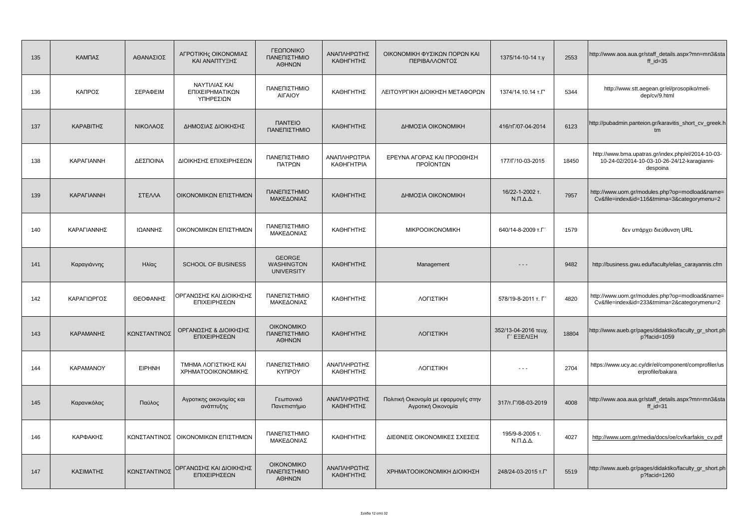| 135 | ΚΑΜΠΑΣ | ΑΘΑΝΑΣΙΟΣ | ΑΓΡΟΤΙΚΗς ΟΙΚΟΝΟΜΙΑΣ ΚΑΙ ΑΝΑΠΤΥΞΗΣ | ΓΕΩΠΟΝΙΚΟ ΠΑΝΕΠΙΣΤΗΜΙΟ ΑΘΗΝΩΝ | ΑΝΑΠΛΗΡΩΤΗΣ ΚΑΘΗΓΗΤΗΣ | ΟΙΚΟΝΟΜΙΚΗ ΦΥΣΙΚΩΝ ΠΟΡΩΝ ΚΑΙ ΠΕΡΙΒΑΛΛΟΝΤΟΣ | 1375/14-10-14 τ.γ | 2553 | http://www.aoa.aua.gr/staff_details.aspx?mn=mn3&staff_id=35 |
|---|---|---|---|---|---|---|---|---|---|
| 136 | ΚΑΠΡΟΣ | ΣΕΡΑΦΕΙΜ | ΝΑΥΤΙΛΙΑΣ ΚΑΙ ΕΠΙΧΕΙΡΗΜΑΤΙΚΩΝ ΥΠΗΡΕΣΙΩΝ | ΠΑΝΕΠΙΣΤΗΜΙΟ ΑΙΓΑΙΟΥ | ΚΑΘΗΓΗΤΗΣ | ΛΕΙΤΟΥΡΓΙΚΗ ΔΙΟΙΚΗΣΗ ΜΕΤΑΦΟΡΩΝ | 1374/14.10.14 τ.Γ' | 5344 | http://www.stt.aegean.gr/el/prosopiko/meli-dep/cv/9.html |
| 137 | ΚΑΡΑΒΙΤΗΣ | ΝΙΚΟΛΑΟΣ | ΔΗΜΟΣΙΑΣ ΔΙΟΙΚΗΣΗΣ | ΠΑΝΤΕΙΟ ΠΑΝΕΠΙΣΤΗΜΙΟ | ΚΑΘΗΓΗΤΗΣ | ΔΗΜΟΣΙΑ ΟΙΚΟΝΟΜΙΚΗ | 416/τΓ/07-04-2014 | 6123 | http://pubadmin.panteion.gr/karavitis_short_cv_greek.htm |
| 138 | ΚΑΡΑΓΙΑΝΝΗ | ΔΕΣΠΟΙΝΑ | ΔΙΟΙΚΗΣΗΣ ΕΠΙΧΕΙΡΗΣΕΩΝ | ΠΑΝΕΠΙΣΤΗΜΙΟ ΠΑΤΡΩΝ | ΑΝΑΠΛΗΡΩΤΡΙΑ ΚΑΘΗΓΗΤΡΙΑ | ΕΡΕΥΝΑ ΑΓΟΡΑΣ ΚΑΙ ΠΡΟΩΘΗΣΗ ΠΡΟΪΟΝΤΩΝ | 177/Γ/10-03-2015 | 18450 | http://www.bma.upatras.gr/index.php/el/2014-10-03-10-24-02/2014-10-03-10-26-24/12-karagianni-despoina |
| 139 | ΚΑΡΑΓΙΑΝΝΗ | ΣΤΕΛΛΑ | ΟΙΚΟΝΟΜΙΚΩΝ ΕΠΙΣΤΗΜΩΝ | ΠΑΝΕΠΙΣΤΗΜΙΟ ΜΑΚΕΔΟΝΙΑΣ | ΚΑΘΗΓΗΤΗΣ | ΔΗΜΟΣΙΑ ΟΙΚΟΝΟΜΙΚΗ | 16/22-1-2002 τ. Ν.Π.Δ.Δ. | 7957 | http://www.uom.gr/modules.php?op=modload&name=Cv&file=index&id=116&tmima=3&categorymenu=2 |
| 140 | ΚΑΡΑΓΙΑΝΝΗΣ | ΙΩΑΝΝΗΣ | ΟΙΚΟΝΟΜΙΚΩΝ ΕΠΙΣΤΗΜΩΝ | ΠΑΝΕΠΙΣΤΗΜΙΟ ΜΑΚΕΔΟΝΙΑΣ | ΚΑΘΗΓΗΤΗΣ | ΜΙΚΡΟΟΙΚΟΝΟΜΙΚΗ | 640/14-8-2009 τ.Γ΄ | 1579 | δεν υπάρχει διεύθυνση URL |
| 141 | Καραγιάννης | Ηλίας | SCHOOL OF BUSINESS | GEORGE WASHINGTON UNIVERSITY | ΚΑΘΗΓΗΤΗΣ | Management | - - - | 9482 | http://business.gwu.edu/faculty/elias_carayannis.cfm |
| 142 | ΚΑΡΑΓΙΩΡΓΟΣ | ΘΕΟΦΑΝΗΣ | ΟΡΓΑΝΩΣΗΣ ΚΑΙ ΔΙΟΙΚΗΣΗΣ ΕΠΙΧΕΙΡΗΣΕΩΝ | ΠΑΝΕΠΙΣΤΗΜΙΟ ΜΑΚΕΔΟΝΙΑΣ | ΚΑΘΗΓΗΤΗΣ | ΛΟΓΙΣΤΙΚΗ | 578/19-8-2011 τ. Γ΄ | 4820 | http://www.uom.gr/modules.php?op=modload&name=Cv&file=index&id=233&tmima=2&categorymenu=2 |
| 143 | ΚΑΡΑΜΑΝΗΣ | ΚΩΝΣΤΑΝΤΙΝΟΣ | ΟΡΓΑΝΩΣΗΣ & ΔΙΟΙΚΗΣΗΣ ΕΠΙΧΕΙΡΗΣΕΩΝ | ΟΙΚΟΝΟΜΙΚΟ ΠΑΝΕΠΙΣΤΗΜΙΟ ΑΘΗΝΩΝ | ΚΑΘΗΓΗΤΗΣ | ΛΟΓΙΣΤΙΚΗ | 352/13-04-2016 τευχ. Γ΄ ΕΞΕΛΙΞΗ | 18804 | http://www.aueb.gr/pages/didaktiko/faculty_gr_short.php?facid=1059 |
| 144 | ΚΑΡΑΜΑΝΟΥ | ΕΙΡΗΝΗ | ΤΜΗΜΑ ΛΟΓΙΣΤΙΚΗΣ ΚΑΙ ΧΡΗΜΑΤΟΟΙΚΟΝΟΜΙΚΗΣ | ΠΑΝΕΠΙΣΤΗΜΙΟ ΚΥΠΡΟΥ | ΑΝΑΠΛΗΡΩΤΗΣ ΚΑΘΗΓΗΤΗΣ | ΛΟΓΙΣΤΙΚΗ | - - - | 2704 | https://www.ucy.ac.cy/dir/el/component/comprofiler/userprofile/bakara |
| 145 | Καρανικόλας | Παύλος | Αγροτικης οικονομίας και ανάπτυξης | Γεωπονικό Πανεπιστήμιο | ΑΝΑΠΛΗΡΩΤΗΣ ΚΑΘΗΓΗΤΗΣ | Πολιτική Οικονομία με εφαρμογές στην Αγροτική Οικονομία | 317/τ.Γ'/08-03-2019 | 4008 | http://www.aoa.aua.gr/staff_details.aspx?mn=mn3&staff_id=31 |
| 146 | ΚΑΡΦΑΚΗΣ | ΚΩΝΣΤΑΝΤΙΝΟΣ | ΟΙΚΟΝΟΜΙΚΩΝ ΕΠΙΣΤΗΜΩΝ | ΠΑΝΕΠΙΣΤΗΜΙΟ ΜΑΚΕΔΟΝΙΑΣ | ΚΑΘΗΓΗΤΗΣ | ΔΙΕΘΝΕΙΣ ΟΙΚΟΝΟΜΙΚΕΣ ΣΧΕΣΕΙΣ | 195/9-8-2005 τ. Ν.Π.Δ.Δ. | 4027 | http://www.uom.gr/media/docs/oe/cv/karfakis_cv.pdf |
| 147 | ΚΑΣΙΜΑΤΗΣ | ΚΩΝΣΤΑΝΤΙΝΟΣ | ΟΡΓΑΝΩΣΗΣ ΚΑΙ ΔΙΟΙΚΗΣΗΣ ΕΠΙΧΕΙΡΗΣΕΩΝ | ΟΙΚΟΝΟΜΙΚΟ ΠΑΝΕΠΙΣΤΗΜΙΟ ΑΘΗΝΩΝ | ΑΝΑΠΛΗΡΩΤΗΣ ΚΑΘΗΓΗΤΗΣ | ΧΡΗΜΑΤΟΟΙΚΟΝΟΜΙΚΗ ΔΙΟΙΚΗΣΗ | 248/24-03-2015 τ.Γ' | 5519 | http://www.aueb.gr/pages/didaktiko/faculty_gr_short.php?facid=1260 |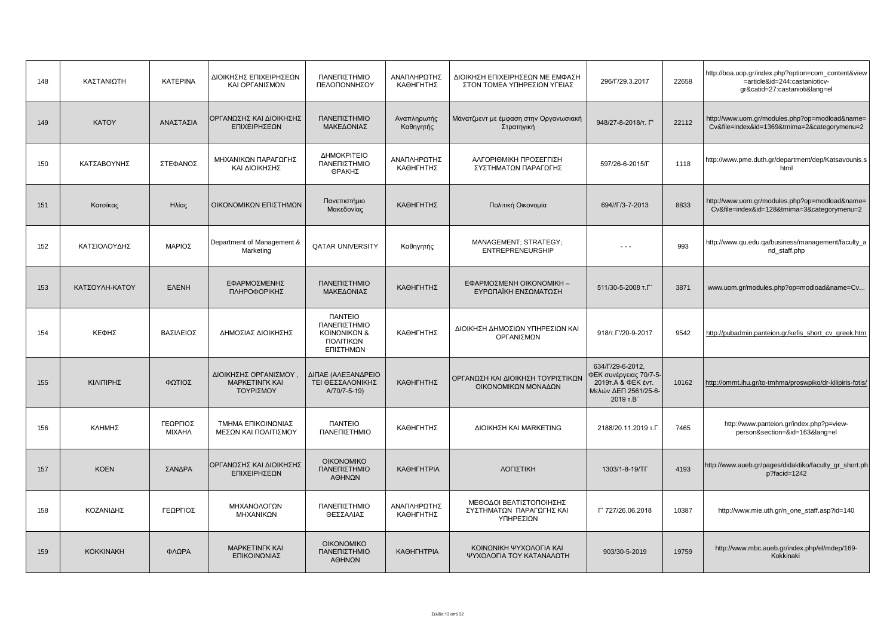| 148 | ΚΑΣΤΑΝΙΩΤΗ | ΚΑΤΕΡΙΝΑ | ΔΙΟΙΚΗΣΗΣ ΕΠΙΧΕΙΡΗΣΕΩΝ ΚΑΙ ΟΡΓΑΝΙΣΜΩΝ | ΠΑΝΕΠΙΣΤΗΜΙΟ ΠΕΛΟΠΟΝΝΗΣΟΥ | ΑΝΑΠΛΗΡΩΤΗΣ ΚΑΘΗΓΗΤΗΣ | ΔΙΟΙΚΗΣΗ ΕΠΙΧΕΙΡΗΣΕΩΝ ΜΕ ΕΜΦΑΣΗ ΣΤΟΝ ΤΟΜΕΑ ΥΠΗΡΕΣΙΩΝ ΥΓΕΙΑΣ | 296/Γ/29.3.2017 | 22658 | http://boa.uop.gr/index.php?option=com_content&view=article&id=244:castanioticv-gr&catid=27:castanioti&lang=el |
|---|---|---|---|---|---|---|---|---|---|
| 149 | ΚΑΤΟΥ | ΑΝΑΣΤΑΣΙΑ | ΟΡΓΑΝΩΣΗΣ ΚΑΙ ΔΙΟΙΚΗΣΗΣ ΕΠΙΧΕΙΡΗΣΕΩΝ | ΠΑΝΕΠΙΣΤΗΜΙΟ ΜΑΚΕΔΟΝΙΑΣ | Αναπληρωτής Καθηγητής | Μάνατζμεντ με έμφαση στην Οργανωσιακή Στρατηγική | 948/27-8-2018/τ. Γ' | 22112 | http://www.uom.gr/modules.php?op=modload&name=Cv&file=index&id=1369&tmima=2&categorymenu=2 |
| 150 | ΚΑΤΣΑΒΟΥΝΗΣ | ΣΤΕΦΑΝΟΣ | ΜΗΧΑΝΙΚΩΝ ΠΑΡΑΓΩΓΗΣ ΚΑΙ ΔΙΟΙΚΗΣΗΣ | ΔΗΜΟΚΡΙΤΕΙΟ ΠΑΝΕΠΙΣΤΗΜΙΟ ΘΡΑΚΗΣ | ΑΝΑΠΛΗΡΩΤΗΣ ΚΑΘΗΓΗΤΗΣ | ΑΛΓΟΡΙΘΜΙΚΗ ΠΡΟΣΕΓΓΙΣΗ ΣΥΣΤΗΜΑΤΩΝ ΠΑΡΑΓΩΓΗΣ | 597/26-6-2015/Γ | 1118 | http://www.pme.duth.gr/department/dep/Katsavounis.shtml |
| 151 | Κατσίκας | Ηλίας | ΟΙΚΟΝΟΜΙΚΩΝ ΕΠΙΣΤΗΜΩΝ | Πανεπιστήμιο Μακεδονίας | ΚΑΘΗΓΗΤΗΣ | Πολιτική Οικονομία | 694//Γ/3-7-2013 | 8833 | http://www.uom.gr/modules.php?op=modload&name=Cv&file=index&id=128&tmima=3&categorymenu=2 |
| 152 | ΚΑΤΣΙΟΛΟΥΔΗΣ | ΜΑΡΙΟΣ | Department of Management & Marketing | QATAR UNIVERSITY | Καθηγητής | MANAGEMENT; STRATEGY; ENTREPRENEURSHIP | - - - | 993 | http://www.qu.edu.qa/business/management/faculty_and_staff.php |
| 153 | ΚΑΤΣΟΥΛΗ-ΚΑΤΟΥ | ΕΛΕΝΗ | ΕΦΑΡΜΟΣΜΕΝΗΣ ΠΛΗΡΟΦΟΡΙΚΗΣ | ΠΑΝΕΠΙΣΤΗΜΙΟ ΜΑΚΕΔΟΝΙΑΣ | ΚΑΘΗΓΗΤΗΣ | ΕΦΑΡΜΟΣΜΕΝΗ ΟΙΚΟΝΟΜΙΚΗ – ΕΥΡΩΠΑΪΚΗ ΕΝΣΩΜΑΤΩΣΗ | 511/30-5-2008 τ.Γ΄ | 3871 | www.uom.gr/modules.php?op=modload&name=Cv... |
| 154 | ΚΕΦΗΣ | ΒΑΣΙΛΕΙΟΣ | ΔΗΜΟΣΙΑΣ ΔΙΟΙΚΗΣΗΣ | ΠΑΝΤΕΙΟ ΠΑΝΕΠΙΣΤΗΜΙΟ ΚΟΙΝΩΝΙΚΩΝ & ΠΟΛΙΤΙΚΩΝ ΕΠΙΣΤΗΜΩΝ | ΚΑΘΗΓΗΤΗΣ | ΔΙΟΙΚΗΣΗ ΔΗΜΟΣΙΩΝ ΥΠΗΡΕΣΙΩΝ ΚΑΙ ΟΡΓΑΝΙΣΜΩΝ | 918/τ.Γ'/20-9-2017 | 9542 | http://pubadmin.panteion.gr/kefis_short_cv_greek.htm |
| 155 | ΚΙΛΙΠΙΡΗΣ | ΦΩΤΙΟΣ | ΔΙΟΙΚΗΣΗΣ ΟΡΓΑΝΙΣΜΟΥ , ΜΑΡΚΕΤΙΝΓΚ ΚΑΙ ΤΟΥΡΙΣΜΟΥ | ΔΙΠΑΕ (ΑΛΕΞΑΝΔΡΕΙΟ ΤΕΙ ΘΕΣΣΑΛΟΝΙΚΗΣ Α/70/7-5-19) | ΚΑΘΗΓΗΤΗΣ | ΟΡΓΑΝΩΣΗ ΚΑΙ ΔΙΟΙΚΗΣΗ ΤΟΥΡΙΣΤΙΚΩΝ ΟΙΚΟΝΟΜΙΚΩΝ ΜΟΝΑΔΩΝ | 634/Γ/29-6-2012, ΦΕΚ συνέργειας 70/7-5-2019τ.Α & ΦΕΚ έντ. Μελών ΔΕΠ 2561/25-6-2019 τ.Β΄ | 10162 | http://ommt.ihu.gr/to-tmhma/proswpiko/dr-kilipiris-fotis/ |
| 156 | ΚΛΗΜΗΣ | ΓΕΩΡΓΙΟΣ ΜΙΧΑΗΛ | ΤΜΗΜΑ ΕΠΙΚΟΙΝΩΝΙΑΣ ΜΕΣΩΝ ΚΑΙ ΠΟΛΙΤΙΣΜΟΥ | ΠΑΝΤΕΙΟ ΠΑΝΕΠΙΣΤΗΜΙΟ | ΚΑΘΗΓΗΤΗΣ | ΔΙΟΙΚΗΣΗ ΚΑΙ MARKETING | 2188/20.11.2019 τ.Γ | 7465 | http://www.panteion.gr/index.php?p=view-person&section=&id=163&lang=el |
| 157 | ΚΟΕΝ | ΣΑΝΔΡΑ | ΟΡΓΑΝΩΣΗΣ ΚΑΙ ΔΙΟΙΚΗΣΗΣ ΕΠΙΧΕΙΡΗΣΕΩΝ | ΟΙΚΟΝΟΜΙΚΟ ΠΑΝΕΠΙΣΤΗΜΙΟ ΑΘΗΝΩΝ | ΚΑΘΗΓΗΤΡΙΑ | ΛΟΓΙΣΤΙΚΗ | 1303/1-8-19/ΤΓ | 4193 | http://www.aueb.gr/pages/didaktiko/faculty_gr_short.php?facid=1242 |
| 158 | ΚΟΖΑΝΙΔΗΣ | ΓΕΩΡΓΙΟΣ | ΜΗΧΑΝΟΛΟΓΩΝ ΜΗΧΑΝΙΚΩΝ | ΠΑΝΕΠΙΣΤΗΜΙΟ ΘΕΣΣΑΛΙΑΣ | ΑΝΑΠΛΗΡΩΤΗΣ ΚΑΘΗΓΗΤΗΣ | ΜΕΘΟΔΟΙ ΒΕΛΤΙΣΤΟΠΟΙΗΣΗΣ ΣΥΣΤΗΜΑΤΩΝ ΠΑΡΑΓΩΓΗΣ ΚΑΙ ΥΠΗΡΕΣΙΩΝ | Γ' 727/26.06.2018 | 10387 | http://www.mie.uth.gr/n_one_staff.asp?id=140 |
| 159 | ΚΟΚΚΙΝΑΚΗ | ΦΛΩΡΑ | ΜΑΡΚΕΤΙΝΓΚ ΚΑΙ ΕΠΙΚΟΙΝΩΝΙΑΣ | ΟΙΚΟΝΟΜΙΚΟ ΠΑΝΕΠΙΣΤΗΜΙΟ ΑΘΗΝΩΝ | ΚΑΘΗΓΗΤΡΙΑ | ΚΟΙΝΩΝΙΚΗ ΨΥΧΟΛΟΓΙΑ ΚΑΙ ΨΥΧΟΛΟΓΙΑ ΤΟΥ ΚΑΤΑΝΑΛΩΤΗ | 903/30-5-2019 | 19759 | http://www.mbc.aueb.gr/index.php/el/mdep/169-Kokkinaki |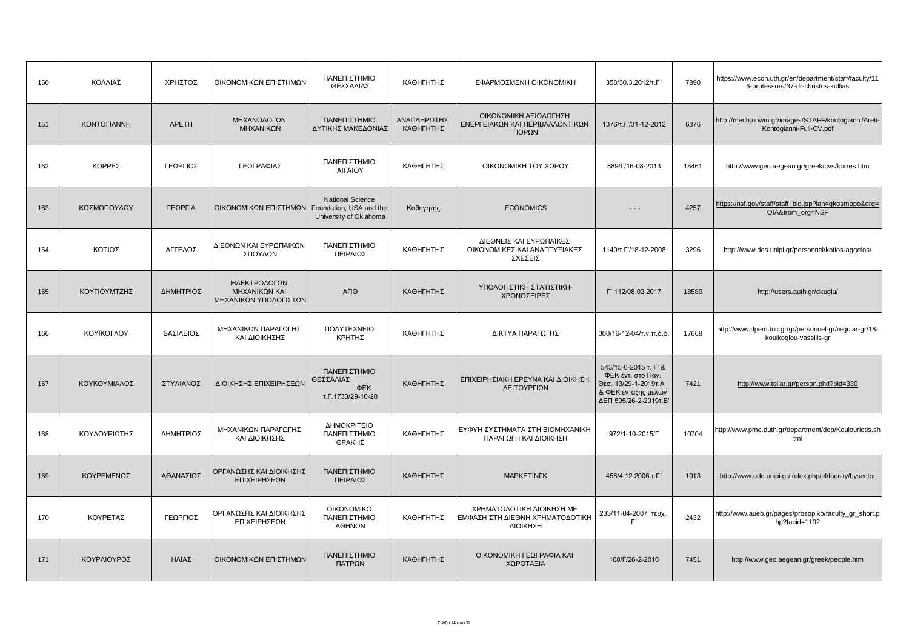| 160 | ΚΟΛΛΙΑΣ | ΧΡΗΣΤΟΣ | ΟΙΚΟΝΟΜΙΚΩΝ ΕΠΙΣΤΗΜΩΝ | ΠΑΝΕΠΙΣΤΗΜΙΟ ΘΕΣΣΑΛΙΑΣ | ΚΑΘΗΓΗΤΗΣ | ΕΦΑΡΜΟΣΜΕΝΗ ΟΙΚΟΝΟΜΙΚΗ | 358/30.3.2012/τ.Γ΄ | 7890 | https://www.econ.uth.gr/en/department/staff/faculty/116-professors/37-dr-christos-kollias |
|---|---|---|---|---|---|---|---|---|---|
| 161 | ΚΟΝΤΟΓΙΑΝΝΗ | ΑΡΕΤΗ | ΜΗΧΑΝΟΛΟΓΩΝ ΜΗΧΑΝΙΚΩΝ | ΠΑΝΕΠΙΣΤΗΜΙΟ ΔΥΤΙΚΗΣ ΜΑΚΕΔΟΝΙΑΣ | ΑΝΑΠΛΗΡΩΤΗΣ ΚΑΘΗΓΗΤΗΣ | ΟΙΚΟΝΟΜΙΚΗ ΑΞΙΟΛΟΓΗΣΗ ΕΝΕΡΓΕΙΑΚΩΝ ΚΑΙ ΠΕΡΙΒΑΛΛΟΝΤΙΚΩΝ ΠΟΡΩΝ | 1376/τ.Γ'/31-12-2012 | 6376 | http://mech.uowm.gr/images/STAFF/kontogianni/Areti-Kontogianni-Full-CV.pdf |
| 162 | ΚΟΡΡΕΣ | ΓΕΩΡΓΙΟΣ | ΓΕΩΓΡΑΦΙΑΣ | ΠΑΝΕΠΙΣΤΗΜΙΟ ΑΙΓΑΙΟΥ | ΚΑΘΗΓΗΤΗΣ | ΟΙΚΟΝΟΜΙΚΗ ΤΟΥ ΧΩΡΟΥ | 889/Γ/16-08-2013 | 18461 | http://www.geo.aegean.gr/greek/cvs/korres.htm |
| 163 | ΚΟΣΜΟΠΟΥΛΟΥ | ΓΕΩΡΓΙΑ | ΟΙΚΟΝΟΜΙΚΩΝ ΕΠΙΣΤΗΜΩΝ | National Science Foundation, USA and the University of Oklahoma | Καθηγητής | ECONOMICS | - - - | 4257 | https://nsf.gov/staff/staff_bio.jsp?lan=gkosmopo&org=OIA&from_org=NSF |
| 164 | ΚΟΤΙΟΣ | ΑΓΓΕΛΟΣ | ΔΙΕΘΝΩΝ ΚΑΙ ΕΥΡΩΠΑΙΚΩΝ ΣΠΟΥΔΩΝ | ΠΑΝΕΠΙΣΤΗΜΙΟ ΠΕΙΡΑΙΩΣ | ΚΑΘΗΓΗΤΗΣ | ΔΙΕΘΝΕΙΣ ΚΑΙ ΕΥΡΩΠΑΪΚΕΣ ΟΙΚΟΝΟΜΙΚΕΣ ΚΑΙ ΑΝΑΠΤΥΞΙΑΚΕΣ ΣΧΕΣΕΙΣ | 1140/τ.Γ'/18-12-2008 | 3296 | http://www.des.unipi.gr/personnel/kotios-aggelos/ |
| 165 | ΚΟΥΓΙΟΥΜΤΖΗΣ | ΔΗΜΗΤΡΙΟΣ | ΗΛΕΚΤΡΟΛΟΓΩΝ ΜΗΧΑΝΙΚΩΝ ΚΑΙ ΜΗΧΑΝΙΚΩΝ ΥΠΟΛΟΓΙΣΤΩΝ | ΑΠΘ | ΚΑΘΗΓΗΤΗΣ | ΥΠΟΛΟΓΙΣΤΙΚΗ ΣΤΑΤΙΣΤΙΚΗ-ΧΡΟΝΟΣΕΙΡΕΣ | Γ' 112/08.02.2017 | 18580 | http://users.auth.gr/dkugiu/ |
| 166 | ΚΟΥΪΚΟΓΛΟΥ | ΒΑΣΙΛΕΙΟΣ | ΜΗΧΑΝΙΚΩΝ ΠΑΡΑΓΩΓΗΣ ΚΑΙ ΔΙΟΙΚΗΣΗΣ | ΠΟΛΥΤΕΧΝΕΙΟ ΚΡΗΤΗΣ | ΚΑΘΗΓΗΤΗΣ | ΔΙΚΤΥΑ ΠΑΡΑΓΩΓΗΣ | 300/16-12-04/τ.ν.π.δ.δ. | 17668 | http://www.dpem.tuc.gr/gr/personnel-gr/regular-gr/18-kouikoglou-vassilis-gr |
| 167 | ΚΟΥΚΟΥΜΙΑΛΟΣ | ΣΤΥΛΙΑΝΟΣ | ΔΙΟΙΚΗΣΗΣ ΕΠΙΧΕΙΡΗΣΕΩΝ | ΠΑΝΕΠΙΣΤΗΜΙΟ ΘΕΣΣΑΛΙΑΣ ΦΕΚ τ.Γ.1733/29-10-20 | ΚΑΘΗΓΗΤΗΣ | ΕΠΙΧΕΙΡΗΣΙΑΚΗ ΕΡΕΥΝΑ ΚΑΙ ΔΙΟΙΚΗΣΗ ΛΕΙΤΟΥΡΓΙΩΝ | 543/15-6-2015 τ. Γ' & ΦΕΚ ένт. στο Παν. Θεσ. 13/29-1-2019τ.Α' & ΦΕΚ ένταξης μελών ΔΕΠ 595/26-2-2019τ.Β' | 7421 | http://www.teilar.gr/person.phd?pid=330 |
| 168 | ΚΟΥΛΟΥΡΙΩΤΗΣ | ΔΗΜΗΤΡΙΟΣ | ΜΗΧΑΝΙΚΩΝ ΠΑΡΑΓΩΓΗΣ ΚΑΙ ΔΙΟΙΚΗΣΗΣ | ΔΗΜΟΚΡΙΤΕΙΟ ΠΑΝΕΠΙΣΤΗΜΙΟ ΘΡΑΚΗΣ | ΚΑΘΗΓΗΤΗΣ | ΕΥΦΥΗ ΣΥΣΤΗΜΑΤΑ ΣΤΗ ΒΙΟΜΗΧΑΝΙΚΗ ΠΑΡΑΓΩΓΗ ΚΑΙ ΔΙΟΙΚΗΣΗ | 972/1-10-2015/Γ | 10704 | http://www.pme.duth.gr/department/dep/Koulouriotis.shtml |
| 169 | ΚΟΥΡΕΜΕΝΟΣ | ΑΘΑΝΑΣΙΟΣ | ΟΡΓΑΝΩΣΗΣ ΚΑΙ ΔΙΟΙΚΗΣΗΣ ΕΠΙΧΕΙΡΗΣΕΩΝ | ΠΑΝΕΠΙΣΤΗΜΙΟ ΠΕΙΡΑΙΩΣ | ΚΑΘΗΓΗΤΗΣ | ΜΑΡΚΕΤΙΝΓΚ | 458/4.12.2006 τ.Γ΄ | 1013 | http://www.ode.unipi.gr/index.php/el/faculty/bysector |
| 170 | ΚΟΥΡΕΤΑΣ | ΓΕΩΡΓΙΟΣ | ΟΡΓΑΝΩΣΗΣ ΚΑΙ ΔΙΟΙΚΗΣΗΣ ΕΠΙΧΕΙΡΗΣΕΩΝ | ΟΙΚΟΝΟΜΙΚΟ ΠΑΝΕΠΙΣΤΗΜΙΟ ΑΘΗΝΩΝ | ΚΑΘΗΓΗΤΗΣ | ΧΡΗΜΑΤΟΔΟΤΙΚΗ ΔΙΟΙΚΗΣΗ ΜΕ ΕΜΦΑΣΗ ΣΤΗ ΔΙΕΘΝΗ ΧΡΗΜΑΤΟΔΟΤΙΚΗ ΔΙΟΙΚΗΣΗ | 233/11-04-2007 τευχ. Γ΄ | 2432 | http://www.aueb.gr/pages/prosopiko/faculty_gr_short.php?facid=1192 |
| 171 | ΚΟΥΡΛΙΟΥΡΟΣ | ΗΛΙΑΣ | ΟΙΚΟΝΟΜΙΚΩΝ ΕΠΙΣΤΗΜΩΝ | ΠΑΝΕΠΙΣΤΗΜΙΟ ΠΑΤΡΩΝ | ΚΑΘΗΓΗΤΗΣ | ΟΙΚΟΝΟΜΙΚΗ ΓΕΩΓΡΑΦΙΑ ΚΑΙ ΧΩΡΟΤΑΞΙΑ | 168/Γ/26-2-2016 | 7451 | http://www.geo.aegean.gr/greek/people.htm |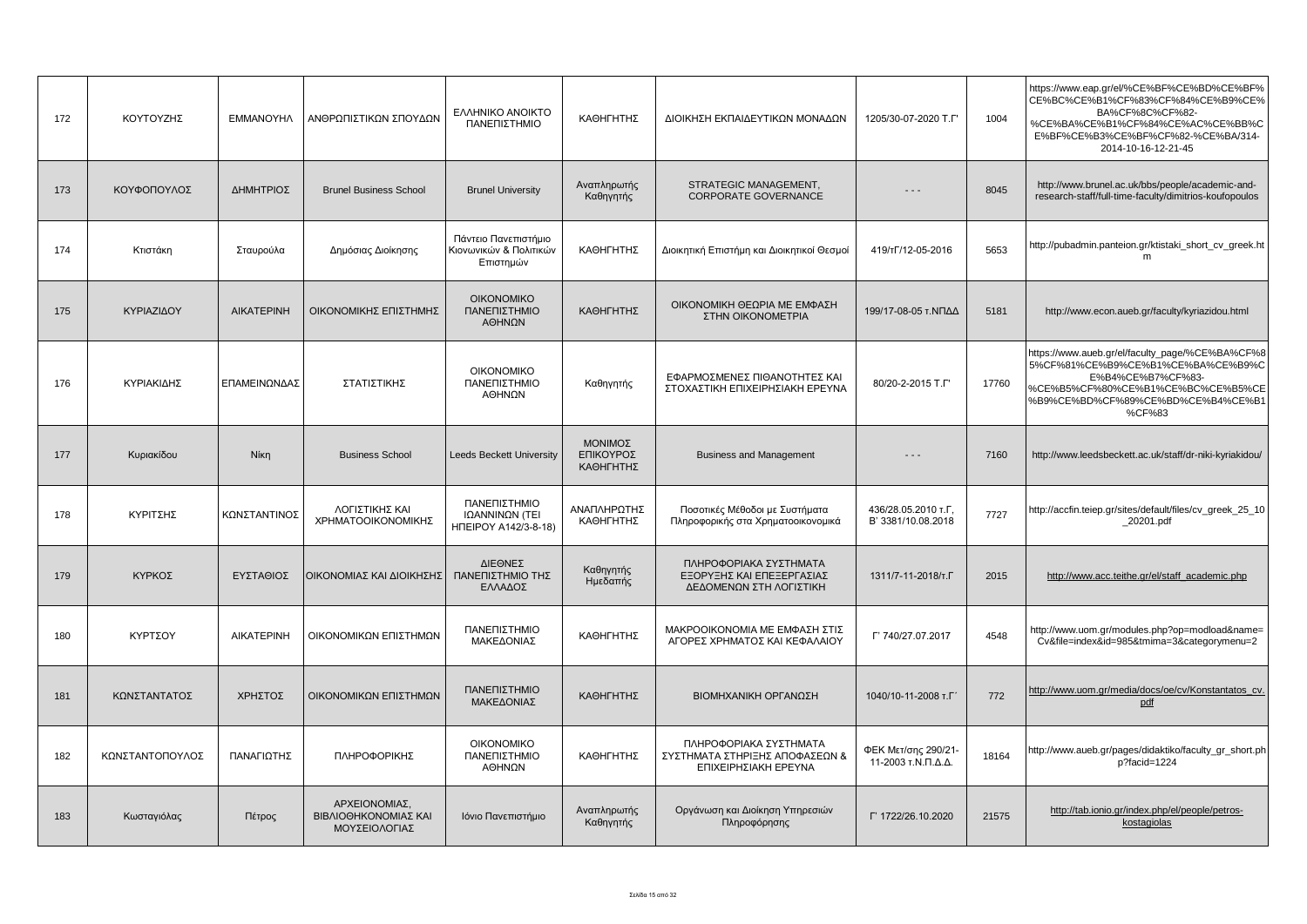| 172 | ΚΟΥΤΟΥΖΗΣ | ΕΜΜΑΝΟΥΗΛ | ΑΝΘΡΩΠΙΣΤΙΚΩΝ ΣΠΟΥΔΩΝ | ΕΛΛΗΝΙΚΟ ΑΝΟΙΚΤΟ ΠΑΝΕΠΙΣΤΗΜΙΟ | ΚΑΘΗΓΗΤΗΣ | ΔΙΟΙΚΗΣΗ ΕΚΠΑΙΔΕΥΤΙΚΩΝ ΜΟΝΑΔΩΝ | 1205/30-07-2020 Τ.Γ' | 1004 | https://www.eap.gr/el/%CE%BF%CE%BD%CE%BF%CE%BC%CE%B1%CF%83%CF%84%CE%B9%CE%BA%CF%8C%CF%82-%CE%BA%CE%B1%CF%84%CE%AC%CE%BB%CE%BF%CE%B3%CE%BF%CF%82-%CE%BA/314-2014-10-16-12-21-45 |
|---|---|---|---|---|---|---|---|---|---|
| 173 | ΚΟΥΦΟΠΟΥΛΟΣ | ΔΗΜΗΤΡΙΟΣ | Brunel Business School | Brunel University | Αναπληρωτής Καθηγητής | STRATEGIC MANAGEMENT, CORPORATE GOVERNANCE | - - - | 8045 | http://www.brunel.ac.uk/bbs/people/academic-and-research-staff/full-time-faculty/dimitrios-koufopoulos |
| 174 | Κτιστάκη | Σταυρούλα | Δημόσιας Διοίκησης | Πάντειο Πανεπιστήμιο Κοινωνικών & Πολιτικών Επιστημών | ΚΑΘΗΓΗΤΗΣ | Διοικητική Επιστήμη και Διοικητικοί Θεσμοί | 419/τΓ/12-05-2016 | 5653 | http://pubadmin.panteion.gr/ktistaki_short_cv_greek.htm |
| 175 | ΚΥΡΙΑΖΙΔΟΥ | ΑΙΚΑΤΕΡΙΝΗ | ΟΙΚΟΝΟΜΙΚΗΣ ΕΠΙΣΤΗΜΗΣ | ΟΙΚΟΝΟΜΙΚΟ ΠΑΝΕΠΙΣΤΗΜΙΟ ΑΘΗΝΩΝ | ΚΑΘΗΓΗΤΗΣ | ΟΙΚΟΝΟΜΙΚΗ ΘΕΩΡΙΑ ΜΕ ΕΜΦΑΣΗ ΣΤΗΝ ΟΙΚΟΝΟΜΕΤΡΙΑ | 199/17-08-05 τ.ΝΠΔΔ | 5181 | http://www.econ.aueb.gr/faculty/kyriazidou.html |
| 176 | ΚΥΡΙΑΚΙΔΗΣ | ΕΠΑΜΕΙΝΩΝΔΑΣ | ΣΤΑΤΙΣΤΙΚΗΣ | ΟΙΚΟΝΟΜΙΚΟ ΠΑΝΕΠΙΣΤΗΜΙΟ ΑΘΗΝΩΝ | Καθηγητής | ΕΦΑΡΜΟΣΜΕΝΕΣ ΠΙΘΑΝΟΤΗΤΕΣ ΚΑΙ ΣΤΟΧΑΣΤΙΚΗ ΕΠΙΧΕΙΡΗΣΙΑΚΗ ΕΡΕΥΝΑ | 80/20-2-2015 Τ.Γ' | 17760 | https://www.aueb.gr/el/faculty_page/%CE%BA%CF%85%CF%81%CE%B9%CE%B1%CE%BA%CE%B9%CE%B4%CE%B7%CF%83-%CE%B5%CF%80%CE%B1%CE%BC%CE%B5%CE%B9%CE%BD%CF%89%CE%BD%CE%B4%CE%B1%CF%83 |
| 177 | Κυριακίδου | Νίκη | Business School | Leeds Beckett University | ΜΟΝΙΜΟΣ ΕΠΙΚΟΥΡΟΣ ΚΑΘΗΓΗΤΗΣ | Business and Management | - - - | 7160 | http://www.leedsbeckett.ac.uk/staff/dr-niki-kyriakidou/ |
| 178 | ΚΥΡΙΤΣΗΣ | ΚΩΝΣΤΑΝΤΙΝΟΣ | ΛΟΓΙΣΤΙΚΗΣ ΚΑΙ ΧΡΗΜΑΤΟΟΙΚΟΝΟΜΙΚΗΣ | ΠΑΝΕΠΙΣΤΗΜΙΟ ΙΩΑΝΝΙΝΩΝ (ΤΕΙ ΗΠΕΙΡΟΥ Α142/3-8-18) | ΑΝΑΠΛΗΡΩΤΗΣ ΚΑΘΗΓΗΤΗΣ | Ποσοτικές Μέθοδοι με Συστήματα Πληροφορικής στα Χρηματοοικονομικά | 436/28.05.2010 τ.Γ, Β' 3381/10.08.2018 | 7727 | http://accfin.teiep.gr/sites/default/files/cv_greek_25_10_20201.pdf |
| 179 | ΚΥΡΚΟΣ | ΕΥΣΤΑΘΙΟΣ | ΟΙΚΟΝΟΜΙΑΣ ΚΑΙ ΔΙΟΙΚΗΣΗΣ | ΔΙΕΘΝΕΣ ΠΑΝΕΠΙΣΤΗΜΙΟ ΤΗΣ ΕΛΛΑΔΟΣ | Καθηγητής Ημεδαπής | ΠΛΗΡΟΦΟΡΙΑΚΑ ΣΥΣΤΗΜΑΤΑ ΕΞΟΡΥΞΗΣ ΚΑΙ ΕΠΕΞΕΡΓΑΣΙΑΣ ΔΕΔΟΜΕΝΩΝ ΣΤΗ ΛΟΓΙΣΤΙΚΗ | 1311/7-11-2018/τ.Γ | 2015 | http://www.acc.teithe.gr/el/staff_academic.php |
| 180 | ΚΥΡΤΣΟΥ | ΑΙΚΑΤΕΡΙΝΗ | ΟΙΚΟΝΟΜΙΚΩΝ ΕΠΙΣΤΗΜΩΝ | ΠΑΝΕΠΙΣΤΗΜΙΟ ΜΑΚΕΔΟΝΙΑΣ | ΚΑΘΗΓΗΤΗΣ | ΜΑΚΡΟΟΙΚΟΝΟΜΙΑ ΜΕ ΕΜΦΑΣΗ ΣΤΙΣ ΑΓΟΡΕΣ ΧΡΗΜΑΤΟΣ ΚΑΙ ΚΕΦΑΛΑΙΟΥ | Γ' 740/27.07.2017 | 4548 | http://www.uom.gr/modules.php?op=modload&name=Cv&file=index&id=985&tmima=3&categorymenu=2 |
| 181 | ΚΩΝΣΤΑΝΤΑΤΟΣ | ΧΡΗΣΤΟΣ | ΟΙΚΟΝΟΜΙΚΩΝ ΕΠΙΣΤΗΜΩΝ | ΠΑΝΕΠΙΣΤΗΜΙΟ ΜΑΚΕΔΟΝΙΑΣ | ΚΑΘΗΓΗΤΗΣ | ΒΙΟΜΗΧΑΝΙΚΗ ΟΡΓΑΝΩΣΗ | 1040/10-11-2008 τ.Γ΄ | 772 | http://www.uom.gr/media/docs/oe/cv/Konstantatos_cv.pdf |
| 182 | ΚΩΝΣΤΑΝΤΟΠΟΥΛΟΣ | ΠΑΝΑΓΙΩΤΗΣ | ΠΛΗΡΟΦΟΡΙΚΗΣ | ΟΙΚΟΝΟΜΙΚΟ ΠΑΝΕΠΙΣΤΗΜΙΟ ΑΘΗΝΩΝ | ΚΑΘΗΓΗΤΗΣ | ΠΛΗΡΟΦΟΡΙΑΚΑ ΣΥΣΤΗΜΑΤΑ ΣΥΣΤΗΜΑΤΑ ΣΤΗΡΙΞΗΣ ΑΠΟΦΑΣΕΩΝ & ΕΠΙΧΕΙΡΗΣΙΑΚΗ ΕΡΕΥΝΑ | ΦΕΚ Μετ/σης 290/21-11-2003 τ.Ν.Π.Δ.Δ. | 18164 | http://www.aueb.gr/pages/didaktiko/faculty_gr_short.php?facid=1224 |
| 183 | Κωσταγιόλας | Πέτρος | ΑΡΧΕΙΟΝΟΜΙΑΣ, ΒΙΒΛΙΟΘΗΚΟΝΟΜΙΑΣ ΚΑΙ ΜΟΥΣΕΙΟΛΟΓΙΑΣ | Ιόνιο Πανεπιστήμιο | Αναπληρωτής Καθηγητής | Οργάνωση και Διοίκηση Υπηρεσιών Πληροφόρησης | Γ' 1722/26.10.2020 | 21575 | http://tab.ionio.gr/index.php/el/people/petros-kostagiolas |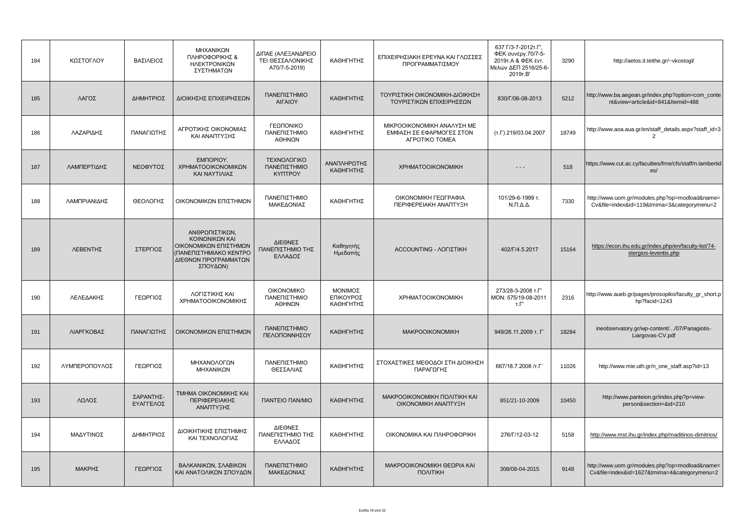| 184 | ΚΩΣΤΟΓΛΟΥ | ΒΑΣΙΛΕΙΟΣ | ΜΗΧΑΝΙΚΩΝ ΠΛΗΡΟΦΟΡΙΚΗΣ & ΗΛΕΚΤΡΟΝΙΚΩΝ ΣΥΣΤΗΜΑΤΩΝ | ΔΙΠΑΕ (ΑΛΕΞΑΝΔΡΕΙΟ ΤΕΙ ΘΕΣΣΑΛΟΝΙΚΗΣ Α70/7-5-2019) | ΚΑΘΗΓΗΤΗΣ | ΕΠΙΧΕΙΡΗΣΙΑΚΗ ΕΡΕΥΝΑ ΚΑΙ ΓΛΩΣΣΕΣ ΠΡΟΓΡΑΜΜΑΤΙΣΜΟΥ | 637 Γ/3-7-2012τ.Γ', ΦΕΚ συνέργ.70/7-5-2019τ.Α & ΦΕΚ ένт. Μελών ΔΕΠ 2516/25-6-2019τ.Β' | 3290 | http://aetos.it.teithe.gr/~vkostogl/ |
|---|---|---|---|---|---|---|---|---|---|
| 185 | ΛΑΓΟΣ | ΔΗΜΗΤΡΙΟΣ | ΔΙΟΙΚΗΣΗΣ ΕΠΙΧΕΙΡΗΣΕΩΝ | ΠΑΝΕΠΙΣΤΗΜΙΟ ΑΙΓΑΙΟΥ | ΚΑΘΗΓΗΤΗΣ | ΤΟΥΡΙΣΤΙΚΗ ΟΙΚΟΝΟΜΙΚΗ-ΔΙΟΙΚΗΣΗ ΤΟΥΡΙΣΤΙΚΩΝ ΕΠΙΧΕΙΡΗΣΕΩΝ | 830/Γ/06-08-2013 | 5212 | http://www.ba.aegean.gr/index.php?option=com_content&view=article&id=841&Itemid=488 |
| 186 | ΛΑΖΑΡΙΔΗΣ | ΠΑΝΑΓΙΩΤΗΣ | ΑΓΡΟΤΙΚΗΣ ΟΙΚΟΝΟΜΙΑΣ ΚΑΙ ΑΝΑΠΤΥΞΗΣ | ΓΕΩΠΟΝΙΚΟ ΠΑΝΕΠΙΣΤΗΜΙΟ ΑΘΗΝΩΝ | ΚΑΘΗΓΗΤΗΣ | ΜΙΚΡΟΟΙΚΟΝΟΜΙΚΗ ΑΝΑΛΥΣΗ ΜΕ ΕΜΦΑΣΗ ΣΕ ΕΦΑΡΜΟΓΕΣ ΣΤΟΝ ΑΓΡΟΤΙΚΟ ΤΟΜΕΑ | (τ.Γ) 219/03.04.2007 | 18749 | http://www.aoa.aua.gr/en/staff_details.aspx?staff_id=32 |
| 187 | ΛΑΜΠΕΡΤΙΔΗΣ | ΝΕΟΦΥΤΟΣ | ΕΜΠΟΡΙΟΥ, ΧΡΗΜΑΤΟΟΙΚΟΝΟΜΙΚΩΝ ΚΑΙ ΝΑΥΤΙΛΙΑΣ | ΤΕΧΝΟΛΟΓΙΚΟ ΠΑΝΕΠΙΣΤΗΜΙΟ ΚΥΠΡΟΥ | ΑΝΑΠΛΗΡΩΤΗΣ ΚΑΘΗΓΗΤΗΣ | ΧΡΗΜΑΤΟΟΙΚΟΝΟΜΙΚΗ | - - - | 518 | https://www.cut.ac.cy/faculties/fme/cfs/staff/n.lambertides/ |
| 188 | ΛΑΜΠΡΙΑΝΙΔΗΣ | ΘΕΟΛΟΓΗΣ | ΟΙΚΟΝΟΜΙΚΩΝ ΕΠΙΣΤΗΜΩΝ | ΠΑΝΕΠΙΣΤΗΜΙΟ ΜΑΚΕΔΟΝΙΑΣ | ΚΑΘΗΓΗΤΗΣ | ΟΙΚΟΝΟΜΙΚΗ ΓΕΩΓΡΑΦΙΑ ΠΕΡΙΦΕΡΕΙΑΚΗ ΑΝΑΠΤΥΞΗ | 101/29-6-1999 τ. Ν.Π.Δ.Δ. | 7330 | http://www.uom.gr/modules.php?op=modload&name=Cv&file=index&id=119&tmima=3&categorymenu=2 |
| 189 | ΛΕΒΕΝΤΗΣ | ΣΤΕΡΓΙΟΣ | ΑΝΘΡΩΠΙΣΤΙΚΩΝ, ΚΟΙΝΩΝΙΚΩΝ ΚΑΙ ΟΙΚΟΝΟΜΙΚΩΝ ΕΠΙΣΤΗΜΩΝ (ΠΑΝΕΠΙΣΤΗΜΙΑΚΟ ΚΕΝΤΡΟ ΔΙΕΘΝΩΝ ΠΡΟΓΡΑΜΜΑΤΩΝ ΣΠΟΥΔΩΝ) | ΔΙΕΘΝΕΣ ΠΑΝΕΠΙΣΤΗΜΙΟ ΤΗΣ ΕΛΛΑΔΟΣ | Καθηγητής Ημεδαπής | ACCOUNTING - ΛΟΓΙΣΤΙΚΗ | 402/Γ/4.5.2017 | 15164 | https://econ.ihu.edu.gr/index.php/en/faculty-list/74-stergios-leventis.php |
| 190 | ΛΕΛΕΔΑΚΗΣ | ΓΕΩΡΓΙΟΣ | ΛΟΓΙΣΤΙΚΗΣ ΚΑΙ ΧΡΗΜΑΤΟΟΙΚΟΝΟΜΙΚΗΣ | ΟΙΚΟΝΟΜΙΚΟ ΠΑΝΕΠΙΣΤΗΜΙΟ ΑΘΗΝΩΝ | ΜΟΝΙΜΟΣ ΕΠΙΚΟΥΡΟΣ ΚΑΘΗΓΗΤΗΣ | ΧΡΗΜΑΤΟΟΙΚΟΝΟΜΙΚΗ | 273/28-3-2008 τ.Γ' ΜΟΝ: 575/19-08-2011 τ.Γ' | 2316 | http://www.aueb.gr/pages/prosopiko/faculty_gr_short.php?facid=1243 |
| 191 | ΛΙΑΡΓΚΟΒΑΣ | ΠΑΝΑΓΙΩΤΗΣ | ΟΙΚΟΝΟΜΙΚΩΝ ΕΠΙΣΤΗΜΩΝ | ΠΑΝΕΠΙΣΤΗΜΙΟ ΠΕΛΟΠΟΝΝΗΣΟΥ | ΚΑΘΗΓΗΤΗΣ | ΜΑΚΡΟΟΙΚΟΝΟΜΙΚΗ | 949/26.11.2009 τ. Γ΄ | 18284 | ineobservatory.gr/wp-content/.../07/Panagiotis-Liargovas-CV.pdf |
| 192 | ΛΥΜΠΕΡΟΠΟΥΛΟΣ | ΓΕΩΡΓΙΟΣ | ΜΗΧΑΝΟΛΟΓΩΝ ΜΗΧΑΝΙΚΩΝ | ΠΑΝΕΠΙΣΤΗΜΙΟ ΘΕΣΣΑΛΙΑΣ | ΚΑΘΗΓΗΤΗΣ | ΣΤΟΧΑΣΤΙΚΕΣ ΜΕΘΟΔΟΙ ΣΤΗ ΔΙΟΙΚΗΣΗ ΠΑΡΑΓΩΓΗΣ | 667/18.7.2008 /τ.Γ΄ | 11026 | http://www.mie.uth.gr/n_one_staff.asp?id=13 |
| 193 | ΛΩΛΟΣ | ΣΑΡΑΝΤΗΣ-ΕΥΑΓΓΕΛΟΣ | ΤΜΗΜΑ ΟΙΚΟΝΟΜΙΚΗΣ ΚΑΙ ΠΕΡΙΦΕΡΕΙΑΚΗΣ ΑΝΑΠΤΥΞΗΣ | ΠΑΝΤΕΙΟ ΠΑΝ/ΜΙΟ | ΚΑΘΗΓΗΤΗΣ | ΜΑΚΡΟΟΙΚΟΝΟΜΙΚΗ ΠΟΛΙΤΙΚΗ ΚΑΙ ΟΙΚΟΝΟΜΙΚΗ ΑΝΑΠΤΥΞΗ | 851/21-10-2009 | 10450 | http://www.panteion.gr/index.php?p=view-person&section=&id=210 |
| 194 | ΜΑΔΥΤΙΝΟΣ | ΔΗΜΗΤΡΙΟΣ | ΔΙΟΙΚΗΤΙΚΗΣ ΕΠΙΣΤΗΜΗΣ ΚΑΙ ΤΕΧΝΟΛΟΓΙΑΣ | ΔΙΕΘΝΕΣ ΠΑΝΕΠΙΣΤΗΜΙΟ ΤΗΣ ΕΛΛΑΔΟΣ | ΚΑΘΗΓΗΤΗΣ | ΟΙΚΟΝΟΜΙΚΑ ΚΑΙ ΠΛΗΡΟΦΟΡΙΚΗ | 276/Γ/12-03-12 | 5158 | http://www.mst.ihu.gr/index.php/maditinos-dimitrios/ |
| 195 | ΜΑΚΡΗΣ | ΓΕΩΡΓΙΟΣ | ΒΑΛΚΑΝΙΚΩΝ, ΣΛΑΒΙΚΩΝ ΚΑΙ ΑΝΑΤΟΛΙΚΩΝ ΣΠΟΥΔΩΝ | ΠΑΝΕΠΙΣΤΗΜΙΟ ΜΑΚΕΔΟΝΙΑΣ | ΚΑΘΗΓΗΤΗΣ | ΜΑΚΡΟΟΙΚΟΝΟΜΙΚΗ ΘΕΩΡΙΑ ΚΑΙ ΠΟΛΙΤΙΚΗ | 308/08-04-2015 | 9148 | http://www.uom.gr/modules.php?op=modload&name=Cv&file=index&id=1627&tmima=4&categorymenu=2 |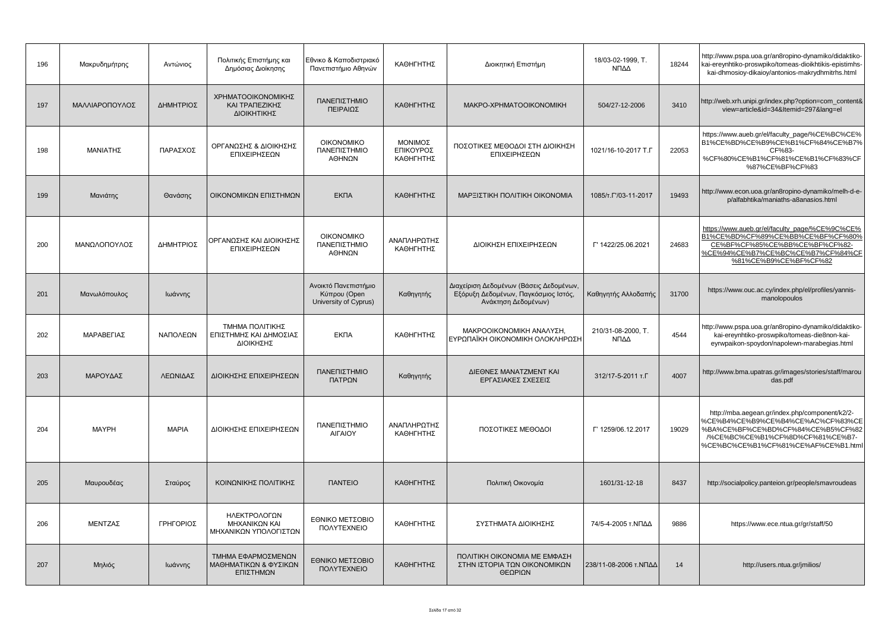| 196 | Μακρυδημήτρης | Αντώνιος | Πολιτικής Επιστήμης και Δημόσιας Διοίκησης | Εθνικό & Καποδιστριακό Πανεπιστήμιο Αθηνών | ΚΑΘΗΓΗΤΗΣ | Διοικητική Επιστήμη | 18/03-02-1999, Τ. ΝΠΔΔ | 18244 | http://www.pspa.uoa.gr/an8ropino-dynamiko/didaktiko-kai-ereynhtiko-proswpiko/tomeas-dioikhtikis-epistimhs-kai-dhmosioy-dikaioy/antonios-makrydhmitrhs.html |
|---|---|---|---|---|---|---|---|---|---|
| 197 | ΜΑΛΛΙΑΡΟΠΟΥΛΟΣ | ΔΗΜΗΤΡΙΟΣ | ΧΡΗΜΑΤΟΟΙΚΟΝΟΜΙΚΗΣ ΚΑΙ ΤΡΑΠΕΖΙΚΗΣ ΔΙΟΙΚΗΤΙΚΗΣ | ΠΑΝΕΠΙΣΤΗΜΙΟ ΠΕΙΡΑΙΩΣ | ΚΑΘΗΓΗΤΗΣ | ΜΑΚΡΟ-ΧΡΗΜΑΤΟΟΙΚΟΝΟΜΙΚΗ | 504/27-12-2006 | 3410 | http://web.xrh.unipi.gr/index.php?option=com_content&view=article&id=34&Itemid=297&lang=el |
| 198 | ΜΑΝΙΑΤΗΣ | ΠΑΡΑΣΧΟΣ | ΟΡΓΑΝΩΣΗΣ & ΔΙΟΙΚΗΣΗΣ ΕΠΙΧΕΙΡΗΣΕΩΝ | ΟΙΚΟΝΟΜΙΚΟ ΠΑΝΕΠΙΣΤΗΜΙΟ ΑΘΗΝΩΝ | ΜΟΝΙΜΟΣ ΕΠΙΚΟΥΡΟΣ ΚΑΘΗΓΗΤΗΣ | ΠΟΣΟΤΙΚΕΣ ΜΕΘΟΔΟΙ ΣΤΗ ΔΙΟΙΚΗΣΗ ΕΠΙΧΕΙΡΗΣΕΩΝ | 1021/16-10-2017 Τ.Γ | 22053 | https://www.aueb.gr/el/faculty_page/%CE%BC%CE%B1%CE%BD%CE%B9%CE%B1%CF%84%CE%B7%CF%83-%CF%80%CE%B1%CF%81%CE%B1%CF%83%CF%87%CE%BF%CF%83 |
| 199 | Μανιάτης | Θανάσης | ΟΙΚΟΝΟΜΙΚΩΝ ΕΠΙΣΤΗΜΩΝ | ΕΚΠΑ | ΚΑΘΗΓΗΤΗΣ | ΜΑΡΞΙΣΤΙΚΗ ΠΟΛΙΤΙΚΗ ΟΙΚΟΝΟΜΙΑ | 1085/τ.Γ'/03-11-2017 | 19493 | http://www.econ.uoa.gr/an8ropino-dynamiko/melh-d-e-p/alfabhtika/maniaths-a8anasios.html |
| 200 | ΜΑΝΩΛΟΠΟΥΛΟΣ | ΔΗΜΗΤΡΙΟΣ | ΟΡΓΑΝΩΣΗΣ ΚΑΙ ΔΙΟΙΚΗΣΗΣ ΕΠΙΧΕΙΡΗΣΕΩΝ | ΟΙΚΟΝΟΜΙΚΟ ΠΑΝΕΠΙΣΤΗΜΙΟ ΑΘΗΝΩΝ | ΑΝΑΠΛΗΡΩΤΗΣ ΚΑΘΗΓΗΤΗΣ | ΔΙΟΙΚΗΣΗ ΕΠΙΧΕΙΡΗΣΕΩΝ | Γ' 1422/25.06.2021 | 24683 | https://www.aueb.gr/el/faculty_page/%CE%9C%CE%B1%CE%BD%CF%89%CE%BB%CE%BF%CF%80%CE%BF%CF%85%CE%BB%CE%BF%CF%82-%CE%94%CE%B7%CE%BC%CE%B7%CF%84%CF%81%CE%B9%CE%BF%CF%82 |
| 201 | Μανωλόπουλος | Ιωάννης | | Ανοικτό Πανεπιστήμιο Κύπρου (Open University of Cyprus) | Καθηγητής | Διαχείριση Δεδομένων (Βάσεις Δεδομένων, Εξόρυξη Δεδομένων, Παγκόσμιος Ιστός, Ανάκτηση Δεδομένων) | Καθηγητής Αλλοδαπής | 31700 | https://www.ouc.ac.cy/index.php/el/profiles/yannis-manolopoulos |
| 202 | ΜΑΡΑΒΕΓΙΑΣ | ΝΑΠΟΛΕΩΝ | ΤΜΗΜΑ ΠΟΛΙΤΙΚΗΣ ΕΠΙΣΤΗΜΗΣ ΚΑΙ ΔΗΜΟΣΙΑΣ ΔΙΟΙΚΗΣΗΣ | ΕΚΠΑ | ΚΑΘΗΓΗΤΗΣ | ΜΑΚΡΟΟΙΚΟΝΟΜΙΚΗ ΑΝΑΛΥΣΗ, ΕΥΡΩΠΑΪΚΗ ΟΙΚΟΝΟΜΙΚΗ ΟΛΟΚΛΗΡΩΣΗ | 210/31-08-2000, Τ. ΝΠΔΔ | 4544 | http://www.pspa.uoa.gr/an8ropino-dynamiko/didaktiko-kai-ereynhtiko-proswpiko/tomeas-die8non-kai-eyrwpaikon-spoydon/napolewn-marabegias.html |
| 203 | ΜΑΡΟΥΔΑΣ | ΛΕΩΝΙΔΑΣ | ΔΙΟΙΚΗΣΗΣ ΕΠΙΧΕΙΡΗΣΕΩΝ | ΠΑΝΕΠΙΣΤΗΜΙΟ ΠΑΤΡΩΝ | Καθηγητής | ΔΙΕΘΝΕΣ ΜΑΝΑΤΖΜΕΝΤ ΚΑΙ ΕΡΓΑΣΙΑΚΕΣ ΣΧΕΣΕΙΣ | 312/17-5-2011 τ.Γ | 4007 | http://www.bma.upatras.gr/images/stories/staff/maroudas.pdf |
| 204 | ΜΑΥΡΗ | ΜΑΡΙΑ | ΔΙΟΙΚΗΣΗΣ ΕΠΙΧΕΙΡΗΣΕΩΝ | ΠΑΝΕΠΙΣΤΗΜΙΟ ΑΙΓΑΙΟΥ | ΑΝΑΠΛΗΡΩΤΗΣ ΚΑΘΗΓΗΤΗΣ | ΠΟΣΟΤΙΚΕΣ ΜΕΘΟΔΟΙ | Γ' 1259/06.12.2017 | 19029 | http://mba.aegean.gr/index.php/component/k2/2-%CE%B4%CE%B9%CE%B4%CE%AC%CF%83%CE%BA%CE%BF%CE%BD%CF%84%CE%B5%CF%82/%CE%BC%CE%B1%CF%8D%CF%81%CE%B7-%CE%BC%CE%B1%CF%81%CE%AF%CE%B1.html |
| 205 | Μαυρουδέας | Σταύρος | ΚΟΙΝΩΝΙΚΗΣ ΠΟΛΙΤΙΚΗΣ | ΠΑΝΤΕΙΟ | ΚΑΘΗΓΗΤΗΣ | Πολιτική Οικονομία | 1601/31-12-18 | 8437 | http://socialpolicy.panteion.gr/people/smavroudeas |
| 206 | ΜΕΝΤΖΑΣ | ΓΡΗΓΟΡΙΟΣ | ΗΛΕΚΤΡΟΛΟΓΩΝ ΜΗΧΑΝΙΚΩΝ ΚΑΙ ΜΗΧΑΝΙΚΩΝ ΥΠΟΛΟΓΙΣΤΩΝ | ΕΘΝΙΚΟ ΜΕΤΣΟΒΙΟ ΠΟΛΥΤΕΧΝΕΙΟ | ΚΑΘΗΓΗΤΗΣ | ΣΥΣΤΗΜΑΤΑ ΔΙΟΙΚΗΣΗΣ | 74/5-4-2005 τ.ΝΠΔΔ | 9886 | https://www.ece.ntua.gr/gr/staff/50 |
| 207 | Μηλιός | Ιωάννης | ΤΜΗΜΑ ΕΦΑΡΜΟΣΜΕΝΩΝ ΜΑΘΗΜΑΤΙΚΩΝ & ΦΥΣΙΚΩΝ ΕΠΙΣΤΗΜΩΝ | ΕΘΝΙΚΟ ΜΕΤΣΟΒΙΟ ΠΟΛΥΤΕΧΝΕΙΟ | ΚΑΘΗΓΗΤΗΣ | ΠΟΛΙΤΙΚΗ ΟΙΚΟΝΟΜΙΑ ΜΕ ΕΜΦΑΣΗ ΣΤΗΝ ΙΣΤΟΡΙΑ ΤΩΝ ΟΙΚΟΝΟΜΙΚΩΝ ΘΕΩΡΙΩΝ | 238/11-08-2006 τ.ΝΠΔΔ | 14 | http://users.ntua.gr/jmilios/ |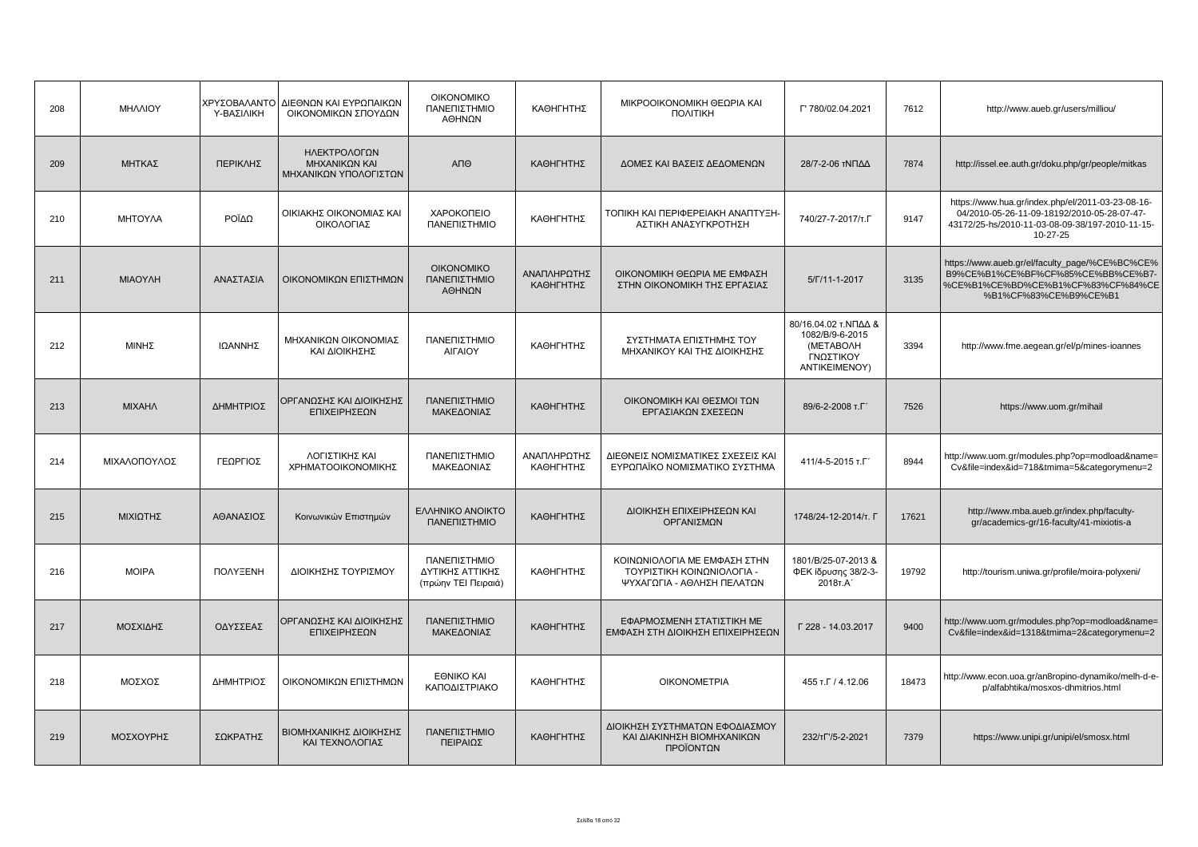| 208 | ΜΗΛΛΙΟΥ | ΧΡΥΣΟΒΑΛΑΝΤΟΥ-ΒΑΣΙΛΙΚΗ | ΔΙΕΘΝΩΝ ΚΑΙ ΕΥΡΩΠΑΙΚΩΝ ΟΙΚΟΝΟΜΙΚΩΝ ΣΠΟΥΔΩΝ | ΟΙΚΟΝΟΜΙΚΟ ΠΑΝΕΠΙΣΤΗΜΙΟ ΑΘΗΝΩΝ | ΚΑΘΗΓΗΤΗΣ | ΜΙΚΡΟΟΙΚΟΝΟΜΙΚΗ ΘΕΩΡΙΑ ΚΑΙ ΠΟΛΙΤΙΚΗ | Γ' 780/02.04.2021 | 7612 | http://www.aueb.gr/users/milliou/ |
|---|---|---|---|---|---|---|---|---|---|
| 209 | ΜΗΤΚΑΣ | ΠΕΡΙΚΛΗΣ | ΗΛΕΚΤΡΟΛΟΓΩΝ ΜΗΧΑΝΙΚΩΝ ΚΑΙ ΜΗΧΑΝΙΚΩΝ ΥΠΟΛΟΓΙΣΤΩΝ | ΑΠΘ | ΚΑΘΗΓΗΤΗΣ | ΔΟΜΕΣ ΚΑΙ ΒΑΣΕΙΣ ΔΕΔΟΜΕΝΩΝ | 28/7-2-06 τΝΠΔΔ | 7874 | http://issel.ee.auth.gr/doku.php/gr/people/mitkas |
| 210 | ΜΗΤΟΥΛΑ | ΡΟΪΔΩ | ΟΙΚΙΑΚΗΣ ΟΙΚΟΝΟΜΙΑΣ ΚΑΙ ΟΙΚΟΛΟΓΙΑΣ | ΧΑΡΟΚΟΠΕΙΟ ΠΑΝΕΠΙΣΤΗΜΙΟ | ΚΑΘΗΓΗΤΗΣ | ΤΟΠΙΚΗ ΚΑΙ ΠΕΡΙΦΕΡΕΙΑΚΗ ΑΝΑΠΤΥΞΗ-ΑΣΤΙΚΗ ΑΝΑΣΥΓΚΡΟΤΗΣΗ | 740/27-7-2017/τ.Γ | 9147 | https://www.hua.gr/index.php/el/2011-03-23-08-16-04/2010-05-26-11-09-18192/2010-05-28-07-47-43172/25-hs/2010-11-03-08-09-38/197-2010-11-15-10-27-25 |
| 211 | ΜΙΑΟΥΛΗ | ΑΝΑΣΤΑΣΙΑ | ΟΙΚΟΝΟΜΙΚΩΝ ΕΠΙΣΤΗΜΩΝ | ΟΙΚΟΝΟΜΙΚΟ ΠΑΝΕΠΙΣΤΗΜΙΟ ΑΘΗΝΩΝ | ΑΝΑΠΛΗΡΩΤΗΣ ΚΑΘΗΓΗΤΗΣ | ΟΙΚΟΝΟΜΙΚΗ ΘΕΩΡΙΑ ΜΕ ΕΜΦΑΣΗ ΣΤΗΝ ΟΙΚΟΝΟΜΙΚΗ ΤΗΣ ΕΡΓΑΣΙΑΣ | 5/Γ/11-1-2017 | 3135 | https://www.aueb.gr/el/faculty_page/%CE%BC%CE%B9%CE%B1%CE%BF%CF%85%CE%BB%CE%B7-%CE%B1%CE%BD%CE%B1%CF%83%CF%84%CE%B1%CF%83%CE%B9%CE%B1 |
| 212 | ΜΙΝΗΣ | ΙΩΑΝΝΗΣ | ΜΗΧΑΝΙΚΩΝ ΟΙΚΟΝΟΜΙΑΣ ΚΑΙ ΔΙΟΙΚΗΣΗΣ | ΠΑΝΕΠΙΣΤΗΜΙΟ ΑΙΓΑΙΟΥ | ΚΑΘΗΓΗΤΗΣ | ΣΥΣΤΗΜΑΤΑ ΕΠΙΣΤΗΜΗΣ ΤΟΥ ΜΗΧΑΝΙΚΟΥ ΚΑΙ ΤΗΣ ΔΙΟΙΚΗΣΗΣ | 80/16.04.02 τ.ΝΠΔΔ & 1082/Β/9-6-2015 (ΜΕΤΑΒΟΛΗ ΓΝΩΣΤΙΚΟΥ ΑΝΤΙΚΕΙΜΕΝΟΥ) | 3394 | http://www.fme.aegean.gr/el/p/mines-ioannes |
| 213 | ΜΙΧΑΗΛ | ΔΗΜΗΤΡΙΟΣ | ΟΡΓΑΝΩΣΗΣ ΚΑΙ ΔΙΟΙΚΗΣΗΣ ΕΠΙΧΕΙΡΗΣΕΩΝ | ΠΑΝΕΠΙΣΤΗΜΙΟ ΜΑΚΕΔΟΝΙΑΣ | ΚΑΘΗΓΗΤΗΣ | ΟΙΚΟΝΟΜΙΚΗ ΚΑΙ ΘΕΣΜΟΙ ΤΩΝ ΕΡΓΑΣΙΑΚΩΝ ΣΧΕΣΕΩΝ | 89/6-2-2008 τ.Γ΄ | 7526 | https://www.uom.gr/mihail |
| 214 | ΜΙΧΑΛΟΠΟΥΛΟΣ | ΓΕΩΡΓΙΟΣ | ΛΟΓΙΣΤΙΚΗΣ ΚΑΙ ΧΡΗΜΑΤΟΟΙΚΟΝΟΜΙΚΗΣ | ΠΑΝΕΠΙΣΤΗΜΙΟ ΜΑΚΕΔΟΝΙΑΣ | ΑΝΑΠΛΗΡΩΤΗΣ ΚΑΘΗΓΗΤΗΣ | ΔΙΕΘΝΕΙΣ ΝΟΜΙΣΜΑΤΙΚΕΣ ΣΧΕΣΕΙΣ ΚΑΙ ΕΥΡΩΠΑΪΚΟ ΝΟΜΙΣΜΑΤΙΚΟ ΣΥΣΤΗΜΑ | 411/4-5-2015 τ.Γ΄ | 8944 | http://www.uom.gr/modules.php?op=modload&name=Cv&file=index&id=718&tmima=5&categorymenu=2 |
| 215 | ΜΙΧΙΩΤΗΣ | ΑΘΑΝΑΣΙΟΣ | Κοινωνικών Επιστημών | ΕΛΛΗΝΙΚΟ ΑΝΟΙΚΤΟ ΠΑΝΕΠΙΣΤΗΜΙΟ | ΚΑΘΗΓΗΤΗΣ | ΔΙΟΙΚΗΣΗ ΕΠΙΧΕΙΡΗΣΕΩΝ ΚΑΙ ΟΡΓΑΝΙΣΜΩΝ | 1748/24-12-2014/τ. Γ | 17621 | http://www.mba.aueb.gr/index.php/faculty-gr/academics-gr/16-faculty/41-mixiotis-a |
| 216 | ΜΟΙΡΑ | ΠΟΛΥΞΕΝΗ | ΔΙΟΙΚΗΣΗΣ ΤΟΥΡΙΣΜΟΥ | ΠΑΝΕΠΙΣΤΗΜΙΟ ΔΥΤΙΚΗΣ ΑΤΤΙΚΗΣ (πρώην ΤΕΙ Πειραιά) | ΚΑΘΗΓΗΤΗΣ | ΚΟΙΝΩΝΙΟΛΟΓΙΑ ΜΕ ΕΜΦΑΣΗ ΣΤΗΝ ΤΟΥΡΙΣΤΙΚΗ ΚΟΙΝΩΝΙΟΛΟΓΙΑ - ΨΥΧΑΓΩΓΙΑ - ΑΘΛΗΣΗ ΠΕΛΑΤΩΝ | 1801/Β/25-07-2013 & ΦΕΚ ίδρυσης 38/2-3-2018τ.Α΄ | 19792 | http://tourism.uniwa.gr/profile/moira-polyxeni/ |
| 217 | ΜΟΣΧΙΔΗΣ | ΟΔΥΣΣΕΑΣ | ΟΡΓΑΝΩΣΗΣ ΚΑΙ ΔΙΟΙΚΗΣΗΣ ΕΠΙΧΕΙΡΗΣΕΩΝ | ΠΑΝΕΠΙΣΤΗΜΙΟ ΜΑΚΕΔΟΝΙΑΣ | ΚΑΘΗΓΗΤΗΣ | ΕΦΑΡΜΟΣΜΕΝΗ ΣΤΑΤΙΣΤΙΚΗ ΜΕ ΕΜΦΑΣΗ ΣΤΗ ΔΙΟΙΚΗΣΗ ΕΠΙΧΕΙΡΗΣΕΩΝ | Γ 228 - 14.03.2017 | 9400 | http://www.uom.gr/modules.php?op=modload&name=Cv&file=index&id=1318&tmima=2&categorymenu=2 |
| 218 | ΜΟΣΧΟΣ | ΔΗΜΗΤΡΙΟΣ | ΟΙΚΟΝΟΜΙΚΩΝ ΕΠΙΣΤΗΜΩΝ | ΕΘΝΙΚΟ ΚΑΙ ΚΑΠΟΔΙΣΤΡΙΑΚΟ | ΚΑΘΗΓΗΤΗΣ | ΟΙΚΟΝΟΜΕΤΡΙΑ | 455 τ.Γ / 4.12.06 | 18473 | http://www.econ.uoa.gr/an8ropino-dynamiko/melh-d-e-p/alfabhtika/mosxos-dhmitrios.html |
| 219 | ΜΟΣΧΟΥΡΗΣ | ΣΩΚΡΑΤΗΣ | ΒΙΟΜΗΧΑΝΙΚΗΣ ΔΙΟΙΚΗΣΗΣ ΚΑΙ ΤΕΧΝΟΛΟΓΙΑΣ | ΠΑΝΕΠΙΣΤΗΜΙΟ ΠΕΙΡΑΙΩΣ | ΚΑΘΗΓΗΤΗΣ | ΔΙΟΙΚΗΣΗ ΣΥΣΤΗΜΑΤΩΝ ΕΦΟΔΙΑΣΜΟΥ ΚΑΙ ΔΙΑΚΙΝΗΣΗ ΒΙΟΜΗΧΑΝΙΚΩΝ ΠΡΟΪΟΝΤΩΝ | 232/τΓ'/5-2-2021 | 7379 | https://www.unipi.gr/unipi/el/smosx.html |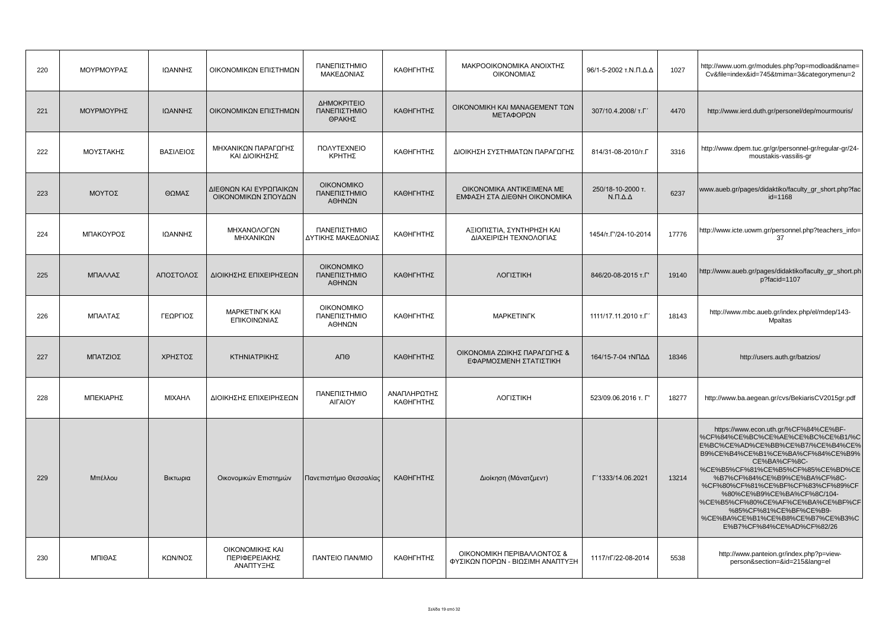| 220 | ΜΟΥΡΜΟΥΡΑΣ | ΙΩΑΝΝΗΣ | ΟΙΚΟΝΟΜΙΚΩΝ ΕΠΙΣΤΗΜΩΝ | ΠΑΝΕΠΙΣΤΗΜΙΟ ΜΑΚΕΔΟΝΙΑΣ | ΚΑΘΗΓΗΤΗΣ | ΜΑΚΡΟΟΙΚΟΝΟΜΙΚΑ ΑΝΟΙΧΤΗΣ ΟΙΚΟΝΟΜΙΑΣ | 96/1-5-2002 τ.Ν.Π.Δ.Δ | 1027 | http://www.uom.gr/modules.php?op=modload&name=Cv&file=index&id=745&tmima=3&categorymenu=2 |
|---|---|---|---|---|---|---|---|---|---|
| 221 | ΜΟΥΡΜΟΥΡΗΣ | ΙΩΑΝΝΗΣ | ΟΙΚΟΝΟΜΙΚΩΝ ΕΠΙΣΤΗΜΩΝ | ΔΗΜΟΚΡΙΤΕΙΟ ΠΑΝΕΠΙΣΤΗΜΙΟ ΘΡΑΚΗΣ | ΚΑΘΗΓΗΤΗΣ | ΟΙΚΟΝΟΜΙΚΗ ΚΑΙ MANAGEMENT ΤΩΝ ΜΕΤΑΦΟΡΩΝ | 307/10.4.2008/ τ.Γ΄ | 4470 | http://www.ierd.duth.gr/personel/dep/mourmouris/ |
| 222 | ΜΟΥΣΤΑΚΗΣ | ΒΑΣΙΛΕΙΟΣ | ΜΗΧΑΝΙΚΩΝ ΠΑΡΑΓΩΓΗΣ ΚΑΙ ΔΙΟΙΚΗΣΗΣ | ΠΟΛΥΤΕΧΝΕΙΟ ΚΡΗΤΗΣ | ΚΑΘΗΓΗΤΗΣ | ΔΙΟΙΚΗΣΗ ΣΥΣΤΗΜΑΤΩΝ ΠΑΡΑΓΩΓΗΣ | 814/31-08-2010/τ.Γ | 3316 | http://www.dpem.tuc.gr/gr/personnel-gr/regular-gr/24-moustakis-vassilis-gr |
| 223 | ΜΟΥΤΟΣ | ΘΩΜΑΣ | ΔΙΕΘΝΩΝ ΚΑΙ ΕΥΡΩΠΑΙΚΩΝ ΟΙΚΟΝΟΜΙΚΩΝ ΣΠΟΥΔΩΝ | ΟΙΚΟΝΟΜΙΚΟ ΠΑΝΕΠΙΣΤΗΜΙΟ ΑΘΗΝΩΝ | ΚΑΘΗΓΗΤΗΣ | ΟΙΚΟΝΟΜΙΚΑ ΑΝΤΙΚΕΙΜΕΝΑ ΜΕ ΕΜΦΑΣΗ ΣΤΑ ΔΙΕΘΝΗ ΟΙΚΟΝΟΜΙΚΑ | 250/18-10-2000 τ. Ν.Π.Δ.Δ | 6237 | www.aueb.gr/pages/didaktiko/faculty_gr_short.php?facid=1168 |
| 224 | ΜΠΑΚΟΥΡΟΣ | ΙΩΑΝΝΗΣ | ΜΗΧΑΝΟΛΟΓΩΝ ΜΗΧΑΝΙΚΩΝ | ΠΑΝΕΠΙΣΤΗΜΙΟ ΔΥΤΙΚΗΣ ΜΑΚΕΔΟΝΙΑΣ | ΚΑΘΗΓΗΤΗΣ | ΑΞΙΟΠΙΣΤΙΑ, ΣΥΝΤΗΡΗΣΗ ΚΑΙ ΔΙΑΧΕΙΡΙΣΗ ΤΕΧΝΟΛΟΓΙΑΣ | 1454/τ.Γ'/24-10-2014 | 17776 | http://www.icte.uowm.gr/personnel.php?teachers_info=37 |
| 225 | ΜΠΑΛΛΑΣ | ΑΠΟΣΤΟΛΟΣ | ΔΙΟΙΚΗΣΗΣ ΕΠΙΧΕΙΡΗΣΕΩΝ | ΟΙΚΟΝΟΜΙΚΟ ΠΑΝΕΠΙΣΤΗΜΙΟ ΑΘΗΝΩΝ | ΚΑΘΗΓΗΤΗΣ | ΛΟΓΙΣΤΙΚΗ | 846/20-08-2015 τ.Γ' | 19140 | http://www.aueb.gr/pages/didaktiko/faculty_gr_short.php?facid=1107 |
| 226 | ΜΠΑΛΤΑΣ | ΓΕΩΡΓΙΟΣ | ΜΑΡΚΕΤΙΝΓΚ ΚΑΙ ΕΠΙΚΟΙΝΩΝΙΑΣ | ΟΙΚΟΝΟΜΙΚΟ ΠΑΝΕΠΙΣΤΗΜΙΟ ΑΘΗΝΩΝ | ΚΑΘΗΓΗΤΗΣ | ΜΑΡΚΕΤΙΝΓΚ | 1111/17.11.2010 τ.Γ΄ | 18143 | http://www.mbc.aueb.gr/index.php/el/mdep/143-Mpaltas |
| 227 | ΜΠΑΤΖΙΟΣ | ΧΡΗΣΤΟΣ | ΚΤΗΝΙΑΤΡΙΚΗΣ | ΑΠΘ | ΚΑΘΗΓΗΤΗΣ | ΟΙΚΟΝΟΜΙΑ ΖΩΙΚΗΣ ΠΑΡΑΓΩΓΗΣ & ΕΦΑΡΜΟΣΜΕΝΗ ΣΤΑΤΙΣΤΙΚΗ | 164/15-7-04 τΝΠΔΔ | 18346 | http://users.auth.gr/batzios/ |
| 228 | ΜΠΕΚΙΑΡΗΣ | ΜΙΧΑΗΛ | ΔΙΟΙΚΗΣΗΣ ΕΠΙΧΕΙΡΗΣΕΩΝ | ΠΑΝΕΠΙΣΤΗΜΙΟ ΑΙΓΑΙΟΥ | ΑΝΑΠΛΗΡΩΤΗΣ ΚΑΘΗΓΗΤΗΣ | ΛΟΓΙΣΤΙΚΗ | 523/09.06.2016 τ. Γ' | 18277 | http://www.ba.aegean.gr/cvs/BekiarisCV2015gr.pdf |
| 229 | Μπέλλου | Βικτωρια | Οικονομικών Επιστημών | Πανεπιστήμιο Θεσσαλίας | ΚΑΘΗΓΗΤΗΣ | Διοίκηση (Μάνατζμεντ) | Γ΄1333/14.06.2021 | 13214 | https://www.econ.uth.gr/%CF%84%CE%BF-%CF%84%CE%BC%CE%AE%CE%BC%CE%B1/%CE%BC%CE%AD%CE%BB%CE%B7/%CE%B4%CE%B9%CE%B4%CE%B1%CE%BA%CF%84%CE%B9%CE%BA%CF%8C-%CE%B5%CF%81%CE%B5%CF%85%CE%BD%CE%B7%CF%84%CE%B9%CE%BA%CF%8C-%CF%80%CF%81%CE%BF%CF%83%CF%89%CF%80%CE%B9%CE%BA%CF%8C/104-%CE%B5%CF%80%CE%AF%CE%BA%CE%BF%CF%85%CF%81%CE%BF%CE%B9-%CE%BA%CE%B1%CE%B8%CE%B7%CE%B3%CE%B7%CF%84%CE%AD%CF%82/26 |
| 230 | ΜΠΙΘΑΣ | ΚΩΝ/ΝΟΣ | ΟΙΚΟΝΟΜΙΚΗΣ ΚΑΙ ΠΕΡΙΦΕΡΕΙΑΚΗΣ ΑΝΑΠΤΥΞΗΣ | ΠΑΝΤΕΙΟ ΠΑΝ/ΜΙΟ | ΚΑΘΗΓΗΤΗΣ | ΟΙΚΟΝΟΜΙΚΗ ΠΕΡΙΒΑΛΛΟΝΤΟΣ & ΦΥΣΙΚΩΝ ΠΟΡΩΝ - ΒΙΩΣΙΜΗ ΑΝΑΠΤΥΞΗ | 1117/τΓ/22-08-2014 | 5538 | http://www.panteion.gr/index.php?p=view-person&section=&id=215&lang=el |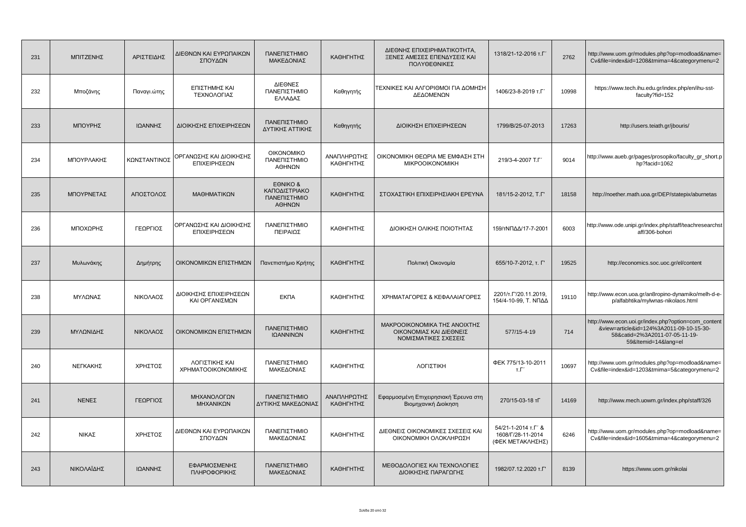| 231 | ΜΠΙΤΖΕΝΗΣ | ΑΡΙΣΤΕΙΔΗΣ | ΔΙΕΘΝΩΝ ΚΑΙ ΕΥΡΩΠΑΙΚΩΝ ΣΠΟΥΔΩΝ | ΠΑΝΕΠΙΣΤΗΜΙΟ ΜΑΚΕΔΟΝΙΑΣ | ΚΑΘΗΓΗΤΗΣ | ΔΙΕΘΝΗΣ ΕΠΙΧΕΙΡΗΜΑΤΙΚΟΤΗΤΑ, ΞΕΝΕΣ ΑΜΕΣΕΣ ΕΠΕΝΔΥΣΕΙΣ ΚΑΙ ΠΟΛΥΕΘΝΙΚΕΣ | 1318/21-12-2016 τ.Γ΄ | 2762 | http://www.uom.gr/modules.php?op=modload&name=Cv&file=index&id=1208&tmima=4&categorymenu=2 |
|---|---|---|---|---|---|---|---|---|---|
| 232 | Μποζάνης | Παναγι.ώτης | ΕΠΙΣΤΗΜΗΣ ΚΑΙ ΤΕΧΝΟΛΟΓΙΑΣ | ΔΙΕΘΝΕΣ ΠΑΝΕΠΙΣΤΗΜΙΟ ΕΛΛΑΔΑΣ | Καθηγητής | ΤΕΧΝΙΚΕΣ ΚΑΙ ΑΛΓΟΡΙΘΜΟΙ ΓΙΑ ΔΟΜΗΣΗ ΔΕΔΟΜΕΝΩΝ | 1406/23-8-2019 τ.Γ΄ | 10998 | https://www.tech.ihu.edu.gr/index.php/en/ihu-sst-faculty?fid=152 |
| 233 | ΜΠΟΥΡΗΣ | ΙΩΑΝΝΗΣ | ΔΙΟΙΚΗΣΗΣ ΕΠΙΧΕΙΡΗΣΕΩΝ | ΠΑΝΕΠΙΣΤΗΜΙΟ ΔΥΤΙΚΗΣ ΑΤΤΙΚΗΣ | Καθηγητής | ΔΙΟΙΚΗΣΗ ΕΠΙΧΕΙΡΗΣΕΩΝ | 1799/Β/25-07-2013 | 17263 | http://users.teiath.gr/jbouris/ |
| 234 | ΜΠΟΥΡΛΑΚΗΣ | ΚΩΝΣΤΑΝΤΙΝΟΣ | ΟΡΓΑΝΩΣΗΣ ΚΑΙ ΔΙΟΙΚΗΣΗΣ ΕΠΙΧΕΙΡΗΣΕΩΝ | ΟΙΚΟΝΟΜΙΚΟ ΠΑΝΕΠΙΣΤΗΜΙΟ ΑΘΗΝΩΝ | ΑΝΑΠΛΗΡΩΤΗΣ ΚΑΘΗΓΗΤΗΣ | ΟΙΚΟΝΟΜΙΚΗ ΘΕΩΡΙΑ ΜΕ ΕΜΦΑΣΗ ΣΤΗ ΜΙΚΡΟΟΙΚΟΝΟΜΙΚΗ | 219/3-4-2007 Τ.Γ΄ | 9014 | http://www.aueb.gr/pages/prosopiko/faculty_gr_short.php?facid=1062 |
| 235 | ΜΠΟΥΡΝΕΤΑΣ | ΑΠΟΣΤΟΛΟΣ | ΜΑΘΗΜΑΤΙΚΩΝ | ΕΘΝΙΚΟ & ΚΑΠΟΔΙΣΤΡΙΑΚΟ ΠΑΝΕΠΙΣΤΗΜΙΟ ΑΘΗΝΩΝ | ΚΑΘΗΓΗΤΗΣ | ΣΤΟΧΑΣΤΙΚΗ ΕΠΙΧΕΙΡΗΣΙΑΚΗ ΕΡΕΥΝΑ | 181/15-2-2012, Τ.Γ' | 18158 | http://noether.math.uoa.gr/DEP/statepix/aburnetas |
| 236 | ΜΠΟΧΩΡΗΣ | ΓΕΩΡΓΙΟΣ | ΟΡΓΑΝΩΣΗΣ ΚΑΙ ΔΙΟΙΚΗΣΗΣ ΕΠΙΧΕΙΡΗΣΕΩΝ | ΠΑΝΕΠΙΣΤΗΜΙΟ ΠΕΙΡΑΙΩΣ | ΚΑΘΗΓΗΤΗΣ | ΔΙΟΙΚΗΣΗ ΟΛΙΚΗΣ ΠΟΙΟΤΗΤΑΣ | 159/τΝΠΔΔ/17-7-2001 | 6003 | http://www.ode.unipi.gr/index.php/staff/teachresearchstaff/306-bohori |
| 237 | Μυλωνάκης | Δημήτρης | ΟΙΚΟΝΟΜΙΚΩΝ ΕΠΙΣΤΗΜΩΝ | Πανεπιστήμιο Κρήτης | ΚΑΘΗΓΗΤΗΣ | Πολιτική Οικονομία | 655/10-7-2012, τ. Γ' | 19525 | http://economics.soc.uoc.gr/el/content |
| 238 | ΜΥΛΩΝΑΣ | ΝΙΚΟΛΑΟΣ | ΔΙΟΙΚΗΣΗΣ ΕΠΙΧΕΙΡΗΣΕΩΝ ΚΑΙ ΟΡΓΑΝΙΣΜΩΝ | ΕΚΠΑ | ΚΑΘΗΓΗΤΗΣ | ΧΡΗΜΑΤΑΓΟΡΕΣ & ΚΕΦΑΛΑΙΑΓΟΡΕΣ | 2201/τ.Γ'/20.11.2019, 154/4-10-99, Τ. ΝΠΔΔ | 19110 | http://www.econ.uoa.gr/an8ropino-dynamiko/melh-d-e-p/alfabhtika/mylwnas-nikolaos.html |
| 239 | ΜΥΛΩΝΙΔΗΣ | ΝΙΚΟΛΑΟΣ | ΟΙΚΟΝΟΜΙΚΩΝ ΕΠΙΣΤΗΜΩΝ | ΠΑΝΕΠΙΣΤΗΜΙΟ ΙΩΑΝΝΙΝΩΝ | ΚΑΘΗΓΗΤΗΣ | ΜΑΚΡΟΟΙΚΟΝΟΜΙΚΑ ΤΗΣ ΑΝΟΙΧΤΗΣ ΟΙΚΟΝΟΜΙΑΣ ΚΑΙ ΔΙΕΘΝΕΙΣ ΝΟΜΙΣΜΑΤΙΚΕΣ ΣΧΕΣΕΙΣ | 577/15-4-19 | 714 | http://www.econ.uoi.gr/index.php?option=com_content&view=article&id=124%3A2011-09-10-15-30-58&catid=2%3A2011-07-05-11-19-59&Itemid=14&lang=el |
| 240 | ΝΕΓΚΑΚΗΣ | ΧΡΗΣΤΟΣ | ΛΟΓΙΣΤΙΚΗΣ ΚΑΙ ΧΡΗΜΑΤΟΟΙΚΟΝΟΜΙΚΗΣ | ΠΑΝΕΠΙΣΤΗΜΙΟ ΜΑΚΕΔΟΝΙΑΣ | ΚΑΘΗΓΗΤΗΣ | ΛΟΓΙΣΤΙΚΗ | ΦΕΚ 775/13-10-2011 τ.Γ΄ | 10697 | http://www.uom.gr/modules.php?op=modload&name=Cv&file=index&id=1203&tmima=5&categorymenu=2 |
| 241 | ΝΕΝΕΣ | ΓΕΩΡΓΙΟΣ | ΜΗΧΑΝΟΛΟΓΩΝ ΜΗΧΑΝΙΚΩΝ | ΠΑΝΕΠΙΣΤΗΜΙΟ ΔΥΤΙΚΗΣ ΜΑΚΕΔΟΝΙΑΣ | ΑΝΑΠΛΗΡΩΤΗΣ ΚΑΘΗΓΗΤΗΣ | Εφαρμοσμένη Επιχειρησιακή Έρευνα στη Βιομηχανική Διοίκηση | 270/15-03-18 τΓ | 14169 | http://www.mech.uowm.gr/index.php/staff/326 |
| 242 | ΝΙΚΑΣ | ΧΡΗΣΤΟΣ | ΔΙΕΘΝΩΝ ΚΑΙ ΕΥΡΩΠΑΙΚΩΝ ΣΠΟΥΔΩΝ | ΠΑΝΕΠΙΣΤΗΜΙΟ ΜΑΚΕΔΟΝΙΑΣ | ΚΑΘΗΓΗΤΗΣ | ΔΙΕΘΝΕΙΣ ΟΙΚΟΝΟΜΙΚΕΣ ΣΧΕΣΕΙΣ ΚΑΙ ΟΙΚΟΝΟΜΙΚΗ ΟΛΟΚΛΗΡΩΣΗ | 54/21-1-2014 τ.Γ΄ & 1608/Γ/28-11-2014 (ΦΕΚ ΜΕΤΑΚΛΗΣΗΣ) | 6246 | http://www.uom.gr/modules.php?op=modload&name=Cv&file=index&id=1605&tmima=4&categorymenu=2 |
| 243 | ΝΙΚΟΛΑΪΔΗΣ | ΙΩΑΝΝΗΣ | ΕΦΑΡΜΟΣΜΕΝΗΣ ΠΛΗΡΟΦΟΡΙΚΗΣ | ΠΑΝΕΠΙΣΤΗΜΙΟ ΜΑΚΕΔΟΝΙΑΣ | ΚΑΘΗΓΗΤΗΣ | ΜΕΘΟΔΟΛΟΓΙΕΣ ΚΑΙ ΤΕΧΝΟΛΟΓΙΕΣ ΔΙΟΙΚΗΣΗΣ ΠΑΡΑΓΩΓΗΣ | 1982/07.12.2020 τ.Γ' | 8139 | https://www.uom.gr/nikolai |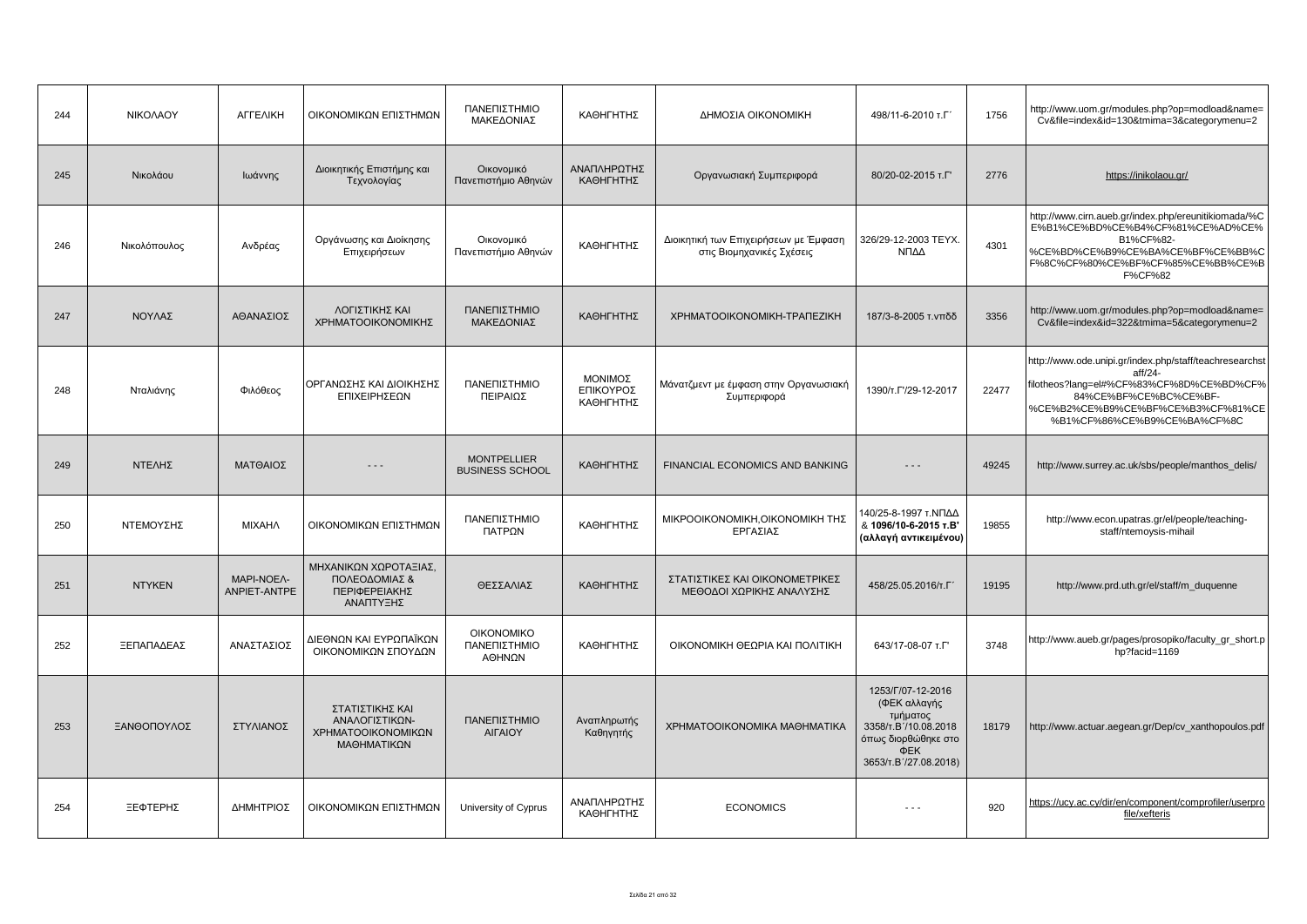| 244 | ΝΙΚΟΛΑΟΥ | ΑΓΓΕΛΙΚΗ | ΟΙΚΟΝΟΜΙΚΩΝ ΕΠΙΣΤΗΜΩΝ | ΠΑΝΕΠΙΣΤΗΜΙΟ ΜΑΚΕΔΟΝΙΑΣ | ΚΑΘΗΓΗΤΗΣ | ΔΗΜΟΣΙΑ ΟΙΚΟΝΟΜΙΚΗ | 498/11-6-2010 τ.Γ΄ | 1756 | http://www.uom.gr/modules.php?op=modload&name=Cv&file=index&id=130&tmima=3&categorymenu=2 |
|---|---|---|---|---|---|---|---|---|---|
| 245 | Νικολάου | Ιωάννης | Διοικητικής Επιστήμης και Τεχνολογίας | Οικονομικό Πανεπιστήμιο Αθηνών | ΑΝΑΠΛΗΡΩΤΗΣ ΚΑΘΗΓΗΤΗΣ | Οργανωσιακή Συμπεριφορά | 80/20-02-2015 τ.Γ' | 2776 | https://inikolaou.gr/ |
| 246 | Νικολόπουλος | Ανδρέας | Οργάνωσης και Διοίκησης Επιχειρήσεων | Οικονομικό Πανεπιστήμιο Αθηνών | ΚΑΘΗΓΗΤΗΣ | Διοικητική των Επιχειρήσεων με Έμφαση στις Βιομηχανικές Σχέσεις | 326/29-12-2003 ΤΕΥΧ. ΝΠΔΔ | 4301 | http://www.cirn.aueb.gr/index.php/ereunitikiomada/%CE%B1%CE%BD%CE%B4%CF%81%CE%AD%CE%B1%CF%82-%CE%BD%CE%B9%CE%BA%CE%BF%CE%BB%CF%8C%CF%80%CE%BF%CF%85%CE%BB%CE%BF%CF%82 |
| 247 | ΝΟΥΛΑΣ | ΑΘΑΝΑΣΙΟΣ | ΛΟΓΙΣΤΙΚΗΣ ΚΑΙ ΧΡΗΜΑΤΟΟΙΚΟΝΟΜΙΚΗΣ | ΠΑΝΕΠΙΣΤΗΜΙΟ ΜΑΚΕΔΟΝΙΑΣ | ΚΑΘΗΓΗΤΗΣ | ΧΡΗΜΑΤΟΟΙΚΟΝΟΜΙΚΗ-ΤΡΑΠΕΖΙΚΗ | 187/3-8-2005 τ.νπδδ | 3356 | http://www.uom.gr/modules.php?op=modload&name=Cv&file=index&id=322&tmima=5&categorymenu=2 |
| 248 | Νταλιάνης | Φιλόθεος | ΟΡΓΑΝΩΣΗΣ ΚΑΙ ΔΙΟΙΚΗΣΗΣ ΕΠΙΧΕΙΡΗΣΕΩΝ | ΠΑΝΕΠΙΣΤΗΜΙΟ ΠΕΙΡΑΙΩΣ | ΜΟΝΙΜΟΣ ΕΠΙΚΟΥΡΟΣ ΚΑΘΗΓΗΤΗΣ | Μάνατζμεντ με έμφαση στην Οργανωσιακή Συμπεριφορά | 1390/τ.Γ'/29-12-2017 | 22477 | http://www.ode.unipi.gr/index.php/staff/teachresearchstaff/24-filotheos?lang=el#%CF%83%CF%8D%CE%BD%CF%84%CE%BF%CE%BC%CE%BF-%CE%B2%CE%B9%CE%BF%CE%B3%CF%81%CE%B1%CF%86%CE%B9%CE%BA%CF%8C |
| 249 | ΝΤΕΛΗΣ | ΜΑΤΘΑΙΟΣ | - - - | MONTPELLIER BUSINESS SCHOOL | ΚΑΘΗΓΗΤΗΣ | FINANCIAL ECONOMICS AND BANKING | - - - | 49245 | http://www.surrey.ac.uk/sbs/people/manthos_delis/ |
| 250 | ΝΤΕΜΟΥΣΗΣ | ΜΙΧΑΗΛ | ΟΙΚΟΝΟΜΙΚΩΝ ΕΠΙΣΤΗΜΩΝ | ΠΑΝΕΠΙΣΤΗΜΙΟ ΠΑΤΡΩΝ | ΚΑΘΗΓΗΤΗΣ | ΜΙΚΡΟΟΙΚΟΝΟΜΙΚΗ,ΟΙΚΟΝΟΜΙΚΗ ΤΗΣ ΕΡΓΑΣΙΑΣ | 140/25-8-1997 τ.ΝΠΔΔ & **1096/10-6-2015 τ.Β' (αλλαγή αντικειμένου)** | 19855 | http://www.econ.upatras.gr/el/people/teaching-staff/ntemoysis-mihail |
| 251 | ΝΤΥΚΕΝ | ΜΑΡΙ-ΝΟΕΛ-ΑΝΡΙΕΤ-ΑΝΤΡΕ | ΜΗΧΑΝΙΚΩΝ ΧΩΡΟΤΑΞΙΑΣ, ΠΟΛΕΟΔΟΜΙΑΣ & ΠΕΡΙΦΕΡΕΙΑΚΗΣ ΑΝΑΠΤΥΞΗΣ | ΘΕΣΣΑΛΙΑΣ | ΚΑΘΗΓΗΤΗΣ | ΣΤΑΤΙΣΤΙΚΕΣ ΚΑΙ ΟΙΚΟΝΟΜΕΤΡΙΚΕΣ ΜΕΘΟΔΟΙ ΧΩΡΙΚΗΣ ΑΝΑΛΥΣΗΣ | 458/25.05.2016/τ.Γ΄ | 19195 | http://www.prd.uth.gr/el/staff/m_duquenne |
| 252 | ΞΕΠΑΠΑΔΕΑΣ | ΑΝΑΣΤΑΣΙΟΣ | ΔΙΕΘΝΩΝ ΚΑΙ ΕΥΡΩΠΑΪΚΩΝ ΟΙΚΟΝΟΜΙΚΩΝ ΣΠΟΥΔΩΝ | ΟΙΚΟΝΟΜΙΚΟ ΠΑΝΕΠΙΣΤΗΜΙΟ ΑΘΗΝΩΝ | ΚΑΘΗΓΗΤΗΣ | ΟΙΚΟΝΟΜΙΚΗ ΘΕΩΡΙΑ ΚΑΙ ΠΟΛΙΤΙΚΗ | 643/17-08-07 τ.Γ' | 3748 | http://www.aueb.gr/pages/prosopiko/faculty_gr_short.php?facid=1169 |
| 253 | ΞΑΝΘΟΠΟΥΛΟΣ | ΣΤΥΛΙΑΝΟΣ | ΣΤΑΤΙΣΤΙΚΗΣ ΚΑΙ ΑΝΑΛΟΓΙΣΤΙΚΩΝ-ΧΡΗΜΑΤΟΟΙΚΟΝΟΜΙΚΩΝ ΜΑΘΗΜΑΤΙΚΩΝ | ΠΑΝΕΠΙΣΤΗΜΙΟ ΑΙΓΑΙΟΥ | Αναπληρωτής Καθηγητής | ΧΡΗΜΑΤΟΟΙΚΟΝΟΜΙΚΑ ΜΑΘΗΜΑΤΙΚΑ | 1253/Γ/07-12-2016 (ΦΕΚ αλλαγής τμήματος 3358/τ.Β΄/10.08.2018 όπως διορθώθηκε στο ΦΕΚ 3653/τ.Β΄/27.08.2018) | 18179 | http://www.actuar.aegean.gr/Dep/cv_xanthopoulos.pdf |
| 254 | ΞΕΦΤΕΡΗΣ | ΔΗΜΗΤΡΙΟΣ | ΟΙΚΟΝΟΜΙΚΩΝ ΕΠΙΣΤΗΜΩΝ | University of Cyprus | ΑΝΑΠΛΗΡΩΤΗΣ ΚΑΘΗΓΗΤΗΣ | ECONOMICS | - - - | 920 | https://ucy.ac.cy/dir/en/component/comprofiler/userprofile/xefteris |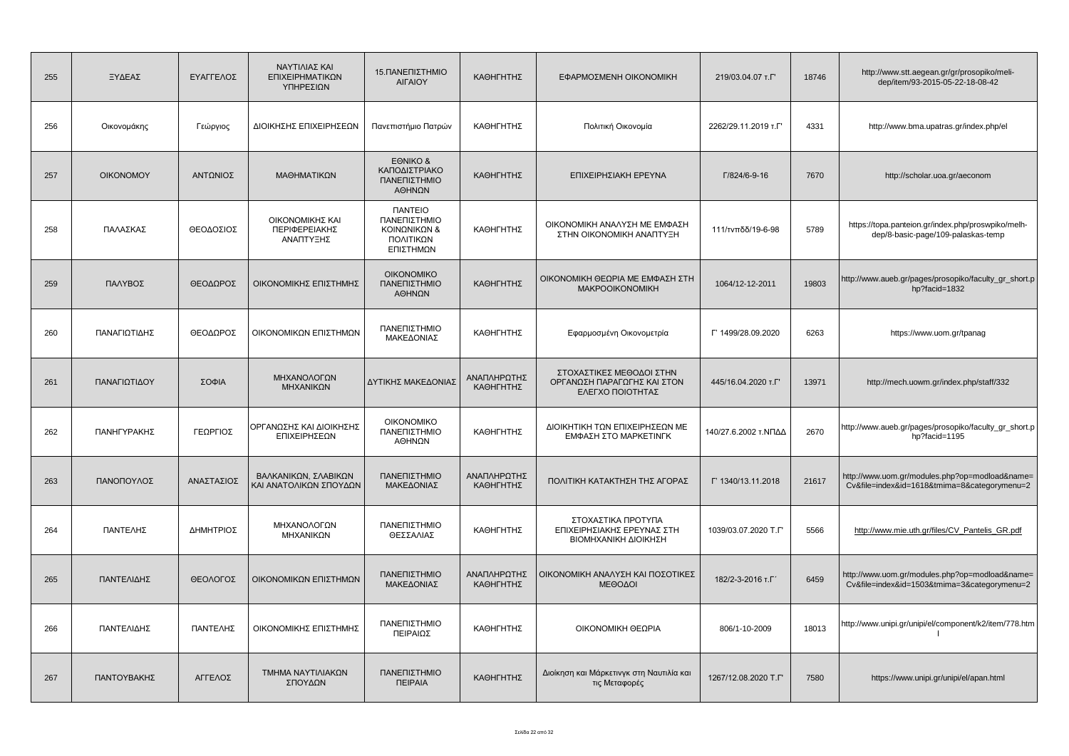| 255 | ΞΥΔΕΑΣ | ΕΥΑΓΓΕΛΟΣ | ΝΑΥΤΙΛΙΑΣ ΚΑΙ ΕΠΙΧΕΙΡΗΜΑΤΙΚΩΝ ΥΠΗΡΕΣΙΩΝ | 15.ΠΑΝΕΠΙΣΤΗΜΙΟ ΑΙΓΑΙΟΥ | ΚΑΘΗΓΗΤΗΣ | ΕΦΑΡΜΟΣΜΕΝΗ ΟΙΚΟΝΟΜΙΚΗ | 219/03.04.07 τ.Γ' | 18746 | http://www.stt.aegean.gr/gr/prosopiko/meli-dep/item/93-2015-05-22-18-08-42 |
|---|---|---|---|---|---|---|---|---|---|
| 256 | Οικονομάκης | Γεώργιος | ΔΙΟΙΚΗΣΗΣ ΕΠΙΧΕΙΡΗΣΕΩΝ | Πανεπιστήμιο Πατρών | ΚΑΘΗΓΗΤΗΣ | Πολιτική Οικονομία | 2262/29.11.2019 τ.Γ' | 4331 | http://www.bma.upatras.gr/index.php/el |
| 257 | ΟΙΚΟΝΟΜΟΥ | ΑΝΤΩΝΙΟΣ | ΜΑΘΗΜΑΤΙΚΩΝ | ΕΘΝΙΚΟ & ΚΑΠΟΔΙΣΤΡΙΑΚΟ ΠΑΝΕΠΙΣΤΗΜΙΟ ΑΘΗΝΩΝ | ΚΑΘΗΓΗΤΗΣ | ΕΠΙΧΕΙΡΗΣΙΑΚΗ ΕΡΕΥΝΑ | Γ/824/6-9-16 | 7670 | http://scholar.uoa.gr/aeconom |
| 258 | ΠΑΛΑΣΚΑΣ | ΘΕΟΔΟΣΙΟΣ | ΟΙΚΟΝΟΜΙΚΗΣ ΚΑΙ ΠΕΡΙΦΕΡΕΙΑΚΗΣ ΑΝΑΠΤΥΞΗΣ | ΠΑΝΤΕΙΟ ΠΑΝΕΠΙΣΤΗΜΙΟ ΚΟΙΝΩΝΙΚΩΝ & ΠΟΛΙΤΙΚΩΝ ΕΠΙΣΤΗΜΩΝ | ΚΑΘΗΓΗΤΗΣ | ΟΙΚΟΝΟΜΙΚΗ ΑΝΑΛΥΣΗ ΜΕ ΕΜΦΑΣΗ ΣΤΗΝ ΟΙΚΟΝΟΜΙΚΗ ΑΝΑΠΤΥΞΗ | 111/τνπδδ/19-6-98 | 5789 | https://topa.panteion.gr/index.php/proswpiko/melh-dep/8-basic-page/109-palaskas-temp |
| 259 | ΠΑΛΥΒΟΣ | ΘΕΟΔΩΡΟΣ | ΟΙΚΟΝΟΜΙΚΗΣ ΕΠΙΣΤΗΜΗΣ | ΟΙΚΟΝΟΜΙΚΟ ΠΑΝΕΠΙΣΤΗΜΙΟ ΑΘΗΝΩΝ | ΚΑΘΗΓΗΤΗΣ | ΟΙΚΟΝΟΜΙΚΗ ΘΕΩΡΙΑ ΜΕ ΕΜΦΑΣΗ ΣΤΗ ΜΑΚΡΟΟΙΚΟΝΟΜΙΚΗ | 1064/12-12-2011 | 19803 | http://www.aueb.gr/pages/prosopiko/faculty_gr_short.php?facid=1832 |
| 260 | ΠΑΝΑΓΙΩΤΙΔΗΣ | ΘΕΟΔΩΡΟΣ | ΟΙΚΟΝΟΜΙΚΩΝ ΕΠΙΣΤΗΜΩΝ | ΠΑΝΕΠΙΣΤΗΜΙΟ ΜΑΚΕΔΟΝΙΑΣ | ΚΑΘΗΓΗΤΗΣ | Εφαρμοσμένη Οικονομετρία | Γ' 1499/28.09.2020 | 6263 | https://www.uom.gr/tpanag |
| 261 | ΠΑΝΑΓΙΩΤΙΔΟΥ | ΣΟΦΙΑ | ΜΗΧΑΝΟΛΟΓΩΝ ΜΗΧΑΝΙΚΩΝ | ΔΥΤΙΚΗΣ ΜΑΚΕΔΟΝΙΑΣ | ΑΝΑΠΛΗΡΩΤΗΣ ΚΑΘΗΓΗΤΗΣ | ΣΤΟΧΑΣΤΙΚΕΣ ΜΕΘΟΔΟΙ ΣΤΗΝ ΟΡΓΑΝΩΣΗ ΠΑΡΑΓΩΓΗΣ ΚΑΙ ΣΤΟΝ ΕΛΕΓΧΟ ΠΟΙΟΤΗΤΑΣ | 445/16.04.2020 τ.Γ' | 13971 | http://mech.uowm.gr/index.php/staff/332 |
| 262 | ΠΑΝΗΓΥΡΑΚΗΣ | ΓΕΩΡΓΙΟΣ | ΟΡΓΑΝΩΣΗΣ ΚΑΙ ΔΙΟΙΚΗΣΗΣ ΕΠΙΧΕΙΡΗΣΕΩΝ | ΟΙΚΟΝΟΜΙΚΟ ΠΑΝΕΠΙΣΤΗΜΙΟ ΑΘΗΝΩΝ | ΚΑΘΗΓΗΤΗΣ | ΔΙΟΙΚΗΤΙΚΗ ΤΩΝ ΕΠΙΧΕΙΡΗΣΕΩΝ ΜΕ ΕΜΦΑΣΗ ΣΤΟ ΜΑΡΚΕΤΙΝΓΚ | 140/27.6.2002 τ.ΝΠΔΔ | 2670 | http://www.aueb.gr/pages/prosopiko/faculty_gr_short.php?facid=1195 |
| 263 | ΠΑΝΟΠΟΥΛΟΣ | ΑΝΑΣΤΑΣΙΟΣ | ΒΑΛΚΑΝΙΚΩΝ, ΣΛΑΒΙΚΩΝ ΚΑΙ ΑΝΑΤΟΛΙΚΩΝ ΣΠΟΥΔΩΝ | ΠΑΝΕΠΙΣΤΗΜΙΟ ΜΑΚΕΔΟΝΙΑΣ | ΑΝΑΠΛΗΡΩΤΗΣ ΚΑΘΗΓΗΤΗΣ | ΠΟΛΙΤΙΚΗ ΚΑΤΑΚΤΗΣΗ ΤΗΣ ΑΓΟΡΑΣ | Γ' 1340/13.11.2018 | 21617 | http://www.uom.gr/modules.php?op=modload&name=Cv&file=index&id=1618&tmima=8&categorymenu=2 |
| 264 | ΠΑΝΤΕΛΗΣ | ΔΗΜΗΤΡΙΟΣ | ΜΗΧΑΝΟΛΟΓΩΝ ΜΗΧΑΝΙΚΩΝ | ΠΑΝΕΠΙΣΤΗΜΙΟ ΘΕΣΣΑΛΙΑΣ | ΚΑΘΗΓΗΤΗΣ | ΣΤΟΧΑΣΤΙΚΑ ΠΡΟΤΥΠΑ ΕΠΙΧΕΙΡΗΣΙΑΚΗΣ ΕΡΕΥΝΑΣ ΣΤΗ ΒΙΟΜΗΧΑΝΙΚΗ ΔΙΟΙΚΗΣΗ | 1039/03.07.2020 Τ.Γ' | 5566 | http://www.mie.uth.gr/files/CV_Pantelis_GR.pdf |
| 265 | ΠΑΝΤΕΛΙΔΗΣ | ΘΕΟΛΟΓΟΣ | ΟΙΚΟΝΟΜΙΚΩΝ ΕΠΙΣΤΗΜΩΝ | ΠΑΝΕΠΙΣΤΗΜΙΟ ΜΑΚΕΔΟΝΙΑΣ | ΑΝΑΠΛΗΡΩΤΗΣ ΚΑΘΗΓΗΤΗΣ | ΟΙΚΟΝΟΜΙΚΗ ΑΝΑΛΥΣΗ ΚΑΙ ΠΟΣΟΤΙΚΕΣ ΜΕΘΟΔΟΙ | 182/2-3-2016 τ.Γ΄ | 6459 | http://www.uom.gr/modules.php?op=modload&name=Cv&file=index&id=1503&tmima=3&categorymenu=2 |
| 266 | ΠΑΝΤΕΛΙΔΗΣ | ΠΑΝΤΕΛΗΣ | ΟΙΚΟΝΟΜΙΚΗΣ ΕΠΙΣΤΗΜΗΣ | ΠΑΝΕΠΙΣΤΗΜΙΟ ΠΕΙΡΑΙΩΣ | ΚΑΘΗΓΗΤΗΣ | ΟΙΚΟΝΟΜΙΚΗ ΘΕΩΡΙΑ | 806/1-10-2009 | 18013 | http://www.unipi.gr/unipi/el/component/k2/item/778.html |
| 267 | ΠΑΝΤΟΥΒΑΚΗΣ | ΑΓΓΕΛΟΣ | ΤΜΗΜΑ ΝΑΥΤΙΛΙΑΚΩΝ ΣΠΟΥΔΩΝ | ΠΑΝΕΠΙΣΤΗΜΙΟ ΠΕΙΡΑΙΑ | ΚΑΘΗΓΗΤΗΣ | Διοίκηση και Μάρκετινγκ στη Ναυτιλία και τις Μεταφορές | 1267/12.08.2020 Τ.Γ' | 7580 | https://www.unipi.gr/unipi/el/apan.html |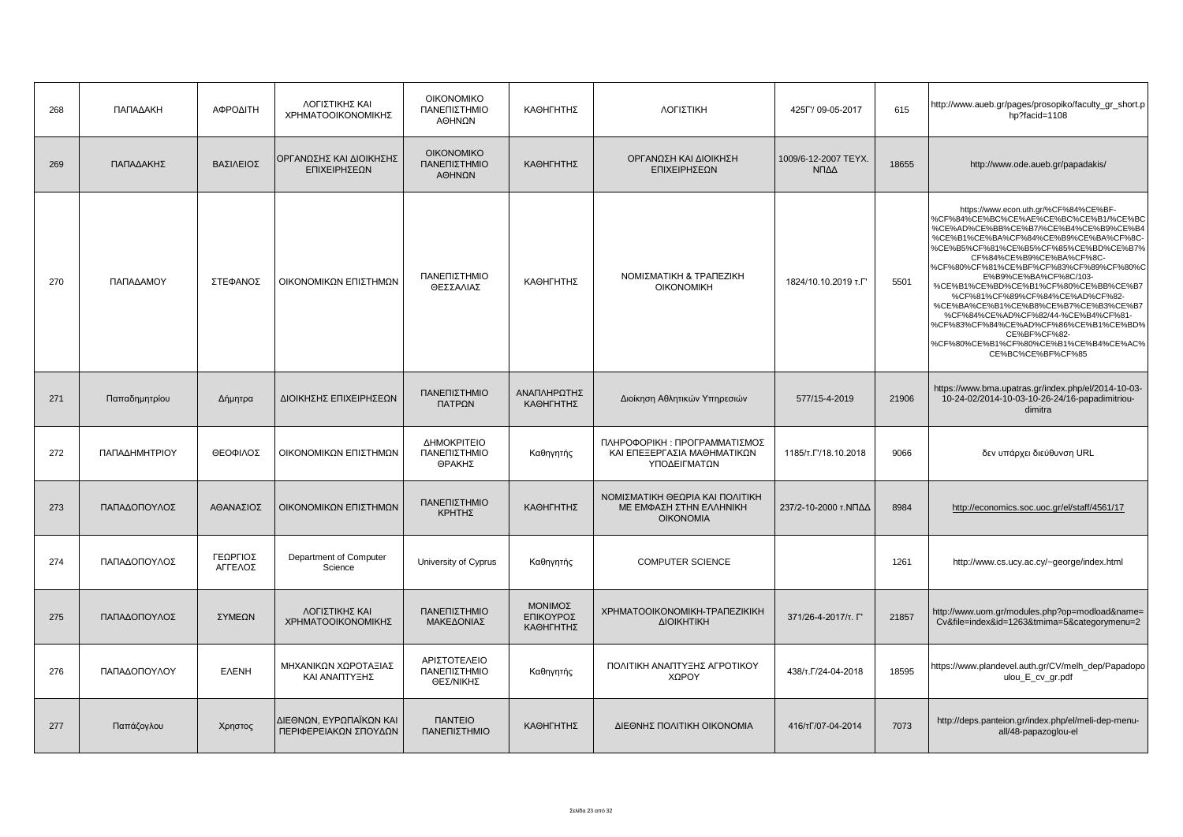| 268 | ΠΑΠΑΔΑΚΗ | ΑΦΡΟΔΙΤΗ | ΛΟΓΙΣΤΙΚΗΣ ΚΑΙ ΧΡΗΜΑΤΟΟΙΚΟΝΟΜΙΚΗΣ | ΟΙΚΟΝΟΜΙΚΟ ΠΑΝΕΠΙΣΤΗΜΙΟ ΑΘΗΝΩΝ | ΚΑΘΗΓΗΤΗΣ | ΛΟΓΙΣΤΙΚΗ | 425Γ/ 09-05-2017 | 615 | http://www.aueb.gr/pages/prosopiko/faculty_gr_short.php?facid=1108 |
|---|---|---|---|---|---|---|---|---|---|
| 269 | ΠΑΠΑΔΑΚΗΣ | ΒΑΣΙΛΕΙΟΣ | ΟΡΓΑΝΩΣΗΣ ΚΑΙ ΔΙΟΙΚΗΣΗΣ ΕΠΙΧΕΙΡΗΣΕΩΝ | ΟΙΚΟΝΟΜΙΚΟ ΠΑΝΕΠΙΣΤΗΜΙΟ ΑΘΗΝΩΝ | ΚΑΘΗΓΗΤΗΣ | ΟΡΓΑΝΩΣΗ ΚΑΙ ΔΙΟΙΚΗΣΗ ΕΠΙΧΕΙΡΗΣΕΩΝ | 1009/6-12-2007 ΤΕΥΧ. ΝΠΔΔ | 18655 | http://www.ode.aueb.gr/papadakis/ |
| 270 | ΠΑΠΑΔΑΜΟΥ | ΣΤΕΦΑΝΟΣ | ΟΙΚΟΝΟΜΙΚΩΝ ΕΠΙΣΤΗΜΩΝ | ΠΑΝΕΠΙΣΤΗΜΙΟ ΘΕΣΣΑΛΙΑΣ | ΚΑΘΗΓΗΤΗΣ | ΝΟΜΙΣΜΑΤΙΚΗ & ΤΡΑΠΕΖΙΚΗ ΟΙΚΟΝΟΜΙΚΗ | 1824/10.10.2019 τ.Γ' | 5501 | https://www.econ.uth.gr/%CF%84%CE%BF-%CF%84%CE%BC%CE%AE%CE%BC%CE%B1/%CE%BC%CE%AD%CE%BB%CE%B7/%CE%B4%CE%B9%CE%B4%CE%B1%CE%BA%CF%84%CE%B9%CE%BA%CF%8C-%CE%B5%CF%81%CE%B5%CF%85%CE%BD%CE%B7%CF%84%CE%B9%CE%BA%CF%8C-%CF%80%CF%81%CE%BF%CF%83%CF%89%CF%80%CE%B9%CE%BA%CF%8C/103-%CE%B1%CE%BD%CE%B1%CF%80%CE%BB%CE%B7%CF%81%CF%89%CF%84%CE%AD%CF%82-%CE%BA%CE%B1%CE%B8%CE%B7%CE%B3%CE%B7%CF%84%CE%AD%CF%82/44-%CE%B4%CF%81-%CF%83%CF%84%CE%AD%CF%86%CE%B1%CE%BD%CE%BF%CF%82-%CF%80%CE%B1%CF%80%CE%B1%CE%B4%CE%AC%CE%BC%CE%BF%CF%85 |
| 271 | Παπαδημητρίου | Δήμητρα | ΔΙΟΙΚΗΣΗΣ ΕΠΙΧΕΙΡΗΣΕΩΝ | ΠΑΝΕΠΙΣΤΗΜΙΟ ΠΑΤΡΩΝ | ΑΝΑΠΛΗΡΩΤΗΣ ΚΑΘΗΓΗΤΗΣ | Διοίκηση Αθλητικών Υπηρεσιών | 577/15-4-2019 | 21906 | https://www.bma.upatras.gr/index.php/el/2014-10-03-10-24-02/2014-10-03-10-26-24/16-papadimitriou-dimitra |
| 272 | ΠΑΠΑΔΗΜΗΤΡΙΟΥ | ΘΕΟΦΙΛΟΣ | ΟΙΚΟΝΟΜΙΚΩΝ ΕΠΙΣΤΗΜΩΝ | ΔΗΜΟΚΡΙΤΕΙΟ ΠΑΝΕΠΙΣΤΗΜΙΟ ΘΡΑΚΗΣ | Καθηγητής | ΠΛΗΡΟΦΟΡΙΚΗ : ΠΡΟΓΡΑΜΜΑΤΙΣΜΟΣ ΚΑΙ ΕΠΕΞΕΡΓΑΣΙΑ ΜΑΘΗΜΑΤΙΚΩΝ ΥΠΟΔΕΙΓΜΑΤΩΝ | 1185/τ.Γ'/18.10.2018 | 9066 | δεν υπάρχει διεύθυνση URL |
| 273 | ΠΑΠΑΔΟΠΟΥΛΟΣ | ΑΘΑΝΑΣΙΟΣ | ΟΙΚΟΝΟΜΙΚΩΝ ΕΠΙΣΤΗΜΩΝ | ΠΑΝΕΠΙΣΤΗΜΙΟ ΚΡΗΤΗΣ | ΚΑΘΗΓΗΤΗΣ | ΝΟΜΙΣΜΑΤΙΚΗ ΘΕΩΡΙΑ ΚΑΙ ΠΟΛΙΤΙΚΗ ΜΕ ΕΜΦΑΣΗ ΣΤΗΝ ΕΛΛΗΝΙΚΗ ΟΙΚΟΝΟΜΙΑ | 237/2-10-2000 τ.ΝΠΔΔ | 8984 | http://economics.soc.uoc.gr/el/staff/4561/17 |
| 274 | ΠΑΠΑΔΟΠΟΥΛΟΣ | ΓΕΩΡΓΙΟΣ ΑΓΓΕΛΟΣ | Department of Computer Science | University of Cyprus | Καθηγητής | COMPUTER SCIENCE | | 1261 | http://www.cs.ucy.ac.cy/~george/index.html |
| 275 | ΠΑΠΑΔΟΠΟΥΛΟΣ | ΣΥΜΕΩΝ | ΛΟΓΙΣΤΙΚΗΣ ΚΑΙ ΧΡΗΜΑΤΟΟΙΚΟΝΟΜΙΚΗΣ | ΠΑΝΕΠΙΣΤΗΜΙΟ ΜΑΚΕΔΟΝΙΑΣ | ΜΟΝΙΜΟΣ ΕΠΙΚΟΥΡΟΣ ΚΑΘΗΓΗΤΗΣ | ΧΡΗΜΑΤΟΟΙΚΟΝΟΜΙΚΗ-ΤΡΑΠΕΖΙΚΗ ΔΙΟΙΚΗΤΙΚΗ | 371/26-4-2017/τ. Γ' | 21857 | http://www.uom.gr/modules.php?op=modload&name=Cv&file=index&id=1263&tmima=5&categorymenu=2 |
| 276 | ΠΑΠΑΔΟΠΟΥΛΟΥ | ΕΛΕΝΗ | ΜΗΧΑΝΙΚΩΝ ΧΩΡΟΤΑΞΙΑΣ ΚΑΙ ΑΝΑΠΤΥΞΗΣ | ΑΡΙΣΤΟΤΕΛΕΙΟ ΠΑΝΕΠΙΣΤΗΜΙΟ ΘΕΣ/ΝΙΚΗΣ | Καθηγητής | ΠΟΛΙΤΙΚΗ ΑΝΑΠΤΥΞΗΣ ΑΓΡΟΤΙΚΟΥ ΧΩΡΟΥ | 438/τ.Γ/24-04-2018 | 18595 | https://www.plandevel.auth.gr/CV/melh_dep/Papadopoulou_E_cv_gr.pdf |
| 277 | Παπάζογλου | Χρηστος | ΔΙΕΘΝΩΝ, ΕΥΡΩΠΑΪΚΩΝ ΚΑΙ ΠΕΡΙΦΕΡΕΙΑΚΩΝ ΣΠΟΥΔΩΝ | ΠΑΝΤΕΙΟ ΠΑΝΕΠΙΣΤΗΜΙΟ | ΚΑΘΗΓΗΤΗΣ | ΔΙΕΘΝΗΣ ΠΟΛΙΤΙΚΗ ΟΙΚΟΝΟΜΙΑ | 416/τΓ/07-04-2014 | 7073 | http://deps.panteion.gr/index.php/el/meli-dep-menu-all/48-papazoglou-el |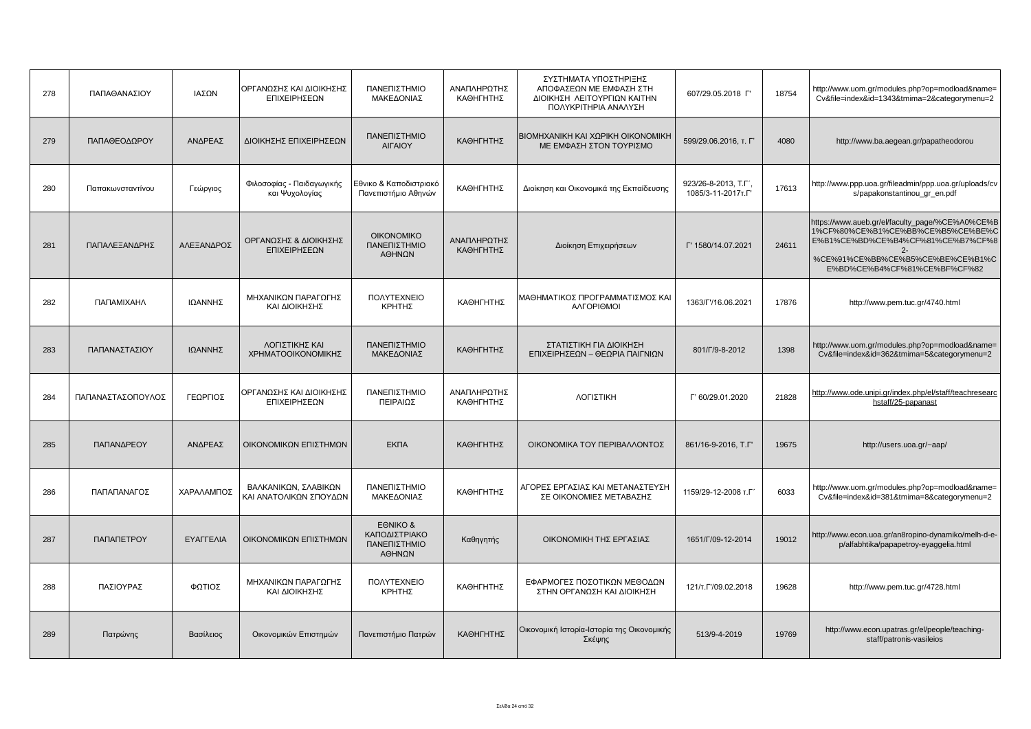| 278 | ΠΑΠΑΘΑΝΑΣΙΟΥ | ΙΑΣΩΝ | ΟΡΓΑΝΩΣΗΣ ΚΑΙ ΔΙΟΙΚΗΣΗΣ ΕΠΙΧΕΙΡΗΣΕΩΝ | ΠΑΝΕΠΙΣΤΗΜΙΟ ΜΑΚΕΔΟΝΙΑΣ | ΑΝΑΠΛΗΡΩΤΗΣ ΚΑΘΗΓΗΤΗΣ | ΣΥΣΤΗΜΑΤΑ ΥΠΟΣΤΗΡΙΞΗΣ ΑΠΟΦΑΣΕΩΝ ΜΕ ΕΜΦΑΣΗ ΣΤΗ ΔΙΟΙΚΗΣΗ ΛΕΙΤΟΥΡΓΙΩΝ ΚΑΙΤΗΝ ΠΟΛΥΚΡΙΤΗΡΙΑ ΑΝΑΛΥΣΗ | 607/29.05.2018 Γ' | 18754 | http://www.uom.gr/modules.php?op=modload&name=Cv&file=index&id=1343&tmima=2&categorymenu=2 |
|---|---|---|---|---|---|---|---|---|---|
| 279 | ΠΑΠΑΘΕΟΔΩΡΟΥ | ΑΝΔΡΕΑΣ | ΔΙΟΙΚΗΣΗΣ ΕΠΙΧΕΙΡΗΣΕΩΝ | ΠΑΝΕΠΙΣΤΗΜΙΟ ΑΙΓΑΙΟΥ | ΚΑΘΗΓΗΤΗΣ | ΒΙΟΜΗΧΑΝΙΚΗ ΚΑΙ ΧΩΡΙΚΗ ΟΙΚΟΝΟΜΙΚΗ ΜΕ ΕΜΦΑΣΗ ΣΤΟΝ ΤΟΥΡΙΣΜΟ | 599/29.06.2016, τ. Γ' | 4080 | http://www.ba.aegean.gr/papatheodorou |
| 280 | Παπακωνσταντίνου | Γεώργιος | Φιλοσοφίας - Παιδαγωγικής και Ψυχολογίας | Εθνικό & Καποδιστριακό Πανεπιστήμιο Αθηνών | ΚΑΘΗΓΗΤΗΣ | Διοίκηση και Οικονομικά της Εκπαίδευσης | 923/26-8-2013, Τ.Γ΄, 1085/3-11-2017τ.Γ' | 17613 | http://www.ppp.uoa.gr/fileadmin/ppp.uoa.gr/uploads/cvs/papakonstantinou_gr_en.pdf |
| 281 | ΠΑΠΑΛΕΞΑΝΔΡΗΣ | ΑΛΕΞΑΝΔΡΟΣ | ΟΡΓΑΝΩΣΗΣ & ΔΙΟΙΚΗΣΗΣ ΕΠΙΧΕΙΡΗΣΕΩΝ | ΟΙΚΟΝΟΜΙΚΟ ΠΑΝΕΠΙΣΤΗΜΙΟ ΑΘΗΝΩΝ | ΑΝΑΠΛΗΡΩΤΗΣ ΚΑΘΗΓΗΤΗΣ | Διοίκηση Επιχειρήσεων | Γ' 1580/14.07.2021 | 24611 | https://www.aueb.gr/el/faculty_page/%CE%A0%CE%B1%CF%80%CE%B1%CE%BB%CE%B5%CE%BE%CE%B1%CE%BD%CE%B4%CF%81%CE%B7%CF%82-%CE%91%CE%BB%CE%B5%CE%BE%CE%B1%CE%BD%CE%B4%CF%81%CE%BF%CF%82 |
| 282 | ΠΑΠΑΜΙΧΑΗΛ | ΙΩΑΝΝΗΣ | ΜΗΧΑΝΙΚΩΝ ΠΑΡΑΓΩΓΗΣ ΚΑΙ ΔΙΟΙΚΗΣΗΣ | ΠΟΛΥΤΕΧΝΕΙΟ ΚΡΗΤΗΣ | ΚΑΘΗΓΗΤΗΣ | ΜΑΘΗΜΑΤΙΚΟΣ ΠΡΟΓΡΑΜΜΑΤΙΣΜΟΣ ΚΑΙ ΑΛΓΟΡΙΘΜΟΙ | 1363/Γ'/16.06.2021 | 17876 | http://www.pem.tuc.gr/4740.html |
| 283 | ΠΑΠΑΝΑΣΤΑΣΙΟΥ | ΙΩΑΝΝΗΣ | ΛΟΓΙΣΤΙΚΗΣ ΚΑΙ ΧΡΗΜΑΤΟΟΙΚΟΝΟΜΙΚΗΣ | ΠΑΝΕΠΙΣΤΗΜΙΟ ΜΑΚΕΔΟΝΙΑΣ | ΚΑΘΗΓΗΤΗΣ | ΣΤΑΤΙΣΤΙΚΗ ΓΙΑ ΔΙΟΙΚΗΣΗ ΕΠΙΧΕΙΡΗΣΕΩΝ – ΘΕΩΡΙΑ ΠΑΙΓΝΙΩΝ | 801/Γ/9-8-2012 | 1398 | http://www.uom.gr/modules.php?op=modload&name=Cv&file=index&id=362&tmima=5&categorymenu=2 |
| 284 | ΠΑΠΑΝΑΣΤΑΣΟΠΟΥΛΟΣ | ΓΕΩΡΓΙΟΣ | ΟΡΓΑΝΩΣΗΣ ΚΑΙ ΔΙΟΙΚΗΣΗΣ ΕΠΙΧΕΙΡΗΣΕΩΝ | ΠΑΝΕΠΙΣΤΗΜΙΟ ΠΕΙΡΑΙΩΣ | ΑΝΑΠΛΗΡΩΤΗΣ ΚΑΘΗΓΗΤΗΣ | ΛΟΓΙΣΤΙΚΗ | Γ' 60/29.01.2020 | 21828 | http://www.ode.unipi.gr/index.php/el/staff/teachresearchstaff/25-papanast |
| 285 | ΠΑΠΑΝΔΡΕΟΥ | ΑΝΔΡΕΑΣ | ΟΙΚΟΝΟΜΙΚΩΝ ΕΠΙΣΤΗΜΩΝ | ΕΚΠΑ | ΚΑΘΗΓΗΤΗΣ | ΟΙΚΟΝΟΜΙΚΑ ΤΟΥ ΠΕΡΙΒΑΛΛΟΝΤΟΣ | 861/16-9-2016, Τ.Γ' | 19675 | http://users.uoa.gr/~aap/ |
| 286 | ΠΑΠΑΠΑΝΑΓΟΣ | ΧΑΡΑΛΑΜΠΟΣ | ΒΑΛΚΑΝΙΚΩΝ, ΣΛΑΒΙΚΩΝ ΚΑΙ ΑΝΑΤΟΛΙΚΩΝ ΣΠΟΥΔΩΝ | ΠΑΝΕΠΙΣΤΗΜΙΟ ΜΑΚΕΔΟΝΙΑΣ | ΚΑΘΗΓΗΤΗΣ | ΑΓΟΡΕΣ ΕΡΓΑΣΙΑΣ ΚΑΙ ΜΕΤΑΝΑΣΤΕΥΣΗ ΣΕ ΟΙΚΟΝΟΜΙΕΣ ΜΕΤΑΒΑΣΗΣ | 1159/29-12-2008 τ.Γ΄ | 6033 | http://www.uom.gr/modules.php?op=modload&name=Cv&file=index&id=381&tmima=8&categorymenu=2 |
| 287 | ΠΑΠΑΠΕΤΡΟΥ | ΕΥΑΓΓΕΛΙΑ | ΟΙΚΟΝΟΜΙΚΩΝ ΕΠΙΣΤΗΜΩΝ | ΕΘΝΙΚΟ & ΚΑΠΟΔΙΣΤΡΙΑΚΟ ΠΑΝΕΠΙΣΤΗΜΙΟ ΑΘΗΝΩΝ | Καθηγητής | ΟΙΚΟΝΟΜΙΚΗ ΤΗΣ ΕΡΓΑΣΙΑΣ | 1651/Γ/09-12-2014 | 19012 | http://www.econ.uoa.gr/an8ropino-dynamiko/melh-d-e-p/alfabhtika/papapetroy-eyaggelia.html |
| 288 | ΠΑΣΙΟΥΡΑΣ | ΦΩΤΙΟΣ | ΜΗΧΑΝΙΚΩΝ ΠΑΡΑΓΩΓΗΣ ΚΑΙ ΔΙΟΙΚΗΣΗΣ | ΠΟΛΥΤΕΧΝΕΙΟ ΚΡΗΤΗΣ | ΚΑΘΗΓΗΤΗΣ | ΕΦΑΡΜΟΓΕΣ ΠΟΣΟΤΙΚΩΝ ΜΕΘΟΔΩΝ ΣΤΗΝ ΟΡΓΑΝΩΣΗ ΚΑΙ ΔΙΟΙΚΗΣΗ | 121/τ.Γ'/09.02.2018 | 19628 | http://www.pem.tuc.gr/4728.html |
| 289 | Πατρώνης | Βασίλειος | Οικονομικών Επιστημών | Πανεπιστήμιο Πατρών | ΚΑΘΗΓΗΤΗΣ | Οικονομική Ιστορία-Ιστορία της Οικονομικής Σκέψης | 513/9-4-2019 | 19769 | http://www.econ.upatras.gr/el/people/teaching-staff/patronis-vasileios |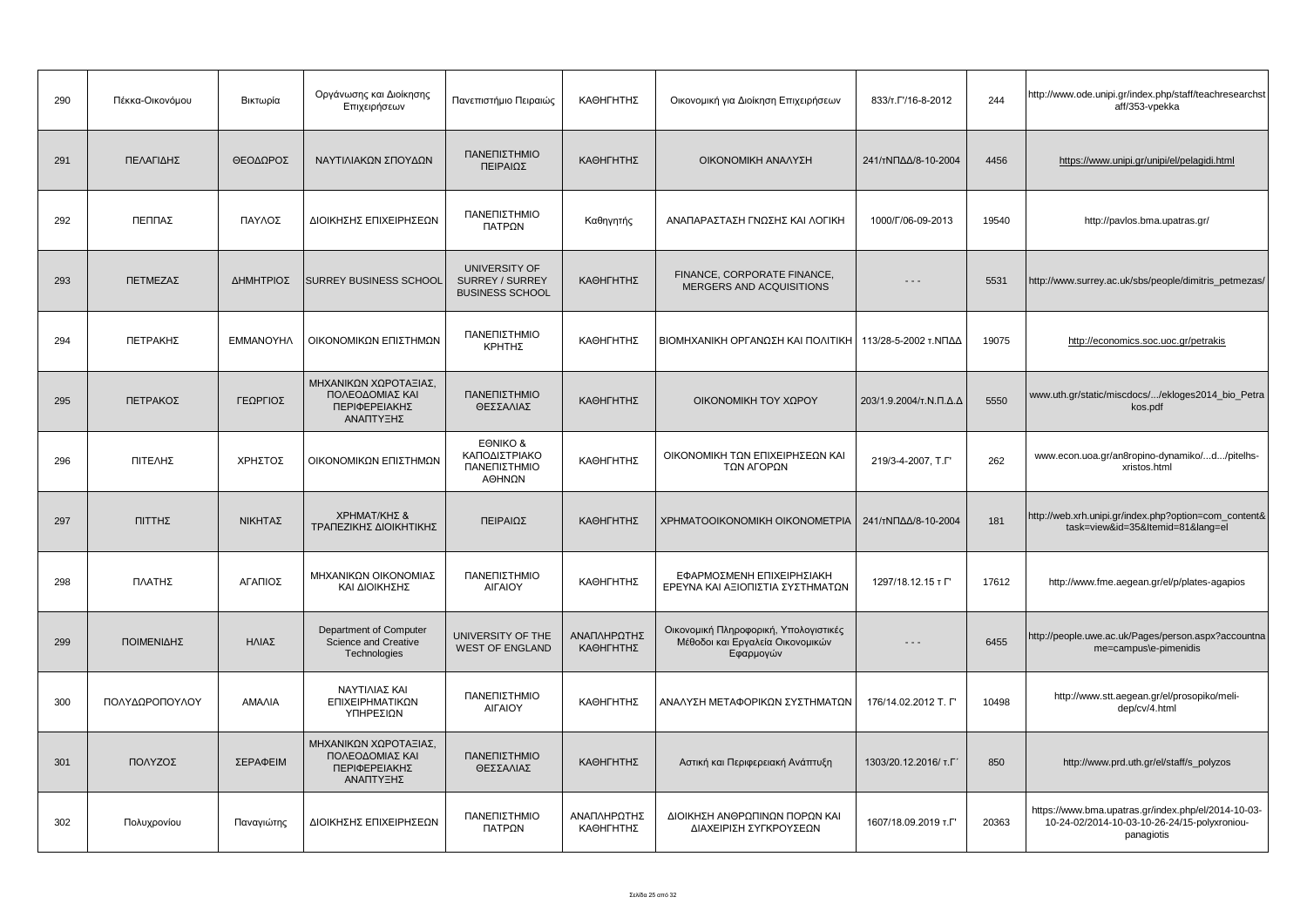| 290 | Πέκκα-Οικονόμου | Βικτωρία | Οργάνωσης και Διοίκησης Επιχειρήσεων | Πανεπιστήμιο Πειραιώς | ΚΑΘΗΓΗΤΗΣ | Οικονομική για Διοίκηση Επιχειρήσεων | 833/τ.Γ'/16-8-2012 | 244 | http://www.ode.unipi.gr/index.php/staff/teachresearchstaff/353-vpekka |
|---|---|---|---|---|---|---|---|---|---|
| 291 | ΠΕΛΑΓΙΔΗΣ | ΘΕΟΔΩΡΟΣ | ΝΑΥΤΙΛΙΑΚΩΝ ΣΠΟΥΔΩΝ | ΠΑΝΕΠΙΣΤΗΜΙΟ ΠΕΙΡΑΙΩΣ | ΚΑΘΗΓΗΤΗΣ | ΟΙΚΟΝΟΜΙΚΗ ΑΝΑΛΥΣΗ | 241/τΝΠΔΔ/8-10-2004 | 4456 | https://www.unipi.gr/unipi/el/pelagidi.html |
| 292 | ΠΕΠΠΑΣ | ΠΑΥΛΟΣ | ΔΙΟΙΚΗΣΗΣ ΕΠΙΧΕΙΡΗΣΕΩΝ | ΠΑΝΕΠΙΣΤΗΜΙΟ ΠΑΤΡΩΝ | Καθηγητής | ΑΝΑΠΑΡΑΣΤΑΣΗ ΓΝΩΣΗΣ ΚΑΙ ΛΟΓΙΚΗ | 1000/Γ/06-09-2013 | 19540 | http://pavlos.bma.upatras.gr/ |
| 293 | ΠΕΤΜΕΖΑΣ | ΔΗΜΗΤΡΙΟΣ | SURREY BUSINESS SCHOOL | UNIVERSITY OF SURREY / SURREY BUSINESS SCHOOL | ΚΑΘΗΓΗΤΗΣ | FINANCE, CORPORATE FINANCE, MERGERS AND ACQUISITIONS | - - - | 5531 | http://www.surrey.ac.uk/sbs/people/dimitris_petmezas/ |
| 294 | ΠΕΤΡΑΚΗΣ | ΕΜΜΑΝΟΥΗΛ | ΟΙΚΟΝΟΜΙΚΩΝ ΕΠΙΣΤΗΜΩΝ | ΠΑΝΕΠΙΣΤΗΜΙΟ ΚΡΗΤΗΣ | ΚΑΘΗΓΗΤΗΣ | ΒΙΟΜΗΧΑΝΙΚΗ ΟΡΓΑΝΩΣΗ ΚΑΙ ΠΟΛΙΤΙΚΗ | 113/28-5-2002 τ.ΝΠΔΔ | 19075 | http://economics.soc.uoc.gr/petrakis |
| 295 | ΠΕΤΡΑΚΟΣ | ΓΕΩΡΓΙΟΣ | ΜΗΧΑΝΙΚΩΝ ΧΩΡΟΤΑΞΙΑΣ, ΠΟΛΕΟΔΟΜΙΑΣ ΚΑΙ ΠΕΡΙΦΕΡΕΙΑΚΗΣ ΑΝΑΠΤΥΞΗΣ | ΠΑΝΕΠΙΣΤΗΜΙΟ ΘΕΣΣΑΛΙΑΣ | ΚΑΘΗΓΗΤΗΣ | ΟΙΚΟΝΟΜΙΚΗ ΤΟΥ ΧΩΡΟΥ | 203/1.9.2004/τ.Ν.Π.Δ.Δ | 5550 | www.uth.gr/static/miscdocs/.../ekloges2014_bio_Petrakos.pdf |
| 296 | ΠΙΤΕΛΗΣ | ΧΡΗΣΤΟΣ | ΟΙΚΟΝΟΜΙΚΩΝ ΕΠΙΣΤΗΜΩΝ | ΕΘΝΙΚΟ & ΚΑΠΟΔΙΣΤΡΙΑΚΟ ΠΑΝΕΠΙΣΤΗΜΙΟ ΑΘΗΝΩΝ | ΚΑΘΗΓΗΤΗΣ | ΟΙΚΟΝΟΜΙΚΗ ΤΩΝ ΕΠΙΧΕΙΡΗΣΕΩΝ ΚΑΙ ΤΩΝ ΑΓΟΡΩΝ | 219/3-4-2007, Τ.Γ' | 262 | www.econ.uoa.gr/an8ropino-dynamiko/...d.../pitelhs-xristos.html |
| 297 | ΠΙΤΤΗΣ | ΝΙΚΗΤΑΣ | ΧΡΗΜΑΤ/ΚΗΣ & ΤΡΑΠΕΖΙΚΗΣ ΔΙΟΙΚΗΤΙΚΗΣ | ΠΕΙΡΑΙΩΣ | ΚΑΘΗΓΗΤΗΣ | ΧΡΗΜΑΤΟΟΙΚΟΝΟΜΙΚΗ ΟΙΚΟΝΟΜΕΤΡΙΑ | 241/τΝΠΔΔ/8-10-2004 | 181 | http://web.xrh.unipi.gr/index.php?option=com_content&task=view&id=35&Itemid=81&lang=el |
| 298 | ΠΛΑΤΗΣ | ΑΓΑΠΙΟΣ | ΜΗΧΑΝΙΚΩΝ ΟΙΚΟΝΟΜΙΑΣ ΚΑΙ ΔΙΟΙΚΗΣΗΣ | ΠΑΝΕΠΙΣΤΗΜΙΟ ΑΙΓΑΙΟΥ | ΚΑΘΗΓΗΤΗΣ | ΕΦΑΡΜΟΣΜΕΝΗ ΕΠΙΧΕΙΡΗΣΙΑΚΗ ΕΡΕΥΝΑ ΚΑΙ ΑΞΙΟΠΙΣΤΙΑ ΣΥΣΤΗΜΑΤΩΝ | 1297/18.12.15 τ Γ' | 17612 | http://www.fme.aegean.gr/el/p/plates-agapios |
| 299 | ΠΟΙΜΕΝΙΔΗΣ | ΗΛΙΑΣ | Department of Computer Science and Creative Technologies | UNIVERSITY OF THE WEST OF ENGLAND | ΑΝΑΠΛΗΡΩΤΗΣ ΚΑΘΗΓΗΤΗΣ | Οικονομική Πληροφορική, Υπολογιστικές Μέθοδοι και Εργαλεία Οικονομικών Εφαρμογών | - - - | 6455 | http://people.uwe.ac.uk/Pages/person.aspx?accountname=campus\e-pimenidis |
| 300 | ΠΟΛΥΔΩΡΟΠΟΥΛΟΥ | ΑΜΑΛΙΑ | ΝΑΥΤΙΛΙΑΣ ΚΑΙ ΕΠΙΧΕΙΡΗΜΑΤΙΚΩΝ ΥΠΗΡΕΣΙΩΝ | ΠΑΝΕΠΙΣΤΗΜΙΟ ΑΙΓΑΙΟΥ | ΚΑΘΗΓΗΤΗΣ | ΑΝΑΛΥΣΗ ΜΕΤΑΦΟΡΙΚΩΝ ΣΥΣΤΗΜΑΤΩΝ | 176/14.02.2012 Τ. Γ' | 10498 | http://www.stt.aegean.gr/el/prosopiko/meli-dep/cv/4.html |
| 301 | ΠΟΛΥΖΟΣ | ΣΕΡΑΦΕΙΜ | ΜΗΧΑΝΙΚΩΝ ΧΩΡΟΤΑΞΙΑΣ, ΠΟΛΕΟΔΟΜΙΑΣ ΚΑΙ ΠΕΡΙΦΕΡΕΙΑΚΗΣ ΑΝΑΠΤΥΞΗΣ | ΠΑΝΕΠΙΣΤΗΜΙΟ ΘΕΣΣΑΛΙΑΣ | ΚΑΘΗΓΗΤΗΣ | Αστική και Περιφερειακή Ανάπτυξη | 1303/20.12.2016/ τ.Γ΄ | 850 | http://www.prd.uth.gr/el/staff/s_polyzos |
| 302 | Πολυχρονίου | Παναγιώτης | ΔΙΟΙΚΗΣΗΣ ΕΠΙΧΕΙΡΗΣΕΩΝ | ΠΑΝΕΠΙΣΤΗΜΙΟ ΠΑΤΡΩΝ | ΑΝΑΠΛΗΡΩΤΗΣ ΚΑΘΗΓΗΤΗΣ | ΔΙΟΙΚΗΣΗ ΑΝΘΡΩΠΙΝΩΝ ΠΟΡΩΝ ΚΑΙ ΔΙΑΧΕΙΡΙΣΗ ΣΥΓΚΡΟΥΣΕΩΝ | 1607/18.09.2019 τ.Γ' | 20363 | https://www.bma.upatras.gr/index.php/el/2014-10-03-10-24-02/2014-10-03-10-26-24/15-polyxroniou-panagiotis |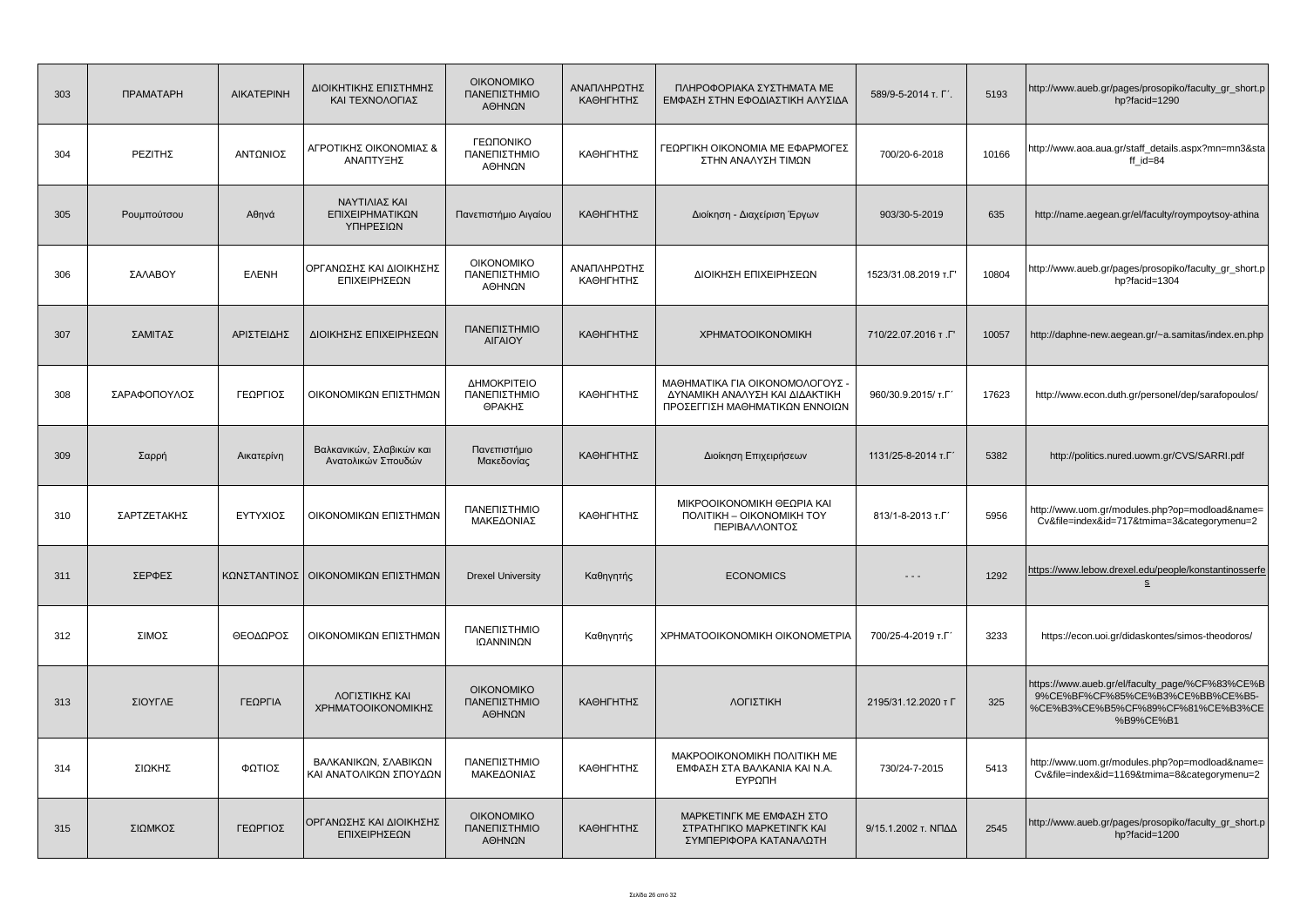| 303 | ΠΡΑΜΑΤΑΡΗ | ΑΙΚΑΤΕΡΙΝΗ | ΔΙΟΙΚΗΤΙΚΗΣ ΕΠΙΣΤΗΜΗΣ ΚΑΙ ΤΕΧΝΟΛΟΓΙΑΣ | ΟΙΚΟΝΟΜΙΚΟ ΠΑΝΕΠΙΣΤΗΜΙΟ ΑΘΗΝΩΝ | ΑΝΑΠΛΗΡΩΤΗΣ ΚΑΘΗΓΗΤΗΣ | ΠΛΗΡΟΦΟΡΙΑΚΑ ΣΥΣΤΗΜΑΤΑ ΜΕ ΕΜΦΑΣΗ ΣΤΗΝ ΕΦΟΔΙΑΣΤΙΚΗ ΑΛΥΣΙΔΑ | 589/9-5-2014 τ. Γ΄. | 5193 | http://www.aueb.gr/pages/prosopiko/faculty_gr_short.php?facid=1290 |
|---|---|---|---|---|---|---|---|---|---|
| 304 | ΡΕΖΙΤΗΣ | ΑΝΤΩΝΙΟΣ | ΑΓΡΟΤΙΚΗΣ ΟΙΚΟΝΟΜΙΑΣ & ΑΝΑΠΤΥΞΗΣ | ΓΕΩΠΟΝΙΚΟ ΠΑΝΕΠΙΣΤΗΜΙΟ ΑΘΗΝΩΝ | ΚΑΘΗΓΗΤΗΣ | ΓΕΩΡΓΙΚΗ ΟΙΚΟΝΟΜΙΑ ΜΕ ΕΦΑΡΜΟΓΕΣ ΣΤΗΝ ΑΝΑΛΥΣΗ ΤΙΜΩΝ | 700/20-6-2018 | 10166 | http://www.aoa.aua.gr/staff_details.aspx?mn=mn3&staff_id=84 |
| 305 | Ρουμπούτσου | Αθηνά | ΝΑΥΤΙΛΙΑΣ ΚΑΙ ΕΠΙΧΕΙΡΗΜΑΤΙΚΩΝ ΥΠΗΡΕΣΙΩΝ | Πανεπιστήμιο Αιγαίου | ΚΑΘΗΓΗΤΗΣ | Διοίκηση - Διαχείριση Έργων | 903/30-5-2019 | 635 | http://name.aegean.gr/el/faculty/roympoytsoy-athina |
| 306 | ΣΑΛΑΒΟΥ | ΕΛΕΝΗ | ΟΡΓΑΝΩΣΗΣ ΚΑΙ ΔΙΟΙΚΗΣΗΣ ΕΠΙΧΕΙΡΗΣΕΩΝ | ΟΙΚΟΝΟΜΙΚΟ ΠΑΝΕΠΙΣΤΗΜΙΟ ΑΘΗΝΩΝ | ΑΝΑΠΛΗΡΩΤΗΣ ΚΑΘΗΓΗΤΗΣ | ΔΙΟΙΚΗΣΗ ΕΠΙΧΕΙΡΗΣΕΩΝ | 1523/31.08.2019 τ.Γ' | 10804 | http://www.aueb.gr/pages/prosopiko/faculty_gr_short.php?facid=1304 |
| 307 | ΣΑΜΙΤΑΣ | ΑΡΙΣΤΕΙΔΗΣ | ΔΙΟΙΚΗΣΗΣ ΕΠΙΧΕΙΡΗΣΕΩΝ | ΠΑΝΕΠΙΣΤΗΜΙΟ ΑΙΓΑΙΟΥ | ΚΑΘΗΓΗΤΗΣ | ΧΡΗΜΑΤΟΟΙΚΟΝΟΜΙΚΗ | 710/22.07.2016 τ .Γ' | 10057 | http://daphne-new.aegean.gr/~a.samitas/index.en.php |
| 308 | ΣΑΡΑΦΟΠΟΥΛΟΣ | ΓΕΩΡΓΙΟΣ | ΟΙΚΟΝΟΜΙΚΩΝ ΕΠΙΣΤΗΜΩΝ | ΔΗΜΟΚΡΙΤΕΙΟ ΠΑΝΕΠΙΣΤΗΜΙΟ ΘΡΑΚΗΣ | ΚΑΘΗΓΗΤΗΣ | ΜΑΘΗΜΑΤΙΚΑ ΓΙΑ ΟΙΚΟΝΟΜΟΛΟΓΟΥΣ - ΔΥΝΑΜΙΚΗ ΑΝΑΛΥΣΗ ΚΑΙ ΔΙΔΑΚΤΙΚΗ ΠΡΟΣΕΓΓΙΣΗ ΜΑΘΗΜΑΤΙΚΩΝ ΕΝΝΟΙΩΝ | 960/30.9.2015/ τ.Γ΄ | 17623 | http://www.econ.duth.gr/personel/dep/sarafopoulos/ |
| 309 | Σαρρή | Αικατερίνη | Βαλκανικών, Σλαβικών και Ανατολικών Σπουδών | Πανεπιστήμιο Μακεδονίας | ΚΑΘΗΓΗΤΗΣ | Διοίκηση Επιχειρήσεων | 1131/25-8-2014 τ.Γ΄ | 5382 | http://politics.nured.uowm.gr/CVS/SARRI.pdf |
| 310 | ΣΑΡΤΖΕΤΑΚΗΣ | ΕΥΤΥΧΙΟΣ | ΟΙΚΟΝΟΜΙΚΩΝ ΕΠΙΣΤΗΜΩΝ | ΠΑΝΕΠΙΣΤΗΜΙΟ ΜΑΚΕΔΟΝΙΑΣ | ΚΑΘΗΓΗΤΗΣ | ΜΙΚΡΟΟΙΚΟΝΟΜΙΚΗ ΘΕΩΡΙΑ ΚΑΙ ΠΟΛΙΤΙΚΗ – ΟΙΚΟΝΟΜΙΚΗ ΤΟΥ ΠΕΡΙΒΑΛΛΟΝΤΟΣ | 813/1-8-2013 τ.Γ΄ | 5956 | http://www.uom.gr/modules.php?op=modload&name=Cv&file=index&id=717&tmima=3&categorymenu=2 |
| 311 | ΣΕΡΦΕΣ | ΚΩΝΣΤΑΝΤΙΝΟΣ | ΟΙΚΟΝΟΜΙΚΩΝ ΕΠΙΣΤΗΜΩΝ | Drexel University | Καθηγητής | ECONOMICS | - - - | 1292 | https://www.lebow.drexel.edu/people/konstantinosserfes |
| 312 | ΣΙΜΟΣ | ΘΕΟΔΩΡΟΣ | ΟΙΚΟΝΟΜΙΚΩΝ ΕΠΙΣΤΗΜΩΝ | ΠΑΝΕΠΙΣΤΗΜΙΟ ΙΩΑΝΝΙΝΩΝ | Καθηγητής | ΧΡΗΜΑΤΟΟΙΚΟΝΟΜΙΚΗ ΟΙΚΟΝΟΜΕΤΡΙΑ | 700/25-4-2019 τ.Γ΄ | 3233 | https://econ.uoi.gr/didaskontes/simos-theodoros/ |
| 313 | ΣΙΟΥΓΛΕ | ΓΕΩΡΓΙΑ | ΛΟΓΙΣΤΙΚΗΣ ΚΑΙ ΧΡΗΜΑΤΟΟΙΚΟΝΟΜΙΚΗΣ | ΟΙΚΟΝΟΜΙΚΟ ΠΑΝΕΠΙΣΤΗΜΙΟ ΑΘΗΝΩΝ | ΚΑΘΗΓΗΤΗΣ | ΛΟΓΙΣΤΙΚΗ | 2195/31.12.2020 τ Γ | 325 | https://www.aueb.gr/el/faculty_page/%CF%83%CE%B9%CE%BF%CF%85%CE%B3%CE%BB%CE%B5-%CE%B3%CE%B5%CF%89%CF%81%CE%B3%CE%B9%CE%B1 |
| 314 | ΣΙΩΚΗΣ | ΦΩΤΙΟΣ | ΒΑΛΚΑΝΙΚΩΝ, ΣΛΑΒΙΚΩΝ ΚΑΙ ΑΝΑΤΟΛΙΚΩΝ ΣΠΟΥΔΩΝ | ΠΑΝΕΠΙΣΤΗΜΙΟ ΜΑΚΕΔΟΝΙΑΣ | ΚΑΘΗΓΗΤΗΣ | ΜΑΚΡΟΟΙΚΟΝΟΜΙΚΗ ΠΟΛΙΤΙΚΗ ΜΕ ΕΜΦΑΣΗ ΣΤΑ ΒΑΛΚΑΝΙΑ ΚΑΙ Ν.Α. ΕΥΡΩΠΗ | 730/24-7-2015 | 5413 | http://www.uom.gr/modules.php?op=modload&name=Cv&file=index&id=1169&tmima=8&categorymenu=2 |
| 315 | ΣΙΩΜΚΟΣ | ΓΕΩΡΓΙΟΣ | ΟΡΓΑΝΩΣΗΣ ΚΑΙ ΔΙΟΙΚΗΣΗΣ ΕΠΙΧΕΙΡΗΣΕΩΝ | ΟΙΚΟΝΟΜΙΚΟ ΠΑΝΕΠΙΣΤΗΜΙΟ ΑΘΗΝΩΝ | ΚΑΘΗΓΗΤΗΣ | ΜΑΡΚΕΤΙΝΓΚ ΜΕ ΕΜΦΑΣΗ ΣΤΟ ΣΤΡΑΤΗΓΙΚΟ ΜΑΡΚΕΤΙΝΓΚ ΚΑΙ ΣΥΜΠΕΡΙΦΟΡΑ ΚΑΤΑΝΑΛΩΤΗ | 9/15.1.2002 τ. ΝΠΔΔ | 2545 | http://www.aueb.gr/pages/prosopiko/faculty_gr_short.php?facid=1200 |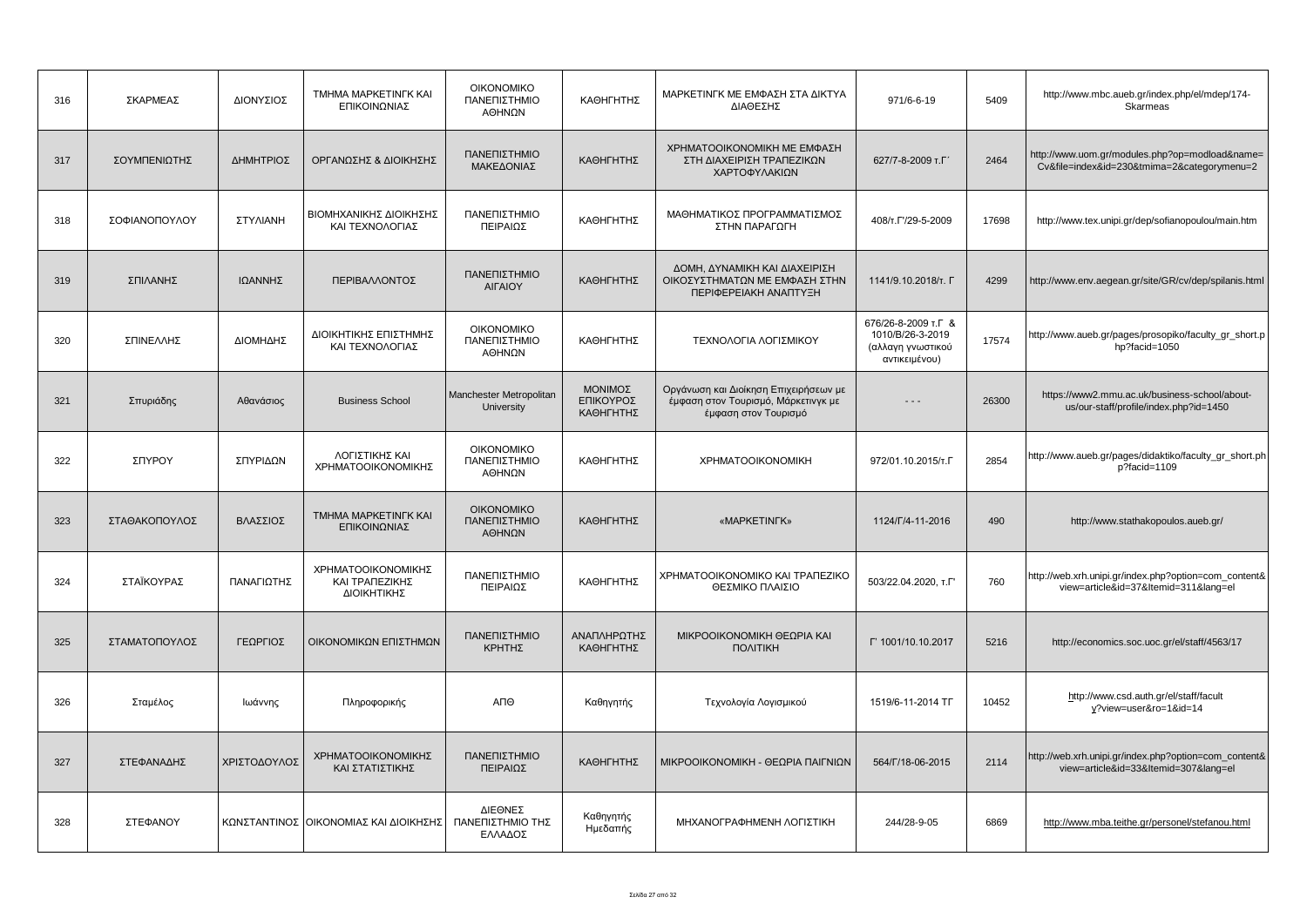| 316 | ΣΚΑΡΜΕΑΣ | ΔΙΟΝΥΣΙΟΣ | ΤΜΗΜΑ ΜΑΡΚΕΤΙΝΓΚ ΚΑΙ ΕΠΙΚΟΙΝΩΝΙΑΣ | ΟΙΚΟΝΟΜΙΚΟ ΠΑΝΕΠΙΣΤΗΜΙΟ ΑΘΗΝΩΝ | ΚΑΘΗΓΗΤΗΣ | ΜΑΡΚΕΤΙΝΓΚ ΜΕ ΕΜΦΑΣΗ ΣΤΑ ΔΙΚΤΥΑ ΔΙΑΘΕΣΗΣ | 971/6-6-19 | 5409 | http://www.mbc.aueb.gr/index.php/el/mdep/174-Skarmeas |
|---|---|---|---|---|---|---|---|---|---|
| 317 | ΣΟΥΜΠΕΝΙΩΤΗΣ | ΔΗΜΗΤΡΙΟΣ | ΟΡΓΑΝΩΣΗΣ & ΔΙΟΙΚΗΣΗΣ | ΠΑΝΕΠΙΣΤΗΜΙΟ ΜΑΚΕΔΟΝΙΑΣ | ΚΑΘΗΓΗΤΗΣ | ΧΡΗΜΑΤΟΟΙΚΟΝΟΜΙΚΗ ΜΕ ΕΜΦΑΣΗ ΣΤΗ ΔΙΑΧΕΙΡΙΣΗ ΤΡΑΠΕΖΙΚΩΝ ΧΑΡΤΟΦΥΛΑΚΙΩΝ | 627/7-8-2009 τ.Γ΄ | 2464 | http://www.uom.gr/modules.php?op=modload&name=Cv&file=index&id=230&tmima=2&categorymenu=2 |
| 318 | ΣΟΦΙΑΝΟΠΟΥΛΟΥ | ΣΤΥΛΙΑΝΗ | ΒΙΟΜΗΧΑΝΙΚΗΣ ΔΙΟΙΚΗΣΗΣ ΚΑΙ ΤΕΧΝΟΛΟΓΙΑΣ | ΠΑΝΕΠΙΣΤΗΜΙΟ ΠΕΙΡΑΙΩΣ | ΚΑΘΗΓΗΤΗΣ | ΜΑΘΗΜΑΤΙΚΟΣ ΠΡΟΓΡΑΜΜΑΤΙΣΜΟΣ ΣΤΗΝ ΠΑΡΑΓΩΓΗ | 408/τ.Γ'/29-5-2009 | 17698 | http://www.tex.unipi.gr/dep/sofianopoulou/main.htm |
| 319 | ΣΠΙΛΑΝΗΣ | ΙΩΑΝΝΗΣ | ΠΕΡΙΒΑΛΛΟΝΤΟΣ | ΠΑΝΕΠΙΣΤΗΜΙΟ ΑΙΓΑΙΟΥ | ΚΑΘΗΓΗΤΗΣ | ΔΟΜΗ, ΔΥΝΑΜΙΚΗ ΚΑΙ ΔΙΑΧΕΙΡΙΣΗ ΟΙΚΟΣΥΣΤΗΜΑΤΩΝ ΜΕ ΕΜΦΑΣΗ ΣΤΗΝ ΠΕΡΙΦΕΡΕΙΑΚΗ ΑΝΑΠΤΥΞΗ | 1141/9.10.2018/τ. Γ | 4299 | http://www.env.aegean.gr/site/GR/cv/dep/spilanis.html |
| 320 | ΣΠΙΝΕΛΛΗΣ | ΔΙΟΜΗΔΗΣ | ΔΙΟΙΚΗΤΙΚΗΣ ΕΠΙΣΤΗΜΗΣ ΚΑΙ ΤΕΧΝΟΛΟΓΙΑΣ | ΟΙΚΟΝΟΜΙΚΟ ΠΑΝΕΠΙΣΤΗΜΙΟ ΑΘΗΝΩΝ | ΚΑΘΗΓΗΤΗΣ | ΤΕΧΝΟΛΟΓΙΑ ΛΟΓΙΣΜΙΚΟΥ | 676/26-8-2009 τ.Γ & 1010/Β/26-3-2019 (αλλαγη γνωστικού αντικειμένου) | 17574 | http://www.aueb.gr/pages/prosopiko/faculty_gr_short.php?facid=1050 |
| 321 | Σπυριάδης | Αθανάσιος | Business School | Manchester Metropolitan University | ΜΟΝΙΜΟΣ ΕΠΙΚΟΥΡΟΣ ΚΑΘΗΓΗΤΗΣ | Οργάνωση και Διοίκηση Επιχειρήσεων με έμφαση στον Τουρισμό, Μάρκετινγκ με έμφαση στον Τουρισμό | - - - | 26300 | https://www2.mmu.ac.uk/business-school/about-us/our-staff/profile/index.php?id=1450 |
| 322 | ΣΠΥΡΟΥ | ΣΠΥΡΙΔΩΝ | ΛΟΓΙΣΤΙΚΗΣ ΚΑΙ ΧΡΗΜΑΤΟΟΙΚΟΝΟΜΙΚΗΣ | ΟΙΚΟΝΟΜΙΚΟ ΠΑΝΕΠΙΣΤΗΜΙΟ ΑΘΗΝΩΝ | ΚΑΘΗΓΗΤΗΣ | ΧΡΗΜΑΤΟΟΙΚΟΝΟΜΙΚΗ | 972/01.10.2015/τ.Γ | 2854 | http://www.aueb.gr/pages/didaktiko/faculty_gr_short.php?facid=1109 |
| 323 | ΣΤΑΘΑΚΟΠΟΥΛΟΣ | ΒΛΑΣΣΙΟΣ | ΤΜΗΜΑ ΜΑΡΚΕΤΙΝΓΚ ΚΑΙ ΕΠΙΚΟΙΝΩΝΙΑΣ | ΟΙΚΟΝΟΜΙΚΟ ΠΑΝΕΠΙΣΤΗΜΙΟ ΑΘΗΝΩΝ | ΚΑΘΗΓΗΤΗΣ | «ΜΑΡΚΕΤΙΝΓΚ» | 1124/Γ/4-11-2016 | 490 | http://www.stathakopoulos.aueb.gr/ |
| 324 | ΣΤΑΪΚΟΥΡΑΣ | ΠΑΝΑΓΙΩΤΗΣ | ΧΡΗΜΑΤΟΟΙΚΟΝΟΜΙΚΗΣ ΚΑΙ ΤΡΑΠΕΖΙΚΗΣ ΔΙΟΙΚΗΤΙΚΗΣ | ΠΑΝΕΠΙΣΤΗΜΙΟ ΠΕΙΡΑΙΩΣ | ΚΑΘΗΓΗΤΗΣ | ΧΡΗΜΑΤΟΟΙΚΟΝΟΜΙΚΟ ΚΑΙ ΤΡΑΠΕΖΙΚΟ ΘΕΣΜΙΚΟ ΠΛΑΙΣΙΟ | 503/22.04.2020, τ.Γ' | 760 | http://web.xrh.unipi.gr/index.php?option=com_content&view=article&id=37&Itemid=311&lang=el |
| 325 | ΣΤΑΜΑΤΟΠΟΥΛΟΣ | ΓΕΩΡΓΙΟΣ | ΟΙΚΟΝΟΜΙΚΩΝ ΕΠΙΣΤΗΜΩΝ | ΠΑΝΕΠΙΣΤΗΜΙΟ ΚΡΗΤΗΣ | ΑΝΑΠΛΗΡΩΤΗΣ ΚΑΘΗΓΗΤΗΣ | ΜΙΚΡΟΟΙΚΟΝΟΜΙΚΗ ΘΕΩΡΙΑ ΚΑΙ ΠΟΛΙΤΙΚΗ | Γ' 1001/10.10.2017 | 5216 | http://economics.soc.uoc.gr/el/staff/4563/17 |
| 326 | Σταμέλος | Ιωάννης | Πληροφορικής | ΑΠΘ | Καθηγητής | Τεχνολογία Λογισμικού | 1519/6-11-2014 ΤΓ | 10452 | http://www.csd.auth.gr/el/staff/faculty?view=user&ro=1&id=14 |
| 327 | ΣΤΕΦΑΝΑΔΗΣ | ΧΡΙΣΤΟΔΟΥΛΟΣ | ΧΡΗΜΑΤΟΟΙΚΟΝΟΜΙΚΗΣ ΚΑΙ ΣΤΑΤΙΣΤΙΚΗΣ | ΠΑΝΕΠΙΣΤΗΜΙΟ ΠΕΙΡΑΙΩΣ | ΚΑΘΗΓΗΤΗΣ | ΜΙΚΡΟΟΙΚΟΝΟΜΙΚΗ - ΘΕΩΡΙΑ ΠΑΙΓΝΙΩΝ | 564/Γ/18-06-2015 | 2114 | http://web.xrh.unipi.gr/index.php?option=com_content&view=article&id=33&Itemid=307&lang=el |
| 328 | ΣΤΕΦΑΝΟΥ | ΚΩΝΣΤΑΝΤΙΝΟΣ | ΟΙΚΟΝΟΜΙΑΣ ΚΑΙ ΔΙΟΙΚΗΣΗΣ | ΔΙΕΘΝΕΣ ΠΑΝΕΠΙΣΤΗΜΙΟ ΤΗΣ ΕΛΛΑΔΟΣ | Καθηγητής Ημεδαπής | ΜΗΧΑΝΟΓΡΑΦΗΜΕΝΗ ΛΟΓΙΣΤΙΚΗ | 244/28-9-05 | 6869 | http://www.mba.teithe.gr/personel/stefanou.html |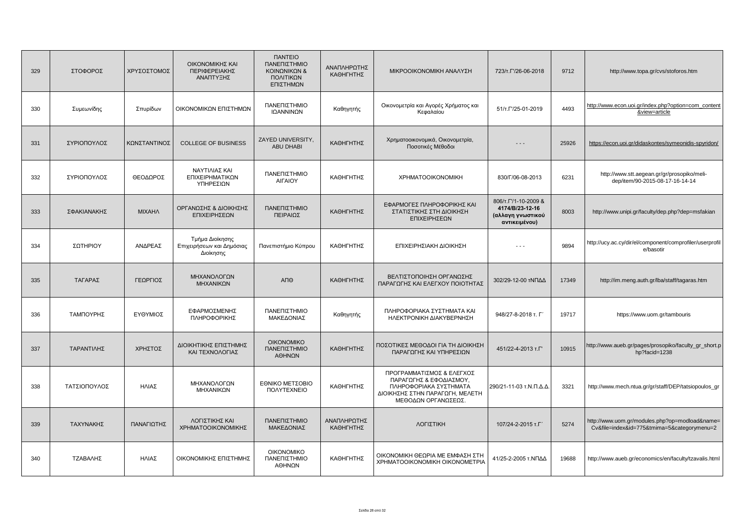| 329 | ΣΤΟΦΟΡΟΣ | ΧΡΥΣΟΣΤΟΜΟΣ | ΟΙΚΟΝΟΜΙΚΗΣ ΚΑΙ ΠΕΡΙΦΕΡΕΙΑΚΗΣ ΑΝΑΠΤΥΞΗΣ | ΠΑΝΤΕΙΟ ΠΑΝΕΠΙΣΤΗΜΙΟ ΚΟΙΝΩΝΙΚΩΝ & ΠΟΛΙΤΙΚΩΝ ΕΠΙΣΤΗΜΩΝ | ΑΝΑΠΛΗΡΩΤΗΣ ΚΑΘΗΓΗΤΗΣ | ΜΙΚΡΟΟΙΚΟΝΟΜΙΚΗ ΑΝΑΛΥΣΗ | 723/τ.Γ'/26-06-2018 | 9712 | http://www.topa.gr/cvs/stoforos.htm |
|---|---|---|---|---|---|---|---|---|---|
| 330 | Συμεωνίδης | Σπυρίδων | ΟΙΚΟΝΟΜΙΚΩΝ ΕΠΙΣΤΗΜΩΝ | ΠΑΝΕΠΙΣΤΗΜΙΟ ΙΩΑΝΝΙΝΩΝ | Καθηγητής | Οικονομετρία και Αγορές Χρήματος και Κεφαλαίου | 51/τ.Γ'/25-01-2019 | 4493 | http://www.econ.uoi.gr/index.php?option=com_content&view=article |
| 331 | ΣΥΡΙΟΠΟΥΛΟΣ | ΚΩΝΣΤΑΝΤΙΝΟΣ | COLLEGE OF BUSINESS | ZAYED UNIVERSITY, ABU DHABI | ΚΑΘΗΓΗΤΗΣ | Χρηματοοικονομικά, Οικονομετρία, Ποσοτικές Μέθοδοι | - - - | 25926 | https://econ.uoi.gr/didaskontes/symeonidis-spyridon/ |
| 332 | ΣΥΡΙΟΠΟΥΛΟΣ | ΘΕΟΔΩΡΟΣ | ΝΑΥΤΙΛΙΑΣ ΚΑΙ ΕΠΙΧΕΙΡΗΜΑΤΙΚΩΝ ΥΠΗΡΕΣΙΩΝ | ΠΑΝΕΠΙΣΤΗΜΙΟ ΑΙΓΑΙΟΥ | ΚΑΘΗΓΗΤΗΣ | ΧΡΗΜΑΤΟΟΙΚΟΝΟΜΙΚΗ | 830/Γ/06-08-2013 | 6231 | http://www.stt.aegean.gr/gr/prosopiko/meli-dep/item/90-2015-08-17-16-14-14 |
| 333 | ΣΦΑΚΙΑΝΑΚΗΣ | ΜΙΧΑΗΛ | ΟΡΓΑΝΩΣΗΣ & ΔΙΟΙΚΗΣΗΣ ΕΠΙΧΕΙΡΗΣΕΩΝ | ΠΑΝΕΠΙΣΤΗΜΙΟ ΠΕΙΡΑΙΩΣ | ΚΑΘΗΓΗΤΗΣ | ΕΦΑΡΜΟΓΕΣ ΠΛΗΡΟΦΟΡΙΚΗΣ ΚΑΙ ΣΤΑΤΙΣΤΙΚΗΣ ΣΤΗ ΔΙΟΙΚΗΣΗ ΕΠΙΧΕΙΡΗΣΕΩΝ | 806/τ.Γ'/1-10-2009 & **4174/Β/23-12-16 (αλλαγη γνωστικού αντικειμένου)** | 8003 | http://www.unipi.gr/faculty/dep.php?dep=msfakian |
| 334 | ΣΩΤΗΡΙΟΥ | ΑΝΔΡΕΑΣ | Τμήμα Διοίκησης Επιχειρήσεων και Δημόσιας Διοίκησης | Πανεπιστήμιο Κύπρου | ΚΑΘΗΓΗΤΗΣ | ΕΠΙΧΕΙΡΗΣΙΑΚΗ ΔΙΟΙΚΗΣΗ | - - - | 9894 | http://ucy.ac.cy/dir/el/component/comprofiler/userprofile/basotir |
| 335 | ΤΑΓΑΡΑΣ | ΓΕΩΡΓΙΟΣ | ΜΗΧΑΝΟΛΟΓΩΝ ΜΗΧΑΝΙΚΩΝ | ΑΠΘ | ΚΑΘΗΓΗΤΗΣ | ΒΕΛΤΙΣΤΟΠΟΙΗΣΗ ΟΡΓΑΝΩΣΗΣ ΠΑΡΑΓΩΓΗΣ ΚΑΙ ΕΛΕΓΧΟΥ ΠΟΙΟΤΗΤΑΣ | 302/29-12-00 τΝΠΔΔ | 17349 | http://im.meng.auth.gr/lba/staff/tagaras.htm |
| 336 | ΤΑΜΠΟΥΡΗΣ | ΕΥΘΥΜΙΟΣ | ΕΦΑΡΜΟΣΜΕΝΗΣ ΠΛΗΡΟΦΟΡΙΚΗΣ | ΠΑΝΕΠΙΣΤΗΜΙΟ ΜΑΚΕΔΟΝΙΑΣ | Καθηγητής | ΠΛΗΡΟΦΟΡΙΑΚΑ ΣΥΣΤΗΜΑΤΑ ΚΑΙ ΗΛΕΚΤΡΟΝΙΚΗ ΔΙΑΚΥΒΕΡΝΗΣΗ | 948/27-8-2018 τ. Γ΄ | 19717 | https://www.uom.gr/tambouris |
| 337 | ΤΑΡΑΝΤΙΛΗΣ | ΧΡΗΣΤΟΣ | ΔΙΟΙΚΗΤΙΚΗΣ ΕΠΙΣΤΗΜΗΣ ΚΑΙ ΤΕΧΝΟΛΟΓΙΑΣ | ΟΙΚΟΝΟΜΙΚΟ ΠΑΝΕΠΙΣΤΗΜΙΟ ΑΘΗΝΩΝ | ΚΑΘΗΓΗΤΗΣ | ΠΟΣΟΤΙΚΕΣ ΜΕΘΟΔΟΙ ΓΙΑ ΤΗ ΔΙΟΙΚΗΣΗ ΠΑΡΑΓΩΓΗΣ ΚΑΙ ΥΠΗΡΕΣΙΩΝ | 451/22-4-2013 τ.Γ' | 10915 | http://www.aueb.gr/pages/prosopiko/faculty_gr_short.php?facid=1238 |
| 338 | ΤΑΤΣΙΟΠΟΥΛΟΣ | ΗΛΙΑΣ | ΜΗΧΑΝΟΛΟΓΩΝ ΜΗΧΑΝΙΚΩΝ | ΕΘΝΙΚΟ ΜΕΤΣΟΒΙΟ ΠΟΛΥΤΕΧΝΕΙΟ | ΚΑΘΗΓΗΤΗΣ | ΠΡΟΓΡΑΜΜΑΤΙΣΜΟΣ & ΕΛΕΓΧΟΣ ΠΑΡΑΓΩΓΗΣ & ΕΦΟΔΙΑΣΜΟΥ, ΠΛΗΡΟΦΟΡΙΑΚΑ ΣΥΣΤΗΜΑΤΑ ΔΙΟΙΚΗΣΗΣ ΣΤΗΝ ΠΑΡΑΓΩΓΗ, ΜΕΛΕΤΗ ΜΕΘΟΔΩΝ ΟΡΓΑΝΩΣΕΩΣ. | 290/21-11-03 τ.Ν.Π.Δ.Δ. | 3321 | http://www.mech.ntua.gr/gr/staff/DEP/tatsiopoulos_gr |
| 339 | ΤΑΧΥΝΑΚΗΣ | ΠΑΝΑΓΙΩΤΗΣ | ΛΟΓΙΣΤΙΚΗΣ ΚΑΙ ΧΡΗΜΑΤΟΟΙΚΟΝΟΜΙΚΗΣ | ΠΑΝΕΠΙΣΤΗΜΙΟ ΜΑΚΕΔΟΝΙΑΣ | ΑΝΑΠΛΗΡΩΤΗΣ ΚΑΘΗΓΗΤΗΣ | ΛΟΓΙΣΤΙΚΗ | 107/24-2-2015 τ.Γ΄ | 5274 | http://www.uom.gr/modules.php?op=modload&name=Cv&file=index&id=775&tmima=5&categorymenu=2 |
| 340 | ΤΖΑΒΑΛΗΣ | ΗΛΙΑΣ | ΟΙΚΟΝΟΜΙΚΗΣ ΕΠΙΣΤΗΜΗΣ | ΟΙΚΟΝΟΜΙΚΟ ΠΑΝΕΠΙΣΤΗΜΙΟ ΑΘΗΝΩΝ | ΚΑΘΗΓΗΤΗΣ | ΟΙΚΟΝΟΜΙΚΗ ΘΕΩΡΙΑ ΜΕ ΕΜΦΑΣΗ ΣΤΗ ΧΡΗΜΑΤΟΟΙΚΟΝΟΜΙΚΗ ΟΙΚΟΝΟΜΕΤΡΙΑ | 41/25-2-2005 τ.ΝΠΔΔ | 19688 | http://www.aueb.gr/economics/en/faculty/tzavalis.html |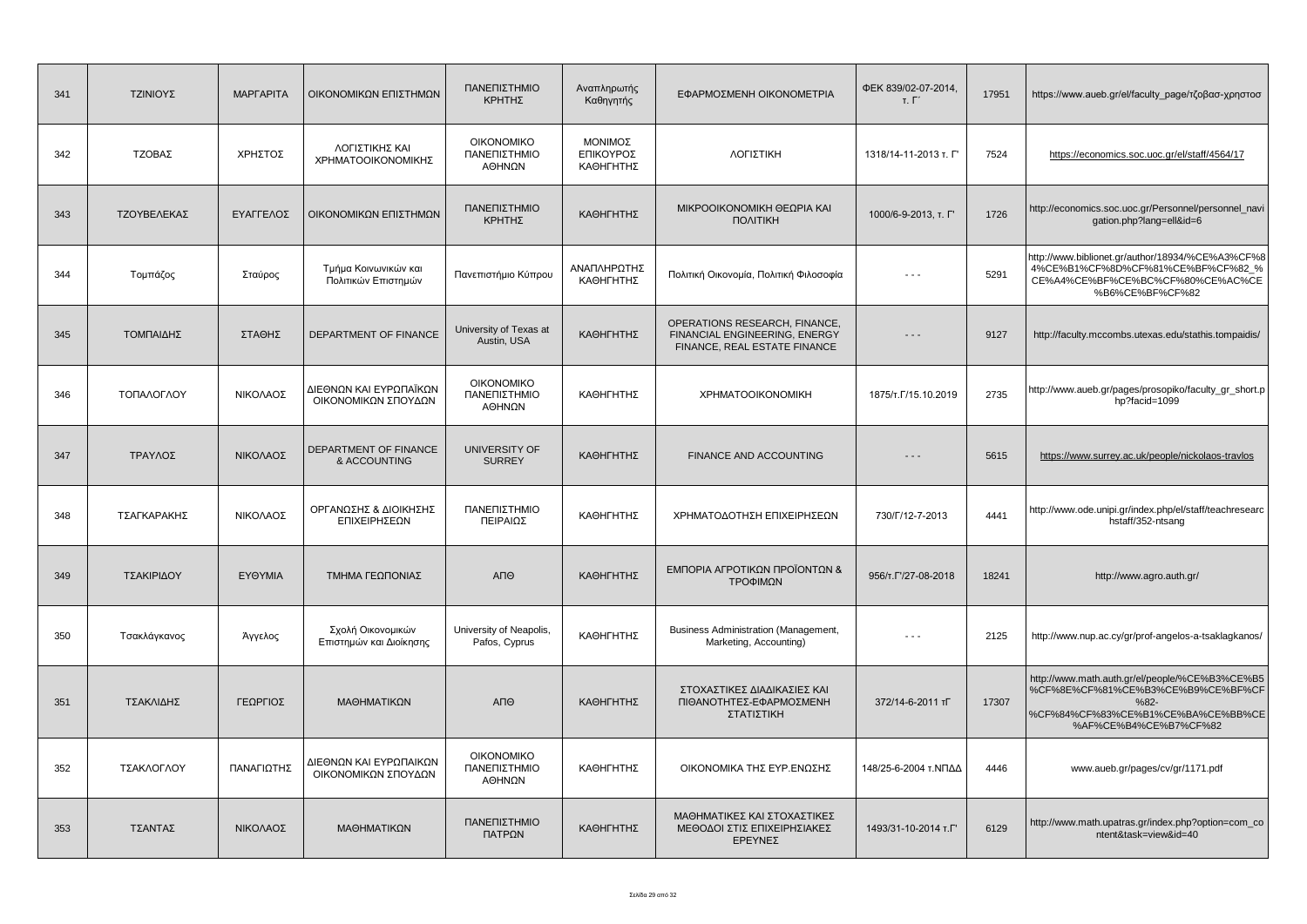| 341 | ΤΖΙΝΙΟΥΣ | ΜΑΡΓΑΡΙΤΑ | ΟΙΚΟΝΟΜΙΚΩΝ ΕΠΙΣΤΗΜΩΝ | ΠΑΝΕΠΙΣΤΗΜΙΟ ΚΡΗΤΗΣ | Αναπληρωτής Καθηγητής | ΕΦΑΡΜΟΣΜΕΝΗ ΟΙΚΟΝΟΜΕΤΡΙΑ | ΦΕΚ 839/02-07-2014, τ. Γ΄ | 17951 | https://www.aueb.gr/el/faculty_page/τζοβασ-χρηστοσ |
|---|---|---|---|---|---|---|---|---|---|
| 342 | ΤΖΟΒΑΣ | ΧΡΗΣΤΟΣ | ΛΟΓΙΣΤΙΚΗΣ ΚΑΙ ΧΡΗΜΑΤΟΟΙΚΟΝΟΜΙΚΗΣ | ΟΙΚΟΝΟΜΙΚΟ ΠΑΝΕΠΙΣΤΗΜΙΟ ΑΘΗΝΩΝ | ΜΟΝΙΜΟΣ ΕΠΙΚΟΥΡΟΣ ΚΑΘΗΓΗΤΗΣ | ΛΟΓΙΣΤΙΚΗ | 1318/14-11-2013 τ. Γ' | 7524 | https://economics.soc.uoc.gr/el/staff/4564/17 |
| 343 | ΤΖΟΥΒΕΛΕΚΑΣ | ΕΥΑΓΓΕΛΟΣ | ΟΙΚΟΝΟΜΙΚΩΝ ΕΠΙΣΤΗΜΩΝ | ΠΑΝΕΠΙΣΤΗΜΙΟ ΚΡΗΤΗΣ | ΚΑΘΗΓΗΤΗΣ | ΜΙΚΡΟΟΙΚΟΝΟΜΙΚΗ ΘΕΩΡΙΑ ΚΑΙ ΠΟΛΙΤΙΚΗ | 1000/6-9-2013, τ. Γ' | 1726 | http://economics.soc.uoc.gr/Personnel/personnel_navigation.php?lang=el&id=6 |
| 344 | Τομπάζος | Σταύρος | Τμήμα Κοινωνικών και Πολιτικών Επιστημών | Πανεπιστήμιο Κύπρου | ΑΝΑΠΛΗΡΩΤΗΣ ΚΑΘΗΓΗΤΗΣ | Πολιτική Οικονομία, Πολιτική Φιλοσοφία | - - - | 5291 | http://www.biblionet.gr/author/18934/%CE%A3%CF%84%CE%B1%CF%8D%CF%81%CE%BF%CF%82_%CE%A4%CE%BF%CE%BC%CF%80%CE%AC%CE%B6%CE%BF%CF%82 |
| 345 | ΤΟΜΠΑΙΔΗΣ | ΣΤΑΘΗΣ | DEPARTMENT OF FINANCE | University of Texas at Austin, USA | ΚΑΘΗΓΗΤΗΣ | OPERATIONS RESEARCH, FINANCE, FINANCIAL ENGINEERING, ENERGY FINANCE, REAL ESTATE FINANCE | - - - | 9127 | http://faculty.mccombs.utexas.edu/stathis.tompaidis/ |
| 346 | ΤΟΠΑΛΟΓΛΟΥ | ΝΙΚΟΛΑΟΣ | ΔΙΕΘΝΩΝ ΚΑΙ ΕΥΡΩΠΑΪΚΩΝ ΟΙΚΟΝΟΜΙΚΩΝ ΣΠΟΥΔΩΝ | ΟΙΚΟΝΟΜΙΚΟ ΠΑΝΕΠΙΣΤΗΜΙΟ ΑΘΗΝΩΝ | ΚΑΘΗΓΗΤΗΣ | ΧΡΗΜΑΤΟΟΙΚΟΝΟΜΙΚΗ | 1875/τ.Γ/15.10.2019 | 2735 | http://www.aueb.gr/pages/prosopiko/faculty_gr_short.php?facid=1099 |
| 347 | ΤΡΑΥΛΟΣ | ΝΙΚΟΛΑΟΣ | DEPARTMENT OF FINANCE & ACCOUNTING | UNIVERSITY OF SURREY | ΚΑΘΗΓΗΤΗΣ | FINANCE AND ACCOUNTING | - - - | 5615 | https://www.surrey.ac.uk/people/nickolaos-travlos |
| 348 | ΤΣΑΓΚΑΡΑΚΗΣ | ΝΙΚΟΛΑΟΣ | ΟΡΓΑΝΩΣΗΣ & ΔΙΟΙΚΗΣΗΣ ΕΠΙΧΕΙΡΗΣΕΩΝ | ΠΑΝΕΠΙΣΤΗΜΙΟ ΠΕΙΡΑΙΩΣ | ΚΑΘΗΓΗΤΗΣ | ΧΡΗΜΑΤΟΔΟΤΗΣΗ ΕΠΙΧΕΙΡΗΣΕΩΝ | 730/Γ/12-7-2013 | 4441 | http://www.ode.unipi.gr/index.php/el/staff/teachresearchstaff/352-ntsang |
| 349 | ΤΣΑΚΙΡΙΔΟΥ | ΕΥΘΥΜΙΑ | ΤΜΗΜΑ ΓΕΩΠΟΝΙΑΣ | ΑΠΘ | ΚΑΘΗΓΗΤΗΣ | ΕΜΠΟΡΙΑ ΑΓΡΟΤΙΚΩΝ ΠΡΟΪΟΝΤΩΝ & ΤΡΟΦΙΜΩΝ | 956/τ.Γ'/27-08-2018 | 18241 | http://www.agro.auth.gr/ |
| 350 | Τσακλάγκανος | Άγγελος | Σχολή Οικονομικών Επιστημών και Διοίκησης | University of Neapolis, Pafos, Cyprus | ΚΑΘΗΓΗΤΗΣ | Business Administration (Management, Marketing, Accounting) | - - - | 2125 | http://www.nup.ac.cy/gr/prof-angelos-a-tsaklagkanos/ |
| 351 | ΤΣΑΚΛΙΔΗΣ | ΓΕΩΡΓΙΟΣ | ΜΑΘΗΜΑΤΙΚΩΝ | ΑΠΘ | ΚΑΘΗΓΗΤΗΣ | ΣΤΟΧΑΣΤΙΚΕΣ ΔΙΑΔΙΚΑΣΙΕΣ ΚΑΙ ΠΙΘΑΝΟΤΗΤΕΣ-ΕΦΑΡΜΟΣΜΕΝΗ ΣΤΑΤΙΣΤΙΚΗ | 372/14-6-2011 τΓ | 17307 | http://www.math.auth.gr/el/people/%CE%B3%CE%B5%CF%8E%CF%81%CE%B3%CE%B9%CE%BF%CF%82-%CF%84%CF%83%CE%B1%CE%BA%CE%BB%CE%AF%CE%B4%CE%B7%CF%82 |
| 352 | ΤΣΑΚΛΟΓΛΟΥ | ΠΑΝΑΓΙΩΤΗΣ | ΔΙΕΘΝΩΝ ΚΑΙ ΕΥΡΩΠΑΙΚΩΝ ΟΙΚΟΝΟΜΙΚΩΝ ΣΠΟΥΔΩΝ | ΟΙΚΟΝΟΜΙΚΟ ΠΑΝΕΠΙΣΤΗΜΙΟ ΑΘΗΝΩΝ | ΚΑΘΗΓΗΤΗΣ | ΟΙΚΟΝΟΜΙΚΑ ΤΗΣ ΕΥΡ.ΕΝΩΣΗΣ | 148/25-6-2004 τ.ΝΠΔΔ | 4446 | www.aueb.gr/pages/cv/gr/1171.pdf |
| 353 | ΤΣΑΝΤΑΣ | ΝΙΚΟΛΑΟΣ | ΜΑΘΗΜΑΤΙΚΩΝ | ΠΑΝΕΠΙΣΤΗΜΙΟ ΠΑΤΡΩΝ | ΚΑΘΗΓΗΤΗΣ | ΜΑΘΗΜΑΤΙΚΕΣ ΚΑΙ ΣΤΟΧΑΣΤΙΚΕΣ ΜΕΘΟΔΟΙ ΣΤΙΣ ΕΠΙΧΕΙΡΗΣΙΑΚΕΣ ΕΡΕΥΝΕΣ | 1493/31-10-2014 τ.Γ' | 6129 | http://www.math.upatras.gr/index.php?option=com_content&task=view&id=40 |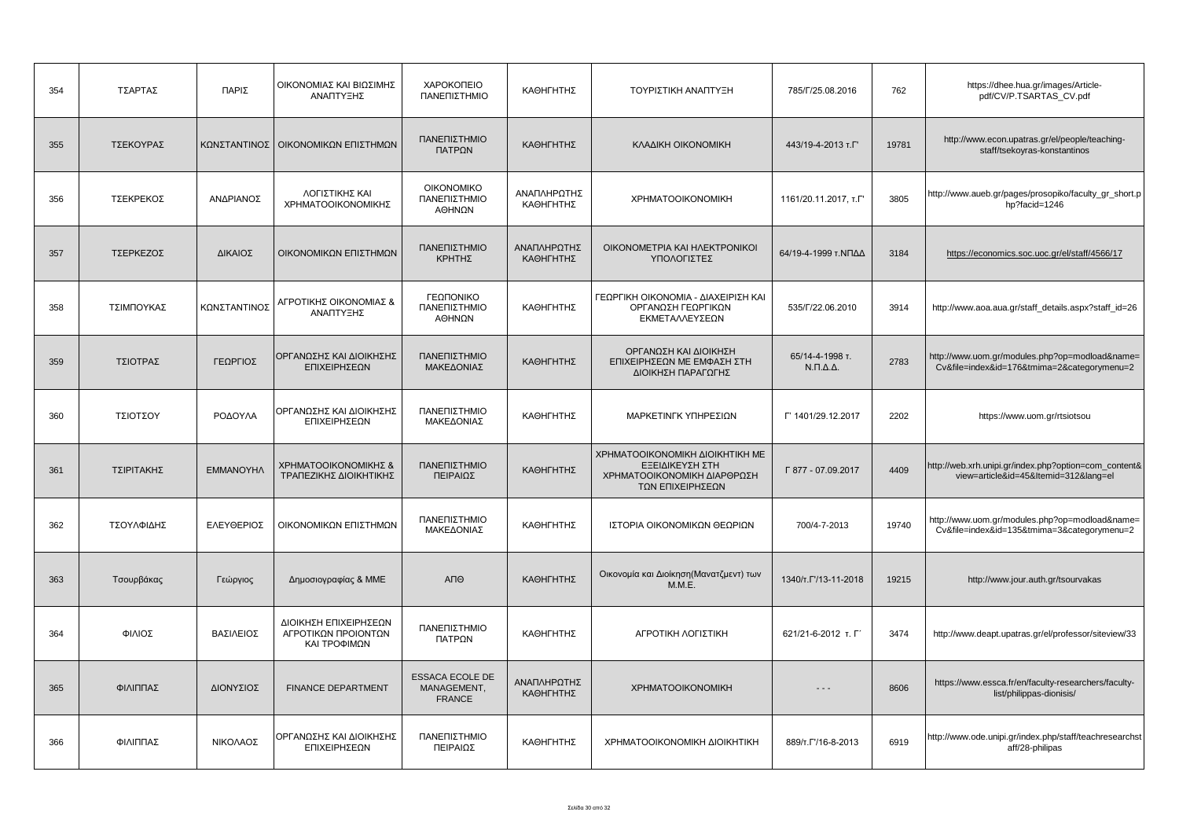| 354 | ΤΣΑΡΤΑΣ | ΠΑΡΙΣ | ΟΙΚΟΝΟΜΙΑΣ ΚΑΙ ΒΙΩΣΙΜΗΣ ΑΝΑΠΤΥΞΗΣ | ΧΑΡΟΚΟΠΕΙΟ ΠΑΝΕΠΙΣΤΗΜΙΟ | ΚΑΘΗΓΗΤΗΣ | ΤΟΥΡΙΣΤΙΚΗ ΑΝΑΠΤΥΞΗ | 785/Γ/25.08.2016 | 762 | https://dhee.hua.gr/images/Article-pdf/CV/P.TSARTAS_CV.pdf |
|---|---|---|---|---|---|---|---|---|---|
| 355 | ΤΣΕΚΟΥΡΑΣ | ΚΩΝΣΤΑΝΤΙΝΟΣ | ΟΙΚΟΝΟΜΙΚΩΝ ΕΠΙΣΤΗΜΩΝ | ΠΑΝΕΠΙΣΤΗΜΙΟ ΠΑΤΡΩΝ | ΚΑΘΗΓΗΤΗΣ | ΚΛΑΔΙΚΗ ΟΙΚΟΝΟΜΙΚΗ | 443/19-4-2013 τ.Γ' | 19781 | http://www.econ.upatras.gr/el/people/teaching-staff/tsekoyras-konstantinos |
| 356 | ΤΣΕΚΡΕΚΟΣ | ΑΝΔΡΙΑΝΟΣ | ΛΟΓΙΣΤΙΚΗΣ ΚΑΙ ΧΡΗΜΑΤΟΟΙΚΟΝΟΜΙΚΗΣ | ΟΙΚΟΝΟΜΙΚΟ ΠΑΝΕΠΙΣΤΗΜΙΟ ΑΘΗΝΩΝ | ΑΝΑΠΛΗΡΩΤΗΣ ΚΑΘΗΓΗΤΗΣ | ΧΡΗΜΑΤΟΟΙΚΟΝΟΜΙΚΗ | 1161/20.11.2017, τ.Γ' | 3805 | http://www.aueb.gr/pages/prosopiko/faculty_gr_short.php?facid=1246 |
| 357 | ΤΣΕΡΚΕΖΟΣ | ΔΙΚΑΙΟΣ | ΟΙΚΟΝΟΜΙΚΩΝ ΕΠΙΣΤΗΜΩΝ | ΠΑΝΕΠΙΣΤΗΜΙΟ ΚΡΗΤΗΣ | ΑΝΑΠΛΗΡΩΤΗΣ ΚΑΘΗΓΗΤΗΣ | ΟΙΚΟΝΟΜΕΤΡΙΑ ΚΑΙ ΗΛΕΚΤΡΟΝΙΚΟΙ ΥΠΟΛΟΓΙΣΤΕΣ | 64/19-4-1999 τ.ΝΠΔΔ | 3184 | https://economics.soc.uoc.gr/el/staff/4566/17 |
| 358 | ΤΣΙΜΠΟΥΚΑΣ | ΚΩΝΣΤΑΝΤΙΝΟΣ | ΑΓΡΟΤΙΚΗΣ ΟΙΚΟΝΟΜΙΑΣ & ΑΝΑΠΤΥΞΗΣ | ΓΕΩΠΟΝΙΚΟ ΠΑΝΕΠΙΣΤΗΜΙΟ ΑΘΗΝΩΝ | ΚΑΘΗΓΗΤΗΣ | ΓΕΩΡΓΙΚΗ ΟΙΚΟΝΟΜΙΑ - ΔΙΑΧΕΙΡΙΣΗ ΚΑΙ ΟΡΓΑΝΩΣΗ ΓΕΩΡΓΙΚΩΝ ΕΚΜΕΤΑΛΛΕΥΣΕΩΝ | 535/Γ/22.06.2010 | 3914 | http://www.aoa.aua.gr/staff_details.aspx?staff_id=26 |
| 359 | ΤΣΙΟΤΡΑΣ | ΓΕΩΡΓΙΟΣ | ΟΡΓΑΝΩΣΗΣ ΚΑΙ ΔΙΟΙΚΗΣΗΣ ΕΠΙΧΕΙΡΗΣΕΩΝ | ΠΑΝΕΠΙΣΤΗΜΙΟ ΜΑΚΕΔΟΝΙΑΣ | ΚΑΘΗΓΗΤΗΣ | ΟΡΓΑΝΩΣΗ ΚΑΙ ΔΙΟΙΚΗΣΗ ΕΠΙΧΕΙΡΗΣΕΩΝ ΜΕ ΕΜΦΑΣΗ ΣΤΗ ΔΙΟΙΚΗΣΗ ΠΑΡΑΓΩΓΗΣ | 65/14-4-1998 τ. Ν.Π.Δ.Δ. | 2783 | http://www.uom.gr/modules.php?op=modload&name=Cv&file=index&id=176&tmima=2&categorymenu=2 |
| 360 | ΤΣΙΟΤΣΟΥ | ΡΟΔΟΥΛΑ | ΟΡΓΑΝΩΣΗΣ ΚΑΙ ΔΙΟΙΚΗΣΗΣ ΕΠΙΧΕΙΡΗΣΕΩΝ | ΠΑΝΕΠΙΣΤΗΜΙΟ ΜΑΚΕΔΟΝΙΑΣ | ΚΑΘΗΓΗΤΗΣ | ΜΑΡΚΕΤΙΝΓΚ ΥΠΗΡΕΣΙΩΝ | Γ' 1401/29.12.2017 | 2202 | https://www.uom.gr/rtsiotsou |
| 361 | ΤΣΙΡΙΤΑΚΗΣ | ΕΜΜΑΝΟΥΗΛ | ΧΡΗΜΑΤΟΟΙΚΟΝΟΜΙΚΗΣ & ΤΡΑΠΕΖΙΚΗΣ ΔΙΟΙΚΗΤΙΚΗΣ | ΠΑΝΕΠΙΣΤΗΜΙΟ ΠΕΙΡΑΙΩΣ | ΚΑΘΗΓΗΤΗΣ | ΧΡΗΜΑΤΟΟΙΚΟΝΟΜΙΚΗ ΔΙΟΙΚΗΤΙΚΗ ΜΕ ΕΞΕΙΔΙΚΕΥΣΗ ΣΤΗ ΧΡΗΜΑΤΟΟΙΚΟΝΟΜΙΚΗ ΔΙΑΡΘΡΩΣΗ ΤΩΝ ΕΠΙΧΕΙΡΗΣΕΩΝ | Γ 877 - 07.09.2017 | 4409 | http://web.xrh.unipi.gr/index.php?option=com_content&view=article&id=45&Itemid=312&lang=el |
| 362 | ΤΣΟΥΛΦΙΔΗΣ | ΕΛΕΥΘΕΡΙΟΣ | ΟΙΚΟΝΟΜΙΚΩΝ ΕΠΙΣΤΗΜΩΝ | ΠΑΝΕΠΙΣΤΗΜΙΟ ΜΑΚΕΔΟΝΙΑΣ | ΚΑΘΗΓΗΤΗΣ | ΙΣΤΟΡΙΑ ΟΙΚΟΝΟΜΙΚΩΝ ΘΕΩΡΙΩΝ | 700/4-7-2013 | 19740 | http://www.uom.gr/modules.php?op=modload&name=Cv&file=index&id=135&tmima=3&categorymenu=2 |
| 363 | Τσουρβάκας | Γεώργιος | Δημοσιογραφίας & ΜΜΕ | ΑΠΘ | ΚΑΘΗΓΗΤΗΣ | Οικονομία και Διοίκηση(Μανατζμεντ) των Μ.Μ.Ε. | 1340/τ.Γ'/13-11-2018 | 19215 | http://www.jour.auth.gr/tsourvakas |
| 364 | ΦΙΛΙΟΣ | ΒΑΣΙΛΕΙΟΣ | ΔΙΟΙΚΗΣΗ ΕΠΙΧΕΙΡΗΣΕΩΝ ΑΓΡΟΤΙΚΩΝ ΠΡΟΙΟΝΤΩΝ ΚΑΙ ΤΡΟΦΙΜΩΝ | ΠΑΝΕΠΙΣΤΗΜΙΟ ΠΑΤΡΩΝ | ΚΑΘΗΓΗΤΗΣ | ΑΓΡΟΤΙΚΗ ΛΟΓΙΣΤΙΚΗ | 621/21-6-2012 τ. Γ΄ | 3474 | http://www.deapt.upatras.gr/el/professor/siteview/33 |
| 365 | ΦΙΛΙΠΠΑΣ | ΔΙΟΝΥΣΙΟΣ | FINANCE DEPARTMENT | ESSACA ECOLE DE MANAGEMENT, FRANCE | ΑΝΑΠΛΗΡΩΤΗΣ ΚΑΘΗΓΗΤΗΣ | ΧΡΗΜΑΤΟΟΙΚΟΝΟΜΙΚΗ | - - - | 8606 | https://www.essca.fr/en/faculty-researchers/faculty-list/philippas-dionisis/ |
| 366 | ΦΙΛΙΠΠΑΣ | ΝΙΚΟΛΑΟΣ | ΟΡΓΑΝΩΣΗΣ ΚΑΙ ΔΙΟΙΚΗΣΗΣ ΕΠΙΧΕΙΡΗΣΕΩΝ | ΠΑΝΕΠΙΣΤΗΜΙΟ ΠΕΙΡΑΙΩΣ | ΚΑΘΗΓΗΤΗΣ | ΧΡΗΜΑΤΟΟΙΚΟΝΟΜΙΚΗ ΔΙΟΙΚΗΤΙΚΗ | 889/τ.Γ'/16-8-2013 | 6919 | http://www.ode.unipi.gr/index.php/staff/teachresearchstaff/28-philipas |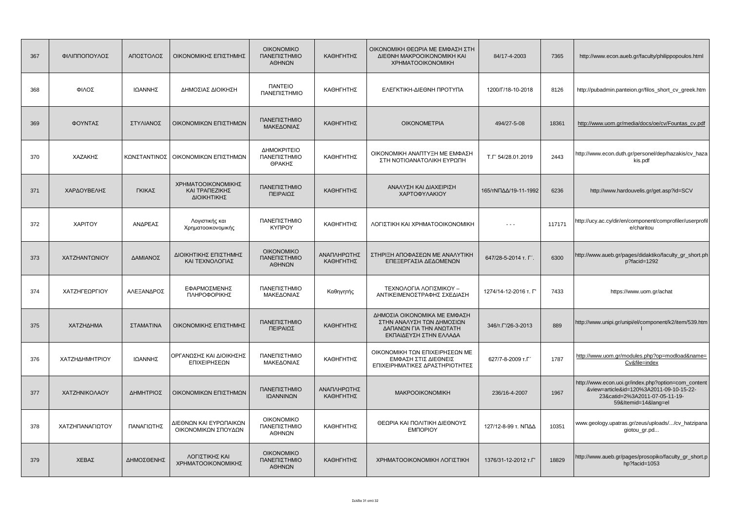| 367 | ΦΙΛΙΠΠΟΠΟΥΛΟΣ | ΑΠΟΣΤΟΛΟΣ | ΟΙΚΟΝΟΜΙΚΗΣ ΕΠΙΣΤΗΜΗΣ | ΟΙΚΟΝΟΜΙΚΟ ΠΑΝΕΠΙΣΤΗΜΙΟ ΑΘΗΝΩΝ | ΚΑΘΗΓΗΤΗΣ | ΟΙΚΟΝΟΜΙΚΗ ΘΕΩΡΙΑ ΜΕ ΕΜΦΑΣΗ ΣΤΗ ΔΙΕΘΝΗ ΜΑΚΡΟΟΙΚΟΝΟΜΙΚΗ ΚΑΙ ΧΡΗΜΑΤΟΟΙΚΟΝΟΜΙΚΗ | 84/17-4-2003 | 7365 | http://www.econ.aueb.gr/faculty/philippopoulos.html |
|---|---|---|---|---|---|---|---|---|---|
| 368 | ΦΙΛΟΣ | ΙΩΑΝΝΗΣ | ΔΗΜΟΣΙΑΣ ΔΙΟΙΚΗΣΗ | ΠΑΝΤΕΙΟ ΠΑΝΕΠΙΣΤΗΜΙΟ | ΚΑΘΗΓΗΤΗΣ | ΕΛΕΓΚΤΙΚΗ-ΔΙΕΘΝΗ ΠΡΟΤΥΠΑ | 1200/Γ/18-10-2018 | 8126 | http://pubadmin.panteion.gr/filos_short_cv_greek.htm |
| 369 | ΦΟΥΝΤΑΣ | ΣΤΥΛΙΑΝΟΣ | ΟΙΚΟΝΟΜΙΚΩΝ ΕΠΙΣΤΗΜΩΝ | ΠΑΝΕΠΙΣΤΗΜΙΟ ΜΑΚΕΔΟΝΙΑΣ | ΚΑΘΗΓΗΤΗΣ | ΟΙΚΟΝΟΜΕΤΡΙΑ | 494/27-5-08 | 18361 | http://www.uom.gr/media/docs/oe/cv/Fountas_cv.pdf |
| 370 | ΧΑΖΑΚΗΣ | ΚΩΝΣΤΑΝΤΙΝΟΣ | ΟΙΚΟΝΟΜΙΚΩΝ ΕΠΙΣΤΗΜΩΝ | ΔΗΜΟΚΡΙΤΕΙΟ ΠΑΝΕΠΙΣΤΗΜΙΟ ΘΡΑΚΗΣ | ΚΑΘΗΓΗΤΗΣ | ΟΙΚΟΝΟΜΙΚΗ ΑΝΑΠΤΥΞΗ ΜΕ ΕΜΦΑΣΗ ΣΤΗ ΝΟΤΙΟΑΝΑΤΟΛΙΚΗ ΕΥΡΩΠΗ | Τ.Γ' 54/28.01.2019 | 2443 | http://www.econ.duth.gr/personel/dep/hazakis/cv_hazakis.pdf |
| 371 | ΧΑΡΔΟΥΒΕΛΗΣ | ΓΚΙΚΑΣ | ΧΡΗΜΑΤΟΟΙΚΟΝΟΜΙΚΗΣ ΚΑΙ ΤΡΑΠΕΖΙΚΗΣ ΔΙΟΙΚΗΤΙΚΗΣ | ΠΑΝΕΠΙΣΤΗΜΙΟ ΠΕΙΡΑΙΩΣ | ΚΑΘΗΓΗΤΗΣ | ΑΝΑΛΥΣΗ ΚΑΙ ΔΙΑΧΕΙΡΙΣΗ ΧΑΡΤΟΦΥΛΑΚΙΟΥ | 165/τΝΠΔΔ/19-11-1992 | 6236 | http://www.hardouvelis.gr/get.asp?id=SCV |
| 372 | ΧΑΡΙΤΟΥ | ΑΝΔΡΕΑΣ | Λογιστικής και Χρηματοοικονομικής | ΠΑΝΕΠΙΣΤΗΜΙΟ ΚΥΠΡΟΥ | ΚΑΘΗΓΗΤΗΣ | ΛΟΓΙΣΤΙΚΗ ΚΑΙ ΧΡΗΜΑΤΟΟΙΚΟΝΟΜΙΚΗ | - - - | 117171 | http://ucy.ac.cy/dir/en/component/comprofiler/userprofile/charitou |
| 373 | ΧΑΤΖΗΑΝΤΩΝΙΟΥ | ΔΑΜΙΑΝΟΣ | ΔΙΟΙΚΗΤΙΚΗΣ ΕΠΙΣΤΗΜΗΣ ΚΑΙ ΤΕΧΝΟΛΟΓΙΑΣ | ΟΙΚΟΝΟΜΙΚΟ ΠΑΝΕΠΙΣΤΗΜΙΟ ΑΘΗΝΩΝ | ΑΝΑΠΛΗΡΩΤΗΣ ΚΑΘΗΓΗΤΗΣ | ΣΤΗΡΙΞΗ ΑΠΟΦΑΣΕΩΝ ΜΕ ΑΝΑΛΥΤΙΚΗ ΕΠΕΞΕΡΓΑΣΙΑ ΔΕΔΟΜΕΝΩΝ | 647/28-5-2014 τ. Γ΄. | 6300 | http://www.aueb.gr/pages/didaktiko/faculty_gr_short.php?facid=1292 |
| 374 | ΧΑΤΖΗΓΕΩΡΓΙΟΥ | ΑΛΕΞΑΝΔΡΟΣ | ΕΦΑΡΜΟΣΜΕΝΗΣ ΠΛΗΡΟΦΟΡΙΚΗΣ | ΠΑΝΕΠΙΣΤΗΜΙΟ ΜΑΚΕΔΟΝΙΑΣ | Καθηγητής | ΤΕΧΝΟΛΟΓΙΑ ΛΟΓΙΣΜΙΚΟΥ – ΑΝΤΙΚΕΙΜΕΝΟΣΤΡΑΦΗΣ ΣΧΕΔΙΑΣΗ | 1274/14-12-2016 τ. Γ' | 7433 | https://www.uom.gr/achat |
| 375 | ΧΑΤΖΗΔΗΜΑ | ΣΤΑΜΑΤΙΝΑ | ΟΙΚΟΝΟΜΙΚΗΣ ΕΠΙΣΤΗΜΗΣ | ΠΑΝΕΠΙΣΤΗΜΙΟ ΠΕΙΡΑΙΩΣ | ΚΑΘΗΓΗΤΗΣ | ΔΗΜΟΣΙΑ ΟΙΚΟΝΟΜΙΚΑ ΜΕ ΕΜΦΑΣΗ ΣΤΗΝ ΑΝΑΛΥΣΗ ΤΩΝ ΔΗΜΟΣΙΩΝ ΔΑΠΑΝΩΝ ΓΙΑ ΤΗΝ ΑΝΩΤΑΤΗ ΕΚΠΑΙΔΕΥΣΗ ΣΤΗΝ ΕΛΛΑΔΑ | 346/τ.Γ'/26-3-2013 | 889 | http://www.unipi.gr/unipi/el/component/k2/item/539.html |
| 376 | ΧΑΤΖΗΔΗΜΗΤΡΙΟΥ | ΙΩΑΝΝΗΣ | ΟΡΓΑΝΩΣΗΣ ΚΑΙ ΔΙΟΙΚΗΣΗΣ ΕΠΙΧΕΙΡΗΣΕΩΝ | ΠΑΝΕΠΙΣΤΗΜΙΟ ΜΑΚΕΔΟΝΙΑΣ | ΚΑΘΗΓΗΤΗΣ | ΟΙΚΟΝΟΜΙΚΗ ΤΩΝ ΕΠΙΧΕΙΡΗΣΕΩΝ ΜΕ ΕΜΦΑΣΗ ΣΤΙΣ ΔΙΕΘΝΕΙΣ ΕΠΙΧΕΙΡΗΜΑΤΙΚΕΣ ΔΡΑΣΤΗΡΙΟΤΗΤΕΣ | 627/7-8-2009 τ.Γ΄ | 1787 | http://www.uom.gr/modules.php?op=modload&name=Cv&file=index |
| 377 | ΧΑΤΖΗΝΙΚΟΛΑΟΥ | ΔΗΜΗΤΡΙΟΣ | ΟΙΚΟΝΟΜΙΚΩΝ ΕΠΙΣΤΗΜΩΝ | ΠΑΝΕΠΙΣΤΗΜΙΟ ΙΩΑΝΝΙΝΩΝ | ΑΝΑΠΛΗΡΩΤΗΣ ΚΑΘΗΓΗΤΗΣ | ΜΑΚΡΟΟΙΚΟΝΟΜΙΚΗ | 236/16-4-2007 | 1967 | http://www.econ.uoi.gr/index.php?option=com_content&view=article&id=120%3A2011-09-10-15-22-23&catid=2%3A2011-07-05-11-19-59&Itemid=14&lang=el |
| 378 | ΧΑΤΖΗΠΑΝΑΓΙΩΤΟΥ | ΠΑΝΑΓΙΩΤΗΣ | ΔΙΕΘΝΩΝ ΚΑΙ ΕΥΡΩΠΑΙΚΩΝ ΟΙΚΟΝΟΜΙΚΩΝ ΣΠΟΥΔΩΝ | ΟΙΚΟΝΟΜΙΚΟ ΠΑΝΕΠΙΣΤΗΜΙΟ ΑΘΗΝΩΝ | ΚΑΘΗΓΗΤΗΣ | ΘΕΩΡΙΑ ΚΑΙ ΠΟΛΙΤΙΚΗ ΔΙΕΘΝΟΥΣ ΕΜΠΟΡΙΟΥ | 127/12-8-99 τ. ΝΠΔΔ | 10351 | www.geology.upatras.gr/zeus/uploads/.../cv_hatzipanagiotou_gr.pd... |
| 379 | ΧΕΒΑΣ | ΔΗΜΟΣΘΕΝΗΣ | ΛΟΓΙΣΤΙΚΗΣ ΚΑΙ ΧΡΗΜΑΤΟΟΙΚΟΝΟΜΙΚΗΣ | ΟΙΚΟΝΟΜΙΚΟ ΠΑΝΕΠΙΣΤΗΜΙΟ ΑΘΗΝΩΝ | ΚΑΘΗΓΗΤΗΣ | ΧΡΗΜΑΤΟΟΙΚΟΝΟΜΙΚΗ ΛΟΓΙΣΤΙΚΗ | 1376/31-12-2012 τ.Γ' | 18829 | http://www.aueb.gr/pages/prosopiko/faculty_gr_short.php?facid=1053 |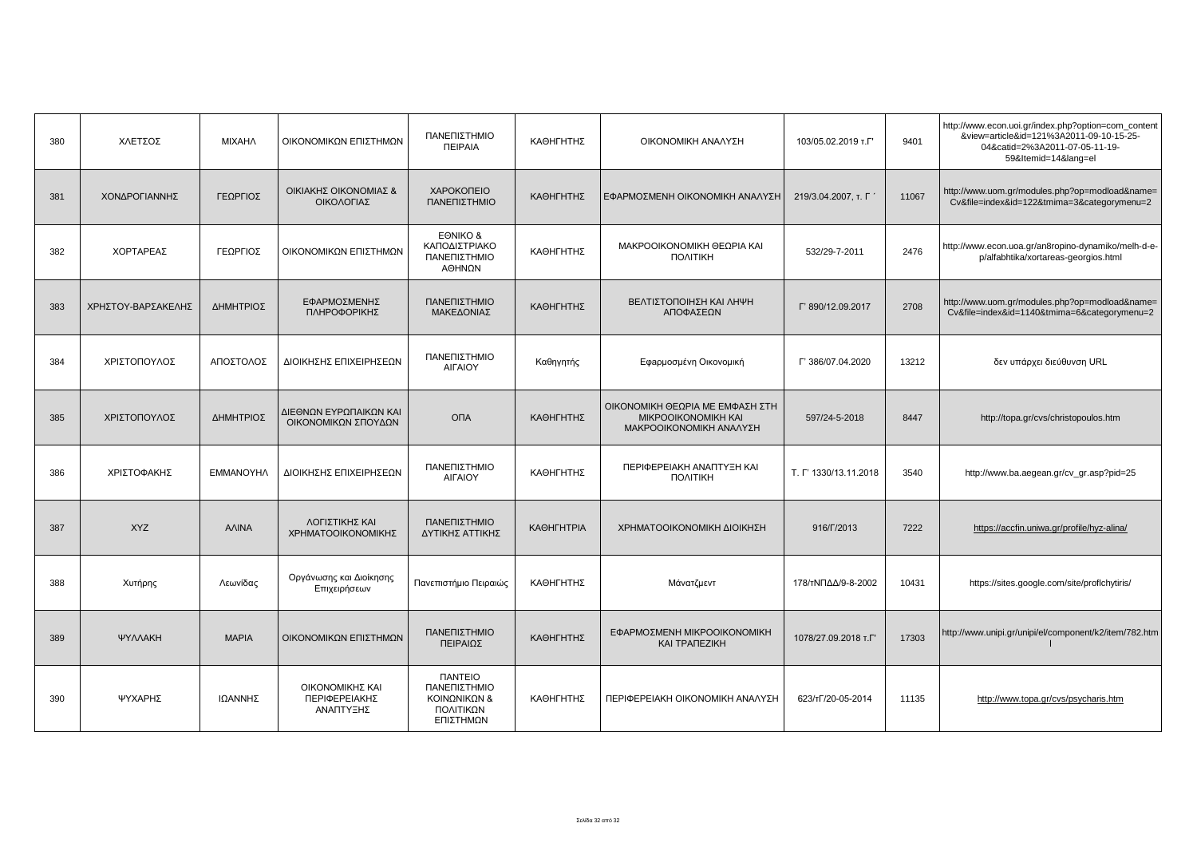| | | | | | | | | | |
|---|---|---|---|---|---|---|---|---|---|
| 380 | ΧΛΕΤΣΟΣ | ΜΙΧΑΗΛ | ΟΙΚΟΝΟΜΙΚΩΝ ΕΠΙΣΤΗΜΩΝ | ΠΑΝΕΠΙΣΤΗΜΙΟ ΠΕΙΡΑΙΑ | ΚΑΘΗΓΗΤΗΣ | ΟΙΚΟΝΟΜΙΚΗ ΑΝΑΛΥΣΗ | 103/05.02.2019 τ.Γ' | 9401 | http://www.econ.uoi.gr/index.php?option=com_content&view=article&id=121%3A2011-09-10-15-25-04&catid=2%3A2011-07-05-11-19-59&Itemid=14&lang=el |
| 381 | ΧΟΝΔΡΟΓΙΑΝΝΗΣ | ΓΕΩΡΓΙΟΣ | ΟΙΚΙΑΚΗΣ ΟΙΚΟΝΟΜΙΑΣ & ΟΙΚΟΛΟΓΙΑΣ | ΧΑΡΟΚΟΠΕΙΟ ΠΑΝΕΠΙΣΤΗΜΙΟ | ΚΑΘΗΓΗΤΗΣ | ΕΦΑΡΜΟΣΜΕΝΗ ΟΙΚΟΝΟΜΙΚΗ ΑΝΑΛΥΣΗ | 219/3.04.2007, τ. Γ΄ | 11067 | http://www.uom.gr/modules.php?op=modload&name=Cv&file=index&id=122&tmima=3&categorymenu=2 |
| 382 | ΧΟΡΤΑΡΕΑΣ | ΓΕΩΡΓΙΟΣ | ΟΙΚΟΝΟΜΙΚΩΝ ΕΠΙΣΤΗΜΩΝ | ΕΘΝΙΚΟ & ΚΑΠΟΔΙΣΤΡΙΑΚΟ ΠΑΝΕΠΙΣΤΗΜΙΟ ΑΘΗΝΩΝ | ΚΑΘΗΓΗΤΗΣ | ΜΑΚΡΟΟΙΚΟΝΟΜΙΚΗ ΘΕΩΡΙΑ ΚΑΙ ΠΟΛΙΤΙΚΗ | 532/29-7-2011 | 2476 | http://www.econ.uoa.gr/an8ropino-dynamiko/melh-d-e-p/alfabhtika/xortareas-georgios.html |
| 383 | ΧΡΗΣΤΟΥ-ΒΑΡΣΑΚΕΛΗΣ | ΔΗΜΗΤΡΙΟΣ | ΕΦΑΡΜΟΣΜΕΝΗΣ ΠΛΗΡΟΦΟΡΙΚΗΣ | ΠΑΝΕΠΙΣΤΗΜΙΟ ΜΑΚΕΔΟΝΙΑΣ | ΚΑΘΗΓΗΤΗΣ | ΒΕΛΤΙΣΤΟΠΟΙΗΣΗ ΚΑΙ ΛΗΨΗ ΑΠΟΦΑΣΕΩΝ | Γ' 890/12.09.2017 | 2708 | http://www.uom.gr/modules.php?op=modload&name=Cv&file=index&id=1140&tmima=6&categorymenu=2 |
| 384 | ΧΡΙΣΤΟΠΟΥΛΟΣ | ΑΠΟΣΤΟΛΟΣ | ΔΙΟΙΚΗΣΗΣ ΕΠΙΧΕΙΡΗΣΕΩΝ | ΠΑΝΕΠΙΣΤΗΜΙΟ ΑΙΓΑΙΟΥ | Καθηγητής | Εφαρμοσμένη Οικονομική | Γ' 386/07.04.2020 | 13212 | δεν υπάρχει διεύθυνση URL |
| 385 | ΧΡΙΣΤΟΠΟΥΛΟΣ | ΔΗΜΗΤΡΙΟΣ | ΔΙΕΘΝΩΝ ΕΥΡΩΠΑΙΚΩΝ ΚΑΙ ΟΙΚΟΝΟΜΙΚΩΝ ΣΠΟΥΔΩΝ | ΟΠΑ | ΚΑΘΗΓΗΤΗΣ | ΟΙΚΟΝΟΜΙΚΗ ΘΕΩΡΙΑ ΜΕ ΕΜΦΑΣΗ ΣΤΗ ΜΙΚΡΟΟΙΚΟΝΟΜΙΚΗ ΚΑΙ ΜΑΚΡΟΟΙΚΟΝΟΜΙΚΗ ΑΝΑΛΥΣΗ | 597/24-5-2018 | 8447 | http://topa.gr/cvs/christopoulos.htm |
| 386 | ΧΡΙΣΤΟΦΑΚΗΣ | ΕΜΜΑΝΟΥΗΛ | ΔΙΟΙΚΗΣΗΣ ΕΠΙΧΕΙΡΗΣΕΩΝ | ΠΑΝΕΠΙΣΤΗΜΙΟ ΑΙΓΑΙΟΥ | ΚΑΘΗΓΗΤΗΣ | ΠΕΡΙΦΕΡΕΙΑΚΗ ΑΝΑΠΤΥΞΗ ΚΑΙ ΠΟΛΙΤΙΚΗ | Τ. Γ' 1330/13.11.2018 | 3540 | http://www.ba.aegean.gr/cv_gr.asp?pid=25 |
| 387 | ΧΥΖ | ΑΛΙΝΑ | ΛΟΓΙΣΤΙΚΗΣ ΚΑΙ ΧΡΗΜΑΤΟΟΙΚΟΝΟΜΙΚΗΣ | ΠΑΝΕΠΙΣΤΗΜΙΟ ΔΥΤΙΚΗΣ ΑΤΤΙΚΗΣ | ΚΑΘΗΓΗΤΡΙΑ | ΧΡΗΜΑΤΟΟΙΚΟΝΟΜΙΚΗ ΔΙΟΙΚΗΣΗ | 916/Γ/2013 | 7222 | https://accfin.uniwa.gr/profile/hyz-alina/ |
| 388 | Χυτήρης | Λεωνίδας | Οργάνωσης και Διοίκησης Επιχειρήσεων | Πανεπιστήμιο Πειραιώς | ΚΑΘΗΓΗΤΗΣ | Μάνατζμεντ | 178/τΝΠΔΔ/9-8-2002 | 10431 | https://sites.google.com/site/proflchytiris/ |
| 389 | ΨΥΛΛΑΚΗ | ΜΑΡΙΑ | ΟΙΚΟΝΟΜΙΚΩΝ ΕΠΙΣΤΗΜΩΝ | ΠΑΝΕΠΙΣΤΗΜΙΟ ΠΕΙΡΑΙΩΣ | ΚΑΘΗΓΗΤΗΣ | ΕΦΑΡΜΟΣΜΕΝΗ ΜΙΚΡΟΟΙΚΟΝΟΜΙΚΗ ΚΑΙ ΤΡΑΠΕΖΙΚΗ | 1078/27.09.2018 τ.Γ' | 17303 | http://www.unipi.gr/unipi/el/component/k2/item/782.html |
| 390 | ΨΥΧΑΡΗΣ | ΙΩΑΝΝΗΣ | ΟΙΚΟΝΟΜΙΚΗΣ ΚΑΙ ΠΕΡΙΦΕΡΕΙΑΚΗΣ ΑΝΑΠΤΥΞΗΣ | ΠΑΝΤΕΙΟ ΠΑΝΕΠΙΣΤΗΜΙΟ ΚΟΙΝΩΝΙΚΩΝ & ΠΟΛΙΤΙΚΩΝ ΕΠΙΣΤΗΜΩΝ | ΚΑΘΗΓΗΤΗΣ | ΠΕΡΙΦΕΡΕΙΑΚΗ ΟΙΚΟΝΟΜΙΚΗ ΑΝΑΛΥΣΗ | 623/τΓ/20-05-2014 | 11135 | http://www.topa.gr/cvs/psycharis.htm |